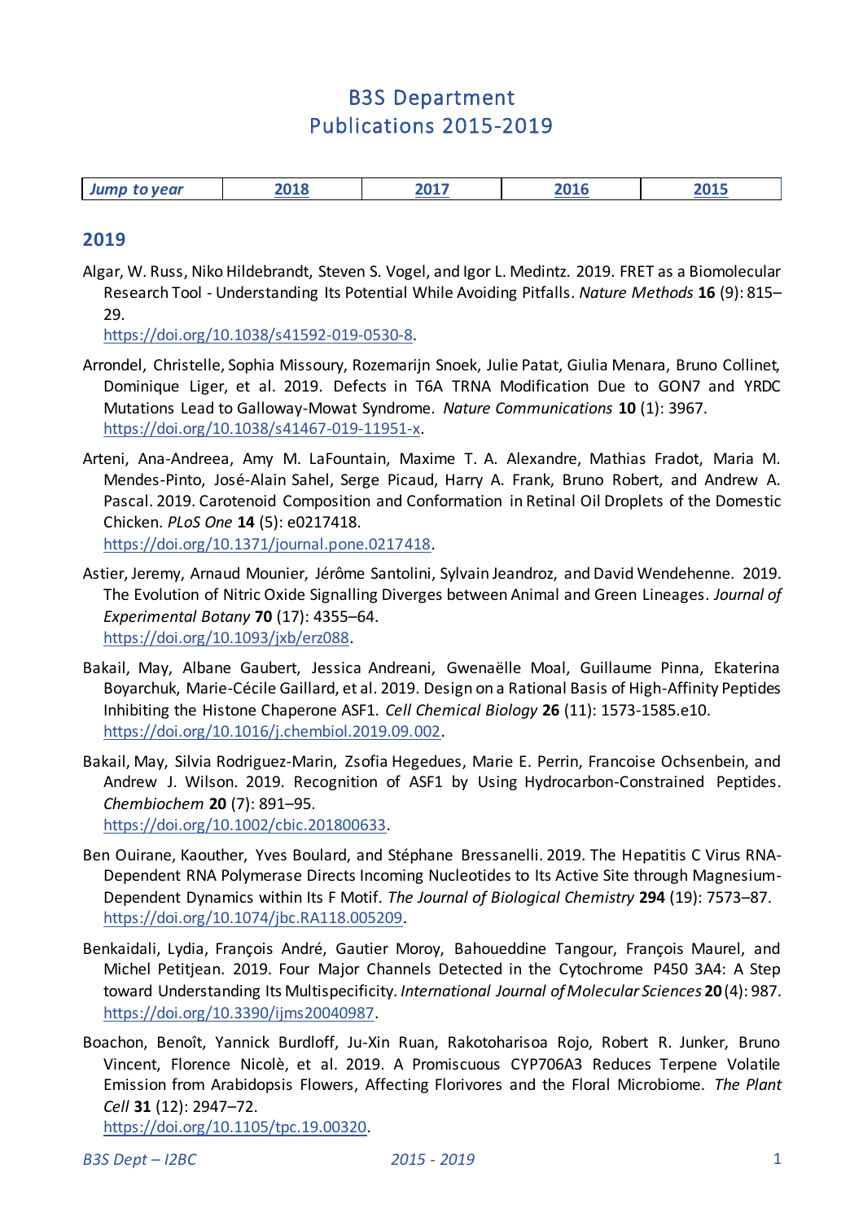# B3S Department
# Publications 2015-2019

| *Jump to year* | 2018 | 2017 | 2016 | 2015 |
|---|---|---|---|---|

## 2019

Algar, W. Russ, Niko Hildebrandt, Steven S. Vogel, and Igor L. Medintz. 2019. FRET as a Biomolecular Research Tool - Understanding Its Potential While Avoiding Pitfalls. *Nature Methods* **16** (9): 815–29.
https://doi.org/10.1038/s41592-019-0530-8.

Arrondel, Christelle, Sophia Missoury, Rozemarijn Snoek, Julie Patat, Giulia Menara, Bruno Collinet, Dominique Liger, et al. 2019. Defects in T6A TRNA Modification Due to GON7 and YRDC Mutations Lead to Galloway-Mowat Syndrome. *Nature Communications* **10** (1): 3967.
https://doi.org/10.1038/s41467-019-11951-x.

Arteni, Ana-Andreea, Amy M. LaFountain, Maxime T. A. Alexandre, Mathias Fradot, Maria M. Mendes-Pinto, José-Alain Sahel, Serge Picaud, Harry A. Frank, Bruno Robert, and Andrew A. Pascal. 2019. Carotenoid Composition and Conformation in Retinal Oil Droplets of the Domestic Chicken. *PLoS One* **14** (5): e0217418.
https://doi.org/10.1371/journal.pone.0217418.

Astier, Jeremy, Arnaud Mounier, Jérôme Santolini, Sylvain Jeandroz, and David Wendehenne. 2019. The Evolution of Nitric Oxide Signalling Diverges between Animal and Green Lineages. *Journal of Experimental Botany* **70** (17): 4355–64.
https://doi.org/10.1093/jxb/erz088.

Bakail, May, Albane Gaubert, Jessica Andreani, Gwenaëlle Moal, Guillaume Pinna, Ekaterina Boyarchuk, Marie-Cécile Gaillard, et al. 2019. Design on a Rational Basis of High-Affinity Peptides Inhibiting the Histone Chaperone ASF1. *Cell Chemical Biology* **26** (11): 1573-1585.e10.
https://doi.org/10.1016/j.chembiol.2019.09.002.

Bakail, May, Silvia Rodriguez-Marin, Zsofia Hegedues, Marie E. Perrin, Francoise Ochsenbein, and Andrew J. Wilson. 2019. Recognition of ASF1 by Using Hydrocarbon-Constrained Peptides. *Chembiochem* **20** (7): 891–95.
https://doi.org/10.1002/cbic.201800633.

Ben Ouirane, Kaouther, Yves Boulard, and Stéphane Bressanelli. 2019. The Hepatitis C Virus RNA-Dependent RNA Polymerase Directs Incoming Nucleotides to Its Active Site through Magnesium-Dependent Dynamics within Its F Motif. *The Journal of Biological Chemistry* **294** (19): 7573–87.
https://doi.org/10.1074/jbc.RA118.005209.

Benkaidali, Lydia, François André, Gautier Moroy, Bahoueddine Tangour, François Maurel, and Michel Petitjean. 2019. Four Major Channels Detected in the Cytochrome P450 3A4: A Step toward Understanding Its Multispecificity. *International Journal of Molecular Sciences* **20** (4): 987.
https://doi.org/10.3390/ijms20040987.

Boachon, Benoît, Yannick Burdloff, Ju-Xin Ruan, Rakotoharisoa Rojo, Robert R. Junker, Bruno Vincent, Florence Nicolè, et al. 2019. A Promiscuous CYP706A3 Reduces Terpene Volatile Emission from Arabidopsis Flowers, Affecting Florivores and the Floral Microbiome. *The Plant Cell* **31** (12): 2947–72.
https://doi.org/10.1105/tpc.19.00320.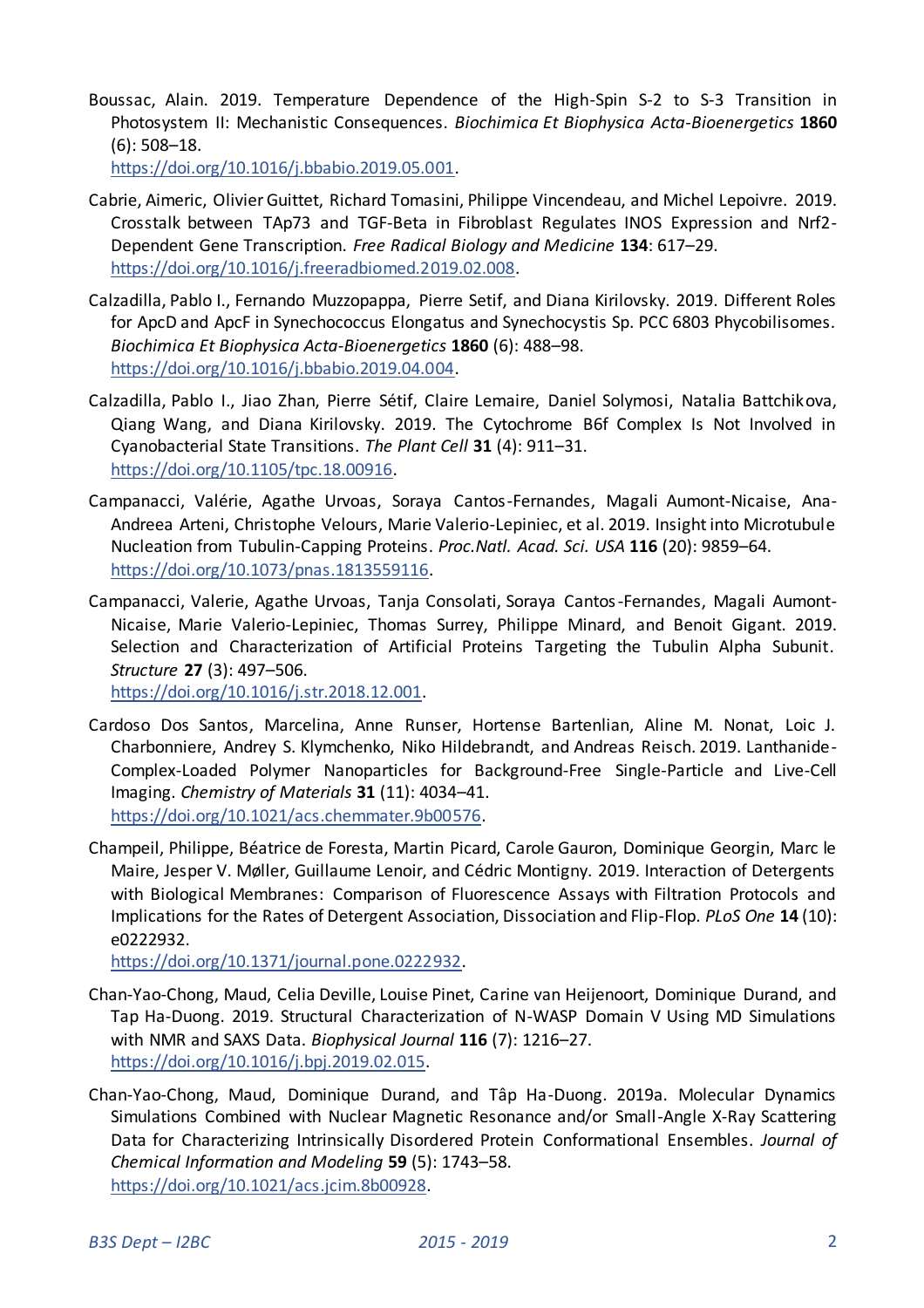Boussac, Alain. 2019. Temperature Dependence of the High-Spin S-2 to S-3 Transition in Photosystem II: Mechanistic Consequences. *Biochimica Et Biophysica Acta-Bioenergetics* **1860** (6): 508–18.
https://doi.org/10.1016/j.bbabio.2019.05.001.

Cabrie, Aimeric, Olivier Guittet, Richard Tomasini, Philippe Vincendeau, and Michel Lepoivre. 2019. Crosstalk between TAp73 and TGF-Beta in Fibroblast Regulates INOS Expression and Nrf2-Dependent Gene Transcription. *Free Radical Biology and Medicine* **134**: 617–29.
https://doi.org/10.1016/j.freeradbiomed.2019.02.008.

Calzadilla, Pablo I., Fernando Muzzopappa, Pierre Setif, and Diana Kirilovsky. 2019. Different Roles for ApcD and ApcF in Synechococcus Elongatus and Synechocystis Sp. PCC 6803 Phycobilisomes. *Biochimica Et Biophysica Acta-Bioenergetics* **1860** (6): 488–98.
https://doi.org/10.1016/j.bbabio.2019.04.004.

Calzadilla, Pablo I., Jiao Zhan, Pierre Sétif, Claire Lemaire, Daniel Solymosi, Natalia Battchikova, Qiang Wang, and Diana Kirilovsky. 2019. The Cytochrome B6f Complex Is Not Involved in Cyanobacterial State Transitions. *The Plant Cell* **31** (4): 911–31.
https://doi.org/10.1105/tpc.18.00916.

Campanacci, Valérie, Agathe Urvoas, Soraya Cantos-Fernandes, Magali Aumont-Nicaise, Ana-Andreea Arteni, Christophe Velours, Marie Valerio-Lepiniec, et al. 2019. Insight into Microtubule Nucleation from Tubulin-Capping Proteins. *Proc.Natl. Acad. Sci. USA* **116** (20): 9859–64.
https://doi.org/10.1073/pnas.1813559116.

Campanacci, Valerie, Agathe Urvoas, Tanja Consolati, Soraya Cantos-Fernandes, Magali Aumont-Nicaise, Marie Valerio-Lepiniec, Thomas Surrey, Philippe Minard, and Benoit Gigant. 2019. Selection and Characterization of Artificial Proteins Targeting the Tubulin Alpha Subunit. *Structure* **27** (3): 497–506.
https://doi.org/10.1016/j.str.2018.12.001.

Cardoso Dos Santos, Marcelina, Anne Runser, Hortense Bartenlian, Aline M. Nonat, Loic J. Charbonniere, Andrey S. Klymchenko, Niko Hildebrandt, and Andreas Reisch. 2019. Lanthanide-Complex-Loaded Polymer Nanoparticles for Background-Free Single-Particle and Live-Cell Imaging. *Chemistry of Materials* **31** (11): 4034–41.
https://doi.org/10.1021/acs.chemmater.9b00576.

Champeil, Philippe, Béatrice de Foresta, Martin Picard, Carole Gauron, Dominique Georgin, Marc le Maire, Jesper V. Møller, Guillaume Lenoir, and Cédric Montigny. 2019. Interaction of Detergents with Biological Membranes: Comparison of Fluorescence Assays with Filtration Protocols and Implications for the Rates of Detergent Association, Dissociation and Flip-Flop. *PLoS One* **14** (10): e0222932.
https://doi.org/10.1371/journal.pone.0222932.

Chan-Yao-Chong, Maud, Celia Deville, Louise Pinet, Carine van Heijenoort, Dominique Durand, and Tap Ha-Duong. 2019. Structural Characterization of N-WASP Domain V Using MD Simulations with NMR and SAXS Data. *Biophysical Journal* **116** (7): 1216–27.
https://doi.org/10.1016/j.bpj.2019.02.015.

Chan-Yao-Chong, Maud, Dominique Durand, and Tâp Ha-Duong. 2019a. Molecular Dynamics Simulations Combined with Nuclear Magnetic Resonance and/or Small-Angle X-Ray Scattering Data for Characterizing Intrinsically Disordered Protein Conformational Ensembles. *Journal of Chemical Information and Modeling* **59** (5): 1743–58.
https://doi.org/10.1021/acs.jcim.8b00928.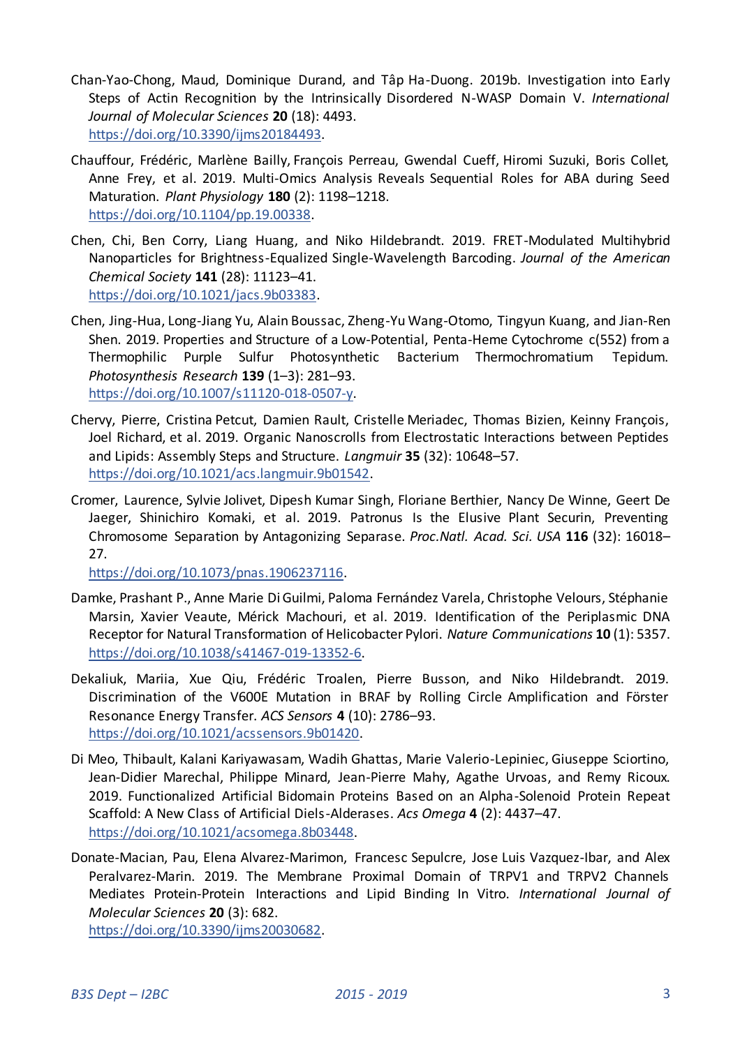Chan-Yao-Chong, Maud, Dominique Durand, and Tâp Ha-Duong. 2019b. Investigation into Early Steps of Actin Recognition by the Intrinsically Disordered N-WASP Domain V. *International Journal of Molecular Sciences* **20** (18): 4493. https://doi.org/10.3390/ijms20184493.

Chauffour, Frédéric, Marlène Bailly, François Perreau, Gwendal Cueff, Hiromi Suzuki, Boris Collet, Anne Frey, et al. 2019. Multi-Omics Analysis Reveals Sequential Roles for ABA during Seed Maturation. *Plant Physiology* **180** (2): 1198–1218. https://doi.org/10.1104/pp.19.00338.

Chen, Chi, Ben Corry, Liang Huang, and Niko Hildebrandt. 2019. FRET-Modulated Multihybrid Nanoparticles for Brightness-Equalized Single-Wavelength Barcoding. *Journal of the American Chemical Society* **141** (28): 11123–41. https://doi.org/10.1021/jacs.9b03383.

Chen, Jing-Hua, Long-Jiang Yu, Alain Boussac, Zheng-Yu Wang-Otomo, Tingyun Kuang, and Jian-Ren Shen. 2019. Properties and Structure of a Low-Potential, Penta-Heme Cytochrome c(552) from a Thermophilic Purple Sulfur Photosynthetic Bacterium Thermochromatium Tepidum. *Photosynthesis Research* **139** (1–3): 281–93. https://doi.org/10.1007/s11120-018-0507-y.

Chervy, Pierre, Cristina Petcut, Damien Rault, Cristelle Meriadec, Thomas Bizien, Keinny François, Joel Richard, et al. 2019. Organic Nanoscrolls from Electrostatic Interactions between Peptides and Lipids: Assembly Steps and Structure. *Langmuir* **35** (32): 10648–57. https://doi.org/10.1021/acs.langmuir.9b01542.

Cromer, Laurence, Sylvie Jolivet, Dipesh Kumar Singh, Floriane Berthier, Nancy De Winne, Geert De Jaeger, Shinichiro Komaki, et al. 2019. Patronus Is the Elusive Plant Securin, Preventing Chromosome Separation by Antagonizing Separase. *Proc.Natl. Acad. Sci. USA* **116** (32): 16018–27. https://doi.org/10.1073/pnas.1906237116.

Damke, Prashant P., Anne Marie Di Guilmi, Paloma Fernández Varela, Christophe Velours, Stéphanie Marsin, Xavier Veaute, Mérick Machouri, et al. 2019. Identification of the Periplasmic DNA Receptor for Natural Transformation of Helicobacter Pylori. *Nature Communications* **10** (1): 5357. https://doi.org/10.1038/s41467-019-13352-6.

Dekaliuk, Mariia, Xue Qiu, Frédéric Troalen, Pierre Busson, and Niko Hildebrandt. 2019. Discrimination of the V600E Mutation in BRAF by Rolling Circle Amplification and Förster Resonance Energy Transfer. *ACS Sensors* **4** (10): 2786–93. https://doi.org/10.1021/acssensors.9b01420.

Di Meo, Thibault, Kalani Kariyawasam, Wadih Ghattas, Marie Valerio-Lepiniec, Giuseppe Sciortino, Jean-Didier Marechal, Philippe Minard, Jean-Pierre Mahy, Agathe Urvoas, and Remy Ricoux. 2019. Functionalized Artificial Bidomain Proteins Based on an Alpha-Solenoid Protein Repeat Scaffold: A New Class of Artificial Diels-Alderases. *Acs Omega* **4** (2): 4437–47. https://doi.org/10.1021/acsomega.8b03448.

Donate-Macian, Pau, Elena Alvarez-Marimon, Francesc Sepulcre, Jose Luis Vazquez-Ibar, and Alex Peralvarez-Marin. 2019. The Membrane Proximal Domain of TRPV1 and TRPV2 Channels Mediates Protein-Protein Interactions and Lipid Binding In Vitro. *International Journal of Molecular Sciences* **20** (3): 682. https://doi.org/10.3390/ijms20030682.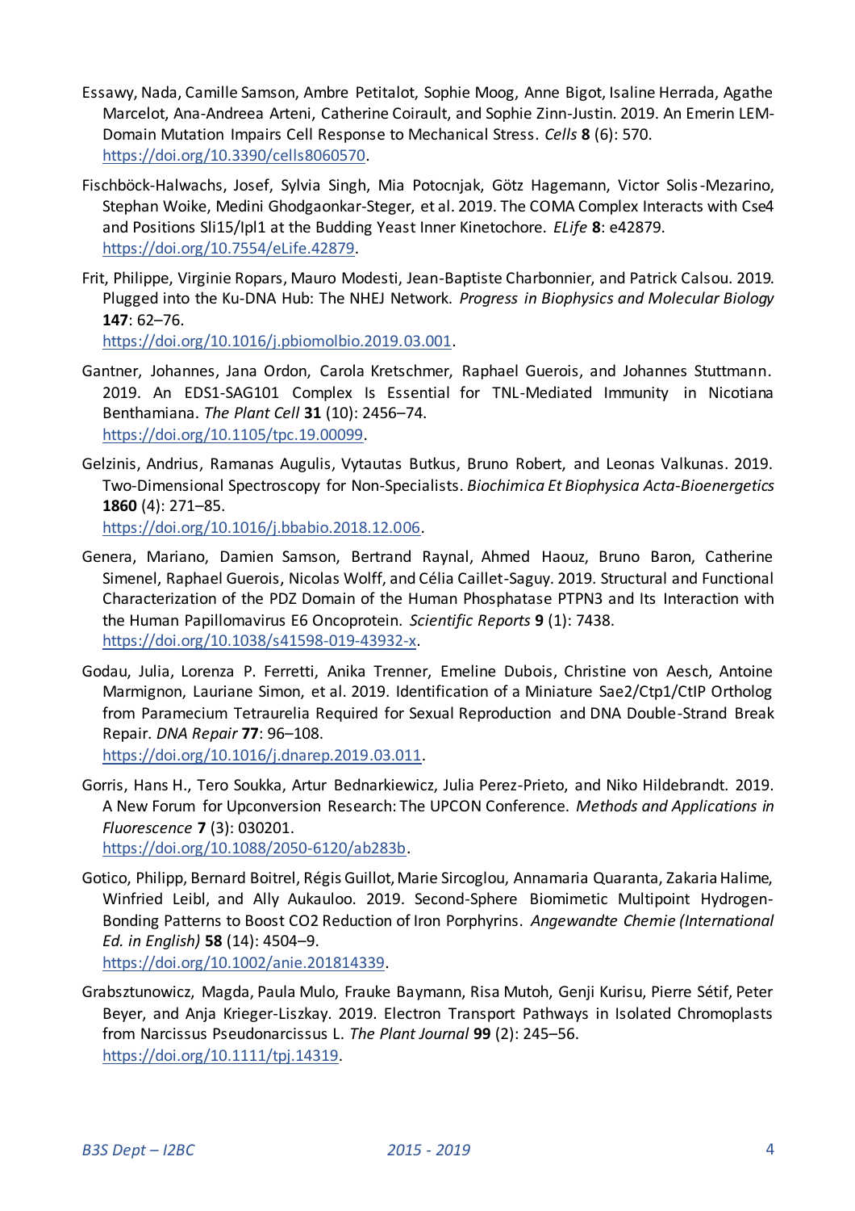Essawy, Nada, Camille Samson, Ambre Petitalot, Sophie Moog, Anne Bigot, Isaline Herrada, Agathe Marcelot, Ana-Andreea Arteni, Catherine Coirault, and Sophie Zinn-Justin. 2019. An Emerin LEM-Domain Mutation Impairs Cell Response to Mechanical Stress. *Cells* **8** (6): 570. https://doi.org/10.3390/cells8060570.

Fischböck-Halwachs, Josef, Sylvia Singh, Mia Potocnjak, Götz Hagemann, Victor Solis-Mezarino, Stephan Woike, Medini Ghodgaonkar-Steger, et al. 2019. The COMA Complex Interacts with Cse4 and Positions Sli15/Ipl1 at the Budding Yeast Inner Kinetochore. *ELife* **8**: e42879. https://doi.org/10.7554/eLife.42879.

Frit, Philippe, Virginie Ropars, Mauro Modesti, Jean-Baptiste Charbonnier, and Patrick Calsou. 2019. Plugged into the Ku-DNA Hub: The NHEJ Network. *Progress in Biophysics and Molecular Biology* **147**: 62–76. https://doi.org/10.1016/j.pbiomolbio.2019.03.001.

Gantner, Johannes, Jana Ordon, Carola Kretschmer, Raphael Guerois, and Johannes Stuttmann. 2019. An EDS1-SAG101 Complex Is Essential for TNL-Mediated Immunity in Nicotiana Benthamiana. *The Plant Cell* **31** (10): 2456–74. https://doi.org/10.1105/tpc.19.00099.

Gelzinis, Andrius, Ramanas Augulis, Vytautas Butkus, Bruno Robert, and Leonas Valkunas. 2019. Two-Dimensional Spectroscopy for Non-Specialists. *Biochimica Et Biophysica Acta-Bioenergetics* **1860** (4): 271–85. https://doi.org/10.1016/j.bbabio.2018.12.006.

Genera, Mariano, Damien Samson, Bertrand Raynal, Ahmed Haouz, Bruno Baron, Catherine Simenel, Raphael Guerois, Nicolas Wolff, and Célia Caillet-Saguy. 2019. Structural and Functional Characterization of the PDZ Domain of the Human Phosphatase PTPN3 and Its Interaction with the Human Papillomavirus E6 Oncoprotein. *Scientific Reports* **9** (1): 7438. https://doi.org/10.1038/s41598-019-43932-x.

Godau, Julia, Lorenza P. Ferretti, Anika Trenner, Emeline Dubois, Christine von Aesch, Antoine Marmignon, Lauriane Simon, et al. 2019. Identification of a Miniature Sae2/Ctp1/CtIP Ortholog from Paramecium Tetraurelia Required for Sexual Reproduction and DNA Double-Strand Break Repair. *DNA Repair* **77**: 96–108. https://doi.org/10.1016/j.dnarep.2019.03.011.

Gorris, Hans H., Tero Soukka, Artur Bednarkiewicz, Julia Perez-Prieto, and Niko Hildebrandt. 2019. A New Forum for Upconversion Research: The UPCON Conference. *Methods and Applications in Fluorescence* **7** (3): 030201. https://doi.org/10.1088/2050-6120/ab283b.

Gotico, Philipp, Bernard Boitrel, Régis Guillot, Marie Sircoglou, Annamaria Quaranta, Zakaria Halime, Winfried Leibl, and Ally Aukauloo. 2019. Second-Sphere Biomimetic Multipoint Hydrogen-Bonding Patterns to Boost CO2 Reduction of Iron Porphyrins. *Angewandte Chemie (International Ed. in English)* **58** (14): 4504–9. https://doi.org/10.1002/anie.201814339.

Grabsztunowicz, Magda, Paula Mulo, Frauke Baymann, Risa Mutoh, Genji Kurisu, Pierre Sétif, Peter Beyer, and Anja Krieger-Liszkay. 2019. Electron Transport Pathways in Isolated Chromoplasts from Narcissus Pseudonarcissus L. *The Plant Journal* **99** (2): 245–56. https://doi.org/10.1111/tpj.14319.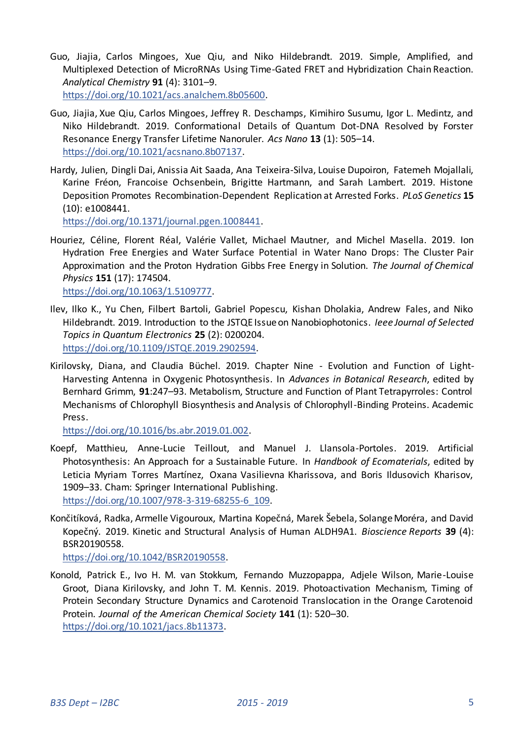Guo, Jiajia, Carlos Mingoes, Xue Qiu, and Niko Hildebrandt. 2019. Simple, Amplified, and Multiplexed Detection of MicroRNAs Using Time-Gated FRET and Hybridization Chain Reaction. *Analytical Chemistry* **91** (4): 3101–9. https://doi.org/10.1021/acs.analchem.8b05600.

Guo, Jiajia, Xue Qiu, Carlos Mingoes, Jeffrey R. Deschamps, Kimihiro Susumu, Igor L. Medintz, and Niko Hildebrandt. 2019. Conformational Details of Quantum Dot-DNA Resolved by Forster Resonance Energy Transfer Lifetime Nanoruler. *Acs Nano* **13** (1): 505–14. https://doi.org/10.1021/acsnano.8b07137.

Hardy, Julien, Dingli Dai, Anissia Ait Saada, Ana Teixeira-Silva, Louise Dupoiron, Fatemeh Mojallali, Karine Fréon, Francoise Ochsenbein, Brigitte Hartmann, and Sarah Lambert. 2019. Histone Deposition Promotes Recombination-Dependent Replication at Arrested Forks. *PLoS Genetics* **15** (10): e1008441. https://doi.org/10.1371/journal.pgen.1008441.

Houriez, Céline, Florent Réal, Valérie Vallet, Michael Mautner, and Michel Masella. 2019. Ion Hydration Free Energies and Water Surface Potential in Water Nano Drops: The Cluster Pair Approximation and the Proton Hydration Gibbs Free Energy in Solution. *The Journal of Chemical Physics* **151** (17): 174504. https://doi.org/10.1063/1.5109777.

Ilev, Ilko K., Yu Chen, Filbert Bartoli, Gabriel Popescu, Kishan Dholakia, Andrew Fales, and Niko Hildebrandt. 2019. Introduction to the JSTQE Issue on Nanobiophotonics. *Ieee Journal of Selected Topics in Quantum Electronics* **25** (2): 0200204. https://doi.org/10.1109/JSTQE.2019.2902594.

Kirilovsky, Diana, and Claudia Büchel. 2019. Chapter Nine - Evolution and Function of Light-Harvesting Antenna in Oxygenic Photosynthesis. In *Advances in Botanical Research*, edited by Bernhard Grimm, **91**:247–93. Metabolism, Structure and Function of Plant Tetrapyrroles: Control Mechanisms of Chlorophyll Biosynthesis and Analysis of Chlorophyll-Binding Proteins. Academic Press. https://doi.org/10.1016/bs.abr.2019.01.002.

Koepf, Matthieu, Anne-Lucie Teillout, and Manuel J. Llansola-Portoles. 2019. Artificial Photosynthesis: An Approach for a Sustainable Future. In *Handbook of Ecomaterials*, edited by Leticia Myriam Torres Martínez, Oxana Vasilievna Kharissova, and Boris Ildusovich Kharisov, 1909–33. Cham: Springer International Publishing. https://doi.org/10.1007/978-3-319-68255-6_109.

Končitíková, Radka, Armelle Vigouroux, Martina Kopečná, Marek Šebela, Solange Moréra, and David Kopečný. 2019. Kinetic and Structural Analysis of Human ALDH9A1. *Bioscience Reports* **39** (4): BSR20190558. https://doi.org/10.1042/BSR20190558.

Konold, Patrick E., Ivo H. M. van Stokkum, Fernando Muzzopappa, Adjele Wilson, Marie-Louise Groot, Diana Kirilovsky, and John T. M. Kennis. 2019. Photoactivation Mechanism, Timing of Protein Secondary Structure Dynamics and Carotenoid Translocation in the Orange Carotenoid Protein. *Journal of the American Chemical Society* **141** (1): 520–30. https://doi.org/10.1021/jacs.8b11373.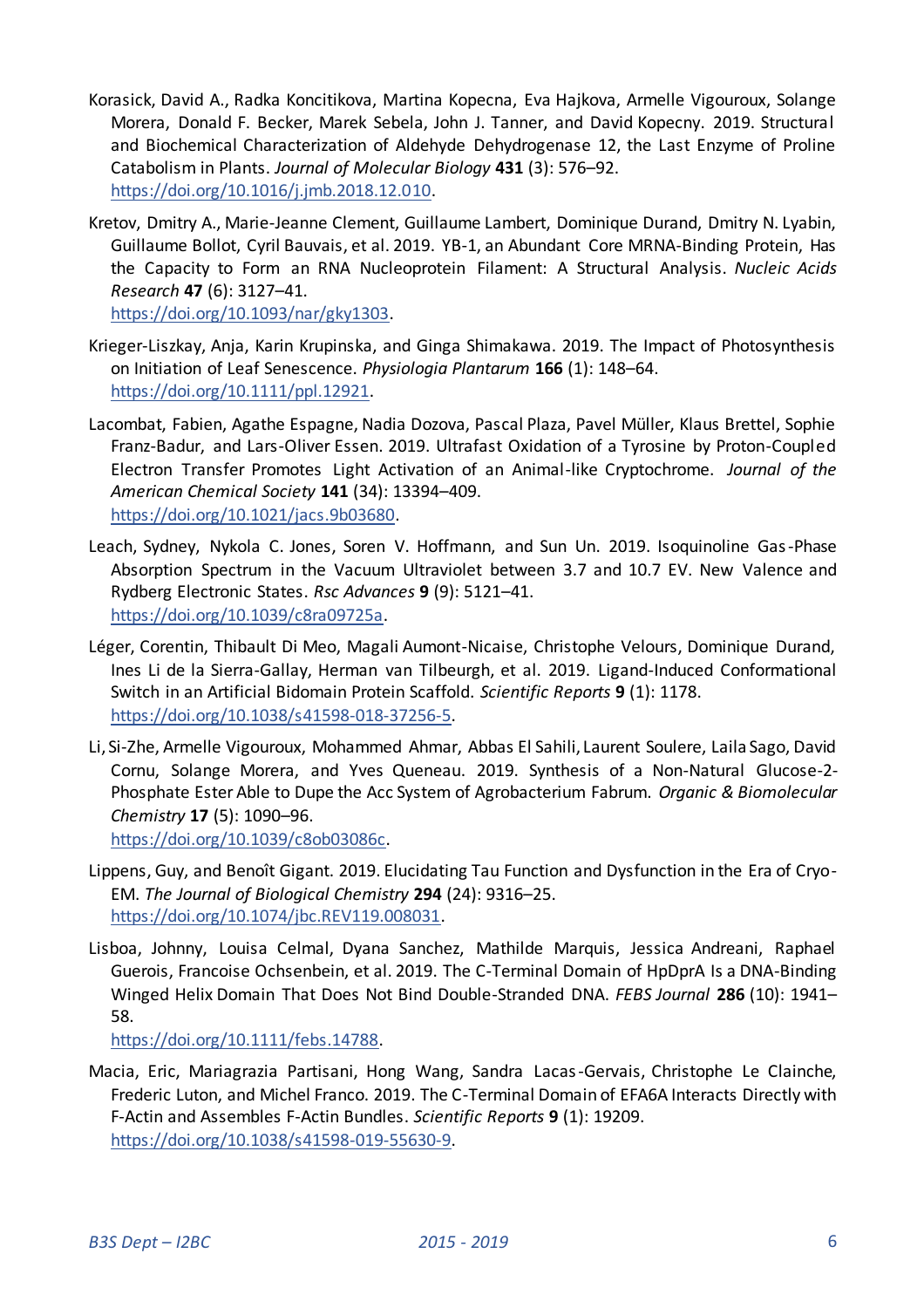Korasick, David A., Radka Koncitikova, Martina Kopecna, Eva Hajkova, Armelle Vigouroux, Solange Morera, Donald F. Becker, Marek Sebela, John J. Tanner, and David Kopecny. 2019. Structural and Biochemical Characterization of Aldehyde Dehydrogenase 12, the Last Enzyme of Proline Catabolism in Plants. *Journal of Molecular Biology* **431** (3): 576–92. https://doi.org/10.1016/j.jmb.2018.12.010.

Kretov, Dmitry A., Marie-Jeanne Clement, Guillaume Lambert, Dominique Durand, Dmitry N. Lyabin, Guillaume Bollot, Cyril Bauvais, et al. 2019. YB-1, an Abundant Core MRNA-Binding Protein, Has the Capacity to Form an RNA Nucleoprotein Filament: A Structural Analysis. *Nucleic Acids Research* **47** (6): 3127–41. https://doi.org/10.1093/nar/gky1303.

Krieger-Liszkay, Anja, Karin Krupinska, and Ginga Shimakawa. 2019. The Impact of Photosynthesis on Initiation of Leaf Senescence. *Physiologia Plantarum* **166** (1): 148–64. https://doi.org/10.1111/ppl.12921.

Lacombat, Fabien, Agathe Espagne, Nadia Dozova, Pascal Plaza, Pavel Müller, Klaus Brettel, Sophie Franz-Badur, and Lars-Oliver Essen. 2019. Ultrafast Oxidation of a Tyrosine by Proton-Coupled Electron Transfer Promotes Light Activation of an Animal-like Cryptochrome. *Journal of the American Chemical Society* **141** (34): 13394–409. https://doi.org/10.1021/jacs.9b03680.

Leach, Sydney, Nykola C. Jones, Soren V. Hoffmann, and Sun Un. 2019. Isoquinoline Gas-Phase Absorption Spectrum in the Vacuum Ultraviolet between 3.7 and 10.7 EV. New Valence and Rydberg Electronic States. *Rsc Advances* **9** (9): 5121–41. https://doi.org/10.1039/c8ra09725a.

Léger, Corentin, Thibault Di Meo, Magali Aumont-Nicaise, Christophe Velours, Dominique Durand, Ines Li de la Sierra-Gallay, Herman van Tilbeurgh, et al. 2019. Ligand-Induced Conformational Switch in an Artificial Bidomain Protein Scaffold. *Scientific Reports* **9** (1): 1178. https://doi.org/10.1038/s41598-018-37256-5.

Li, Si-Zhe, Armelle Vigouroux, Mohammed Ahmar, Abbas El Sahili, Laurent Soulere, Laila Sago, David Cornu, Solange Morera, and Yves Queneau. 2019. Synthesis of a Non-Natural Glucose-2-Phosphate Ester Able to Dupe the Acc System of Agrobacterium Fabrum. *Organic & Biomolecular Chemistry* **17** (5): 1090–96. https://doi.org/10.1039/c8ob03086c.

Lippens, Guy, and Benoît Gigant. 2019. Elucidating Tau Function and Dysfunction in the Era of Cryo-EM. *The Journal of Biological Chemistry* **294** (24): 9316–25. https://doi.org/10.1074/jbc.REV119.008031.

Lisboa, Johnny, Louisa Celmal, Dyana Sanchez, Mathilde Marquis, Jessica Andreani, Raphael Guerois, Francoise Ochsenbein, et al. 2019. The C-Terminal Domain of HpDprA Is a DNA-Binding Winged Helix Domain That Does Not Bind Double-Stranded DNA. *FEBS Journal* **286** (10): 1941–58. https://doi.org/10.1111/febs.14788.

Macia, Eric, Mariagrazia Partisani, Hong Wang, Sandra Lacas-Gervais, Christophe Le Clainche, Frederic Luton, and Michel Franco. 2019. The C-Terminal Domain of EFA6A Interacts Directly with F-Actin and Assembles F-Actin Bundles. *Scientific Reports* **9** (1): 19209. https://doi.org/10.1038/s41598-019-55630-9.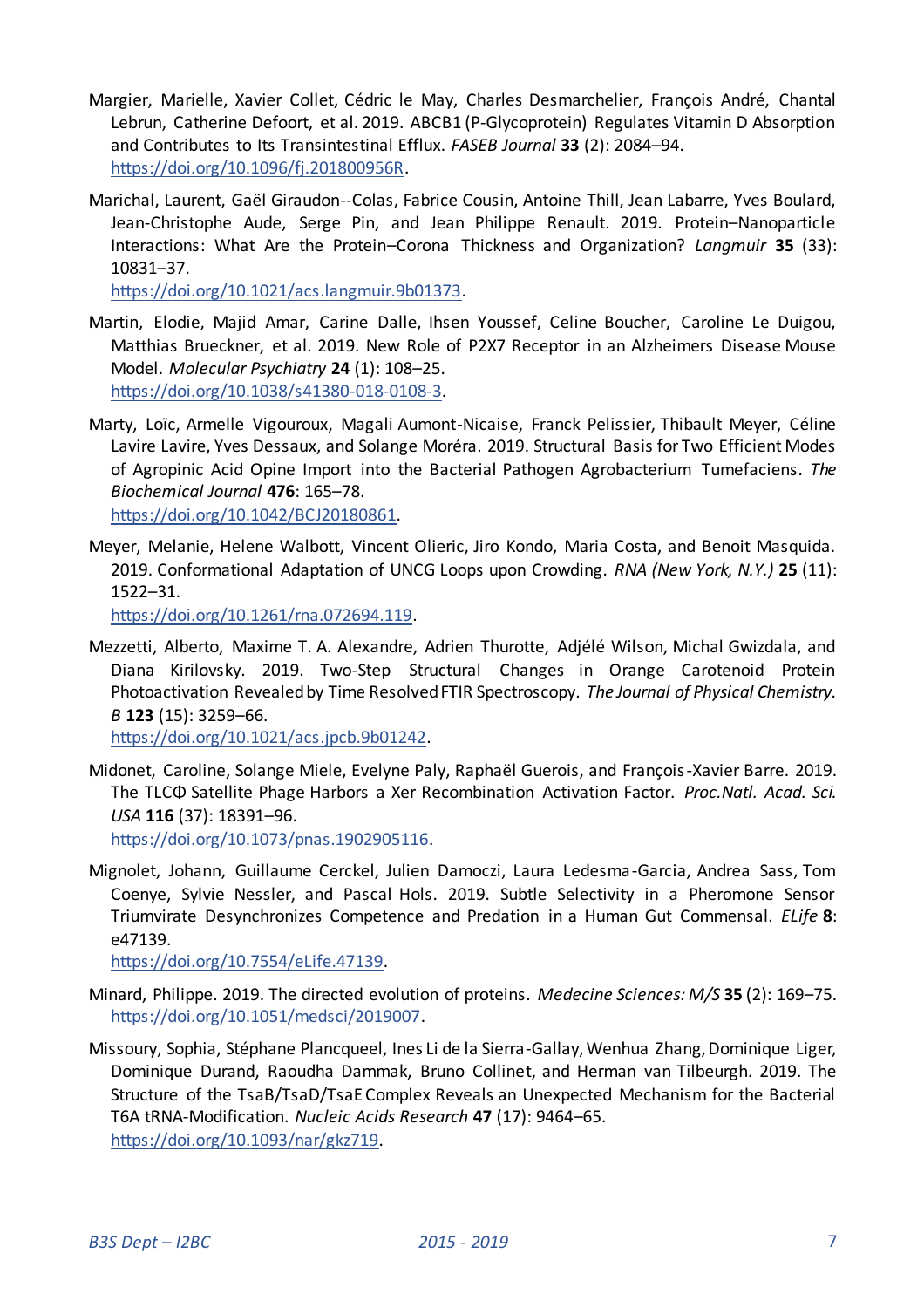Margier, Marielle, Xavier Collet, Cédric le May, Charles Desmarchelier, François André, Chantal Lebrun, Catherine Defoort, et al. 2019. ABCB1 (P-Glycoprotein) Regulates Vitamin D Absorption and Contributes to Its Transintestinal Efflux. *FASEB Journal* **33** (2): 2084–94. https://doi.org/10.1096/fj.201800956R.

Marichal, Laurent, Gaël Giraudon--Colas, Fabrice Cousin, Antoine Thill, Jean Labarre, Yves Boulard, Jean-Christophe Aude, Serge Pin, and Jean Philippe Renault. 2019. Protein–Nanoparticle Interactions: What Are the Protein–Corona Thickness and Organization? *Langmuir* **35** (33): 10831–37. https://doi.org/10.1021/acs.langmuir.9b01373.

Martin, Elodie, Majid Amar, Carine Dalle, Ihsen Youssef, Celine Boucher, Caroline Le Duigou, Matthias Brueckner, et al. 2019. New Role of P2X7 Receptor in an Alzheimers Disease Mouse Model. *Molecular Psychiatry* **24** (1): 108–25. https://doi.org/10.1038/s41380-018-0108-3.

Marty, Loïc, Armelle Vigouroux, Magali Aumont-Nicaise, Franck Pelissier, Thibault Meyer, Céline Lavire Lavire, Yves Dessaux, and Solange Moréra. 2019. Structural Basis for Two Efficient Modes of Agropinic Acid Opine Import into the Bacterial Pathogen Agrobacterium Tumefaciens. *The Biochemical Journal* **476**: 165–78. https://doi.org/10.1042/BCJ20180861.

Meyer, Melanie, Helene Walbott, Vincent Olieric, Jiro Kondo, Maria Costa, and Benoit Masquida. 2019. Conformational Adaptation of UNCG Loops upon Crowding. *RNA (New York, N.Y.)* **25** (11): 1522–31. https://doi.org/10.1261/rna.072694.119.

Mezzetti, Alberto, Maxime T. A. Alexandre, Adrien Thurotte, Adjélé Wilson, Michal Gwizdala, and Diana Kirilovsky. 2019. Two-Step Structural Changes in Orange Carotenoid Protein Photoactivation Revealed by Time Resolved FTIR Spectroscopy. *The Journal of Physical Chemistry. B* **123** (15): 3259–66. https://doi.org/10.1021/acs.jpcb.9b01242.

Midonet, Caroline, Solange Miele, Evelyne Paly, Raphaël Guerois, and François-Xavier Barre. 2019. The TLCΦ Satellite Phage Harbors a Xer Recombination Activation Factor. *Proc.Natl. Acad. Sci. USA* **116** (37): 18391–96. https://doi.org/10.1073/pnas.1902905116.

Mignolet, Johann, Guillaume Cerckel, Julien Damoczi, Laura Ledesma-Garcia, Andrea Sass, Tom Coenye, Sylvie Nessler, and Pascal Hols. 2019. Subtle Selectivity in a Pheromone Sensor Triumvirate Desynchronizes Competence and Predation in a Human Gut Commensal. *ELife* **8**: e47139. https://doi.org/10.7554/eLife.47139.

Minard, Philippe. 2019. The directed evolution of proteins. *Medecine Sciences: M/S* **35** (2): 169–75. https://doi.org/10.1051/medsci/2019007.

Missoury, Sophia, Stéphane Plancqueel, Ines Li de la Sierra-Gallay, Wenhua Zhang, Dominique Liger, Dominique Durand, Raoudha Dammak, Bruno Collinet, and Herman van Tilbeurgh. 2019. The Structure of the TsaB/TsaD/TsaE Complex Reveals an Unexpected Mechanism for the Bacterial T6A tRNA-Modification. *Nucleic Acids Research* **47** (17): 9464–65. https://doi.org/10.1093/nar/gkz719.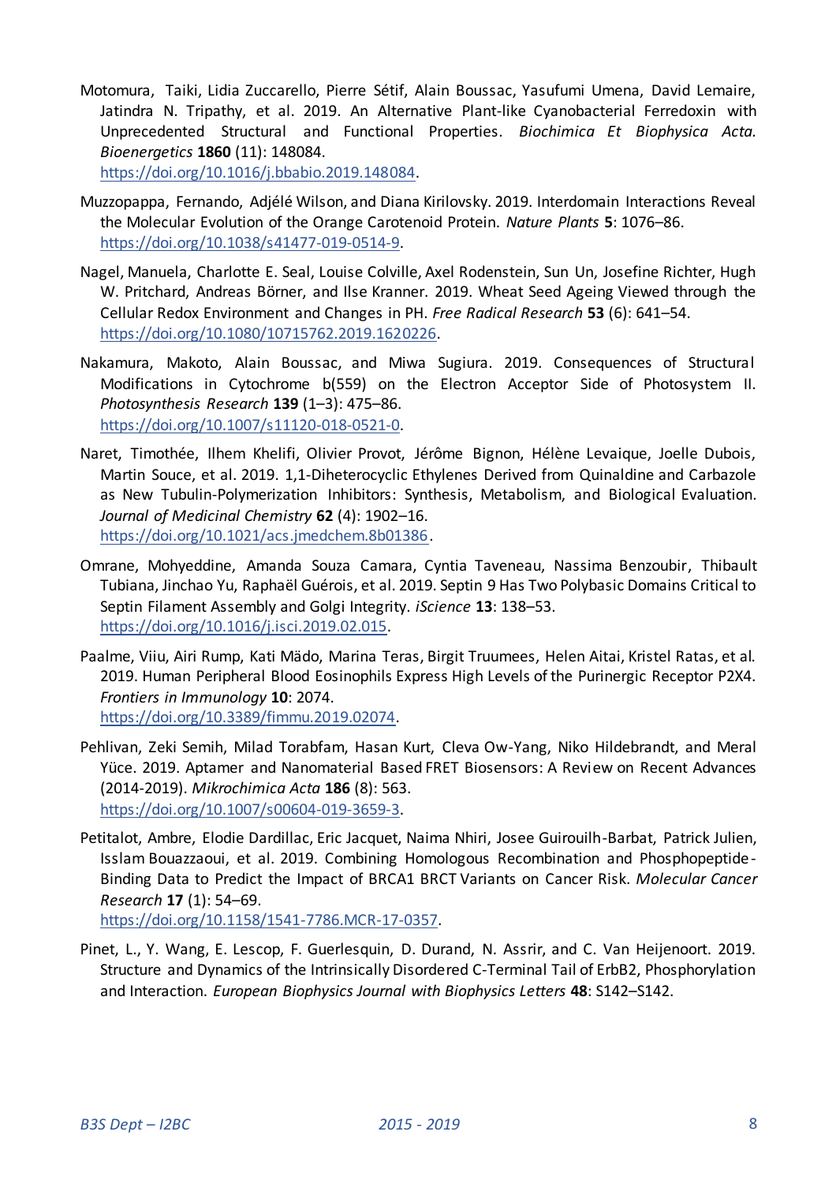Motomura, Taiki, Lidia Zuccarello, Pierre Sétif, Alain Boussac, Yasufumi Umena, David Lemaire, Jatindra N. Tripathy, et al. 2019. An Alternative Plant-like Cyanobacterial Ferredoxin with Unprecedented Structural and Functional Properties. *Biochimica Et Biophysica Acta. Bioenergetics* **1860** (11): 148084. https://doi.org/10.1016/j.bbabio.2019.148084.

Muzzopappa, Fernando, Adjélé Wilson, and Diana Kirilovsky. 2019. Interdomain Interactions Reveal the Molecular Evolution of the Orange Carotenoid Protein. *Nature Plants* **5**: 1076–86. https://doi.org/10.1038/s41477-019-0514-9.

Nagel, Manuela, Charlotte E. Seal, Louise Colville, Axel Rodenstein, Sun Un, Josefine Richter, Hugh W. Pritchard, Andreas Börner, and Ilse Kranner. 2019. Wheat Seed Ageing Viewed through the Cellular Redox Environment and Changes in PH. *Free Radical Research* **53** (6): 641–54. https://doi.org/10.1080/10715762.2019.1620226.

Nakamura, Makoto, Alain Boussac, and Miwa Sugiura. 2019. Consequences of Structural Modifications in Cytochrome b(559) on the Electron Acceptor Side of Photosystem II. *Photosynthesis Research* **139** (1–3): 475–86. https://doi.org/10.1007/s11120-018-0521-0.

Naret, Timothée, Ilhem Khelifi, Olivier Provot, Jérôme Bignon, Hélène Levaique, Joelle Dubois, Martin Souce, et al. 2019. 1,1-Diheterocyclic Ethylenes Derived from Quinaldine and Carbazole as New Tubulin-Polymerization Inhibitors: Synthesis, Metabolism, and Biological Evaluation. *Journal of Medicinal Chemistry* **62** (4): 1902–16. https://doi.org/10.1021/acs.jmedchem.8b01386.

Omrane, Mohyeddine, Amanda Souza Camara, Cyntia Taveneau, Nassima Benzoubir, Thibault Tubiana, Jinchao Yu, Raphaël Guérois, et al. 2019. Septin 9 Has Two Polybasic Domains Critical to Septin Filament Assembly and Golgi Integrity. *iScience* **13**: 138–53. https://doi.org/10.1016/j.isci.2019.02.015.

Paalme, Viiu, Airi Rump, Kati Mädo, Marina Teras, Birgit Truumees, Helen Aitai, Kristel Ratas, et al. 2019. Human Peripheral Blood Eosinophils Express High Levels of the Purinergic Receptor P2X4. *Frontiers in Immunology* **10**: 2074. https://doi.org/10.3389/fimmu.2019.02074.

Pehlivan, Zeki Semih, Milad Torabfam, Hasan Kurt, Cleva Ow-Yang, Niko Hildebrandt, and Meral Yüce. 2019. Aptamer and Nanomaterial Based FRET Biosensors: A Review on Recent Advances (2014-2019). *Mikrochimica Acta* **186** (8): 563. https://doi.org/10.1007/s00604-019-3659-3.

Petitalot, Ambre, Elodie Dardillac, Eric Jacquet, Naima Nhiri, Josee Guirouilh-Barbat, Patrick Julien, Isslam Bouazzaoui, et al. 2019. Combining Homologous Recombination and Phosphopeptide-Binding Data to Predict the Impact of BRCA1 BRCT Variants on Cancer Risk. *Molecular Cancer Research* **17** (1): 54–69. https://doi.org/10.1158/1541-7786.MCR-17-0357.

Pinet, L., Y. Wang, E. Lescop, F. Guerlesquin, D. Durand, N. Assrir, and C. Van Heijenoort. 2019. Structure and Dynamics of the Intrinsically Disordered C-Terminal Tail of ErbB2, Phosphorylation and Interaction. *European Biophysics Journal with Biophysics Letters* **48**: S142–S142.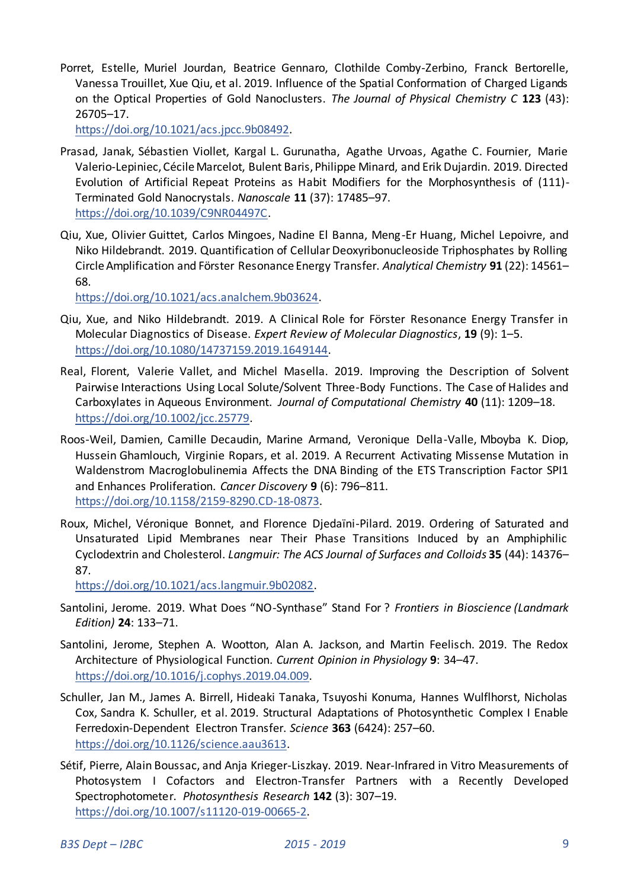Porret, Estelle, Muriel Jourdan, Beatrice Gennaro, Clothilde Comby-Zerbino, Franck Bertorelle, Vanessa Trouillet, Xue Qiu, et al. 2019. Influence of the Spatial Conformation of Charged Ligands on the Optical Properties of Gold Nanoclusters. *The Journal of Physical Chemistry C* **123** (43): 26705–17. https://doi.org/10.1021/acs.jpcc.9b08492.

Prasad, Janak, Sébastien Viollet, Kargal L. Gurunatha, Agathe Urvoas, Agathe C. Fournier, Marie Valerio-Lepiniec, Cécile Marcelot, Bulent Baris, Philippe Minard, and Erik Dujardin. 2019. Directed Evolution of Artificial Repeat Proteins as Habit Modifiers for the Morphosynthesis of (111)-Terminated Gold Nanocrystals. *Nanoscale* **11** (37): 17485–97. https://doi.org/10.1039/C9NR04497C.

Qiu, Xue, Olivier Guittet, Carlos Mingoes, Nadine El Banna, Meng-Er Huang, Michel Lepoivre, and Niko Hildebrandt. 2019. Quantification of Cellular Deoxyribonucleoside Triphosphates by Rolling Circle Amplification and Förster Resonance Energy Transfer. *Analytical Chemistry* **91** (22): 14561–68. https://doi.org/10.1021/acs.analchem.9b03624.

Qiu, Xue, and Niko Hildebrandt. 2019. A Clinical Role for Förster Resonance Energy Transfer in Molecular Diagnostics of Disease. *Expert Review of Molecular Diagnostics*, **19** (9): 1–5. https://doi.org/10.1080/14737159.2019.1649144.

Real, Florent, Valerie Vallet, and Michel Masella. 2019. Improving the Description of Solvent Pairwise Interactions Using Local Solute/Solvent Three-Body Functions. The Case of Halides and Carboxylates in Aqueous Environment. *Journal of Computational Chemistry* **40** (11): 1209–18. https://doi.org/10.1002/jcc.25779.

Roos-Weil, Damien, Camille Decaudin, Marine Armand, Veronique Della-Valle, Mboyba K. Diop, Hussein Ghamlouch, Virginie Ropars, et al. 2019. A Recurrent Activating Missense Mutation in Waldenstrom Macroglobulinemia Affects the DNA Binding of the ETS Transcription Factor SPI1 and Enhances Proliferation. *Cancer Discovery* **9** (6): 796–811. https://doi.org/10.1158/2159-8290.CD-18-0873.

Roux, Michel, Véronique Bonnet, and Florence Djedaïni-Pilard. 2019. Ordering of Saturated and Unsaturated Lipid Membranes near Their Phase Transitions Induced by an Amphiphilic Cyclodextrin and Cholesterol. *Langmuir: The ACS Journal of Surfaces and Colloids* **35** (44): 14376–87. https://doi.org/10.1021/acs.langmuir.9b02082.

Santolini, Jerome. 2019. What Does "NO-Synthase" Stand For ? *Frontiers in Bioscience (Landmark Edition)* **24**: 133–71.

Santolini, Jerome, Stephen A. Wootton, Alan A. Jackson, and Martin Feelisch. 2019. The Redox Architecture of Physiological Function. *Current Opinion in Physiology* **9**: 34–47. https://doi.org/10.1016/j.cophys.2019.04.009.

Schuller, Jan M., James A. Birrell, Hideaki Tanaka, Tsuyoshi Konuma, Hannes Wulflhorst, Nicholas Cox, Sandra K. Schuller, et al. 2019. Structural Adaptations of Photosynthetic Complex I Enable Ferredoxin-Dependent Electron Transfer. *Science* **363** (6424): 257–60. https://doi.org/10.1126/science.aau3613.

Sétif, Pierre, Alain Boussac, and Anja Krieger-Liszkay. 2019. Near-Infrared in Vitro Measurements of Photosystem I Cofactors and Electron-Transfer Partners with a Recently Developed Spectrophotometer. *Photosynthesis Research* **142** (3): 307–19. https://doi.org/10.1007/s11120-019-00665-2.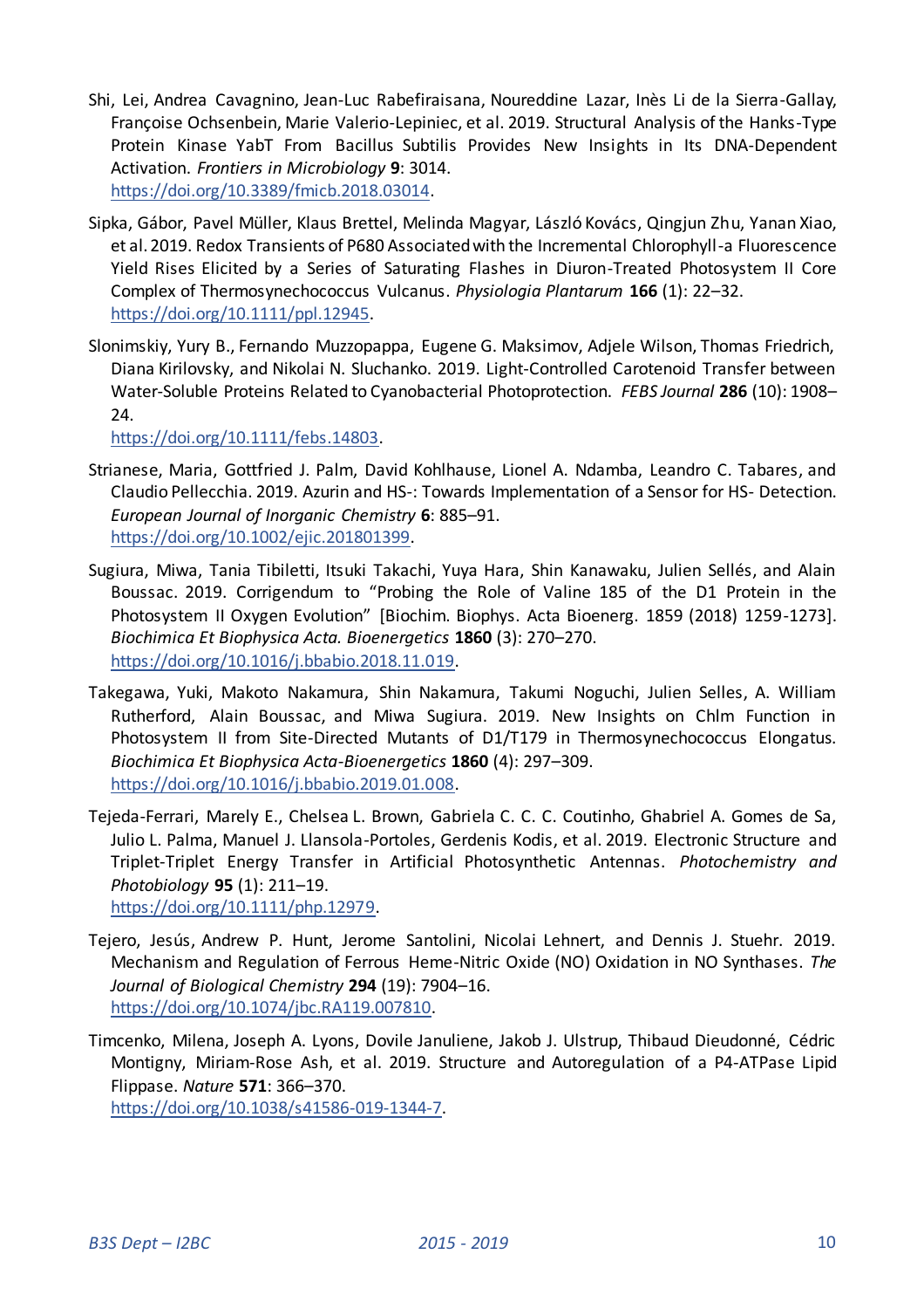Shi, Lei, Andrea Cavagnino, Jean-Luc Rabefiraisana, Noureddine Lazar, Inès Li de la Sierra-Gallay, Françoise Ochsenbein, Marie Valerio-Lepiniec, et al. 2019. Structural Analysis of the Hanks-Type Protein Kinase YabT From Bacillus Subtilis Provides New Insights in Its DNA-Dependent Activation. *Frontiers in Microbiology* **9**: 3014. https://doi.org/10.3389/fmicb.2018.03014.

Sipka, Gábor, Pavel Müller, Klaus Brettel, Melinda Magyar, László Kovács, Qingjun Zhu, Yanan Xiao, et al. 2019. Redox Transients of P680 Associated with the Incremental Chlorophyll-a Fluorescence Yield Rises Elicited by a Series of Saturating Flashes in Diuron-Treated Photosystem II Core Complex of Thermosynechococcus Vulcanus. *Physiologia Plantarum* **166** (1): 22–32. https://doi.org/10.1111/ppl.12945.

Slonimskiy, Yury B., Fernando Muzzopappa, Eugene G. Maksimov, Adjele Wilson, Thomas Friedrich, Diana Kirilovsky, and Nikolai N. Sluchanko. 2019. Light-Controlled Carotenoid Transfer between Water-Soluble Proteins Related to Cyanobacterial Photoprotection. *FEBS Journal* **286** (10): 1908–24. https://doi.org/10.1111/febs.14803.

Strianese, Maria, Gottfried J. Palm, David Kohlhause, Lionel A. Ndamba, Leandro C. Tabares, and Claudio Pellecchia. 2019. Azurin and HS-: Towards Implementation of a Sensor for HS- Detection. *European Journal of Inorganic Chemistry* **6**: 885–91. https://doi.org/10.1002/ejic.201801399.

Sugiura, Miwa, Tania Tibiletti, Itsuki Takachi, Yuya Hara, Shin Kanawaku, Julien Sellés, and Alain Boussac. 2019. Corrigendum to "Probing the Role of Valine 185 of the D1 Protein in the Photosystem II Oxygen Evolution" [Biochim. Biophys. Acta Bioenerg. 1859 (2018) 1259-1273]. *Biochimica Et Biophysica Acta. Bioenergetics* **1860** (3): 270–270. https://doi.org/10.1016/j.bbabio.2018.11.019.

Takegawa, Yuki, Makoto Nakamura, Shin Nakamura, Takumi Noguchi, Julien Selles, A. William Rutherford, Alain Boussac, and Miwa Sugiura. 2019. New Insights on Chlm Function in Photosystem II from Site-Directed Mutants of D1/T179 in Thermosynechococcus Elongatus. *Biochimica Et Biophysica Acta-Bioenergetics* **1860** (4): 297–309. https://doi.org/10.1016/j.bbabio.2019.01.008.

Tejeda-Ferrari, Marely E., Chelsea L. Brown, Gabriela C. C. C. Coutinho, Ghabriel A. Gomes de Sa, Julio L. Palma, Manuel J. Llansola-Portoles, Gerdenis Kodis, et al. 2019. Electronic Structure and Triplet-Triplet Energy Transfer in Artificial Photosynthetic Antennas. *Photochemistry and Photobiology* **95** (1): 211–19. https://doi.org/10.1111/php.12979.

Tejero, Jesús, Andrew P. Hunt, Jerome Santolini, Nicolai Lehnert, and Dennis J. Stuehr. 2019. Mechanism and Regulation of Ferrous Heme-Nitric Oxide (NO) Oxidation in NO Synthases. *The Journal of Biological Chemistry* **294** (19): 7904–16. https://doi.org/10.1074/jbc.RA119.007810.

Timcenko, Milena, Joseph A. Lyons, Dovile Januliene, Jakob J. Ulstrup, Thibaud Dieudonné, Cédric Montigny, Miriam-Rose Ash, et al. 2019. Structure and Autoregulation of a P4-ATPase Lipid Flippase. *Nature* **571**: 366–370. https://doi.org/10.1038/s41586-019-1344-7.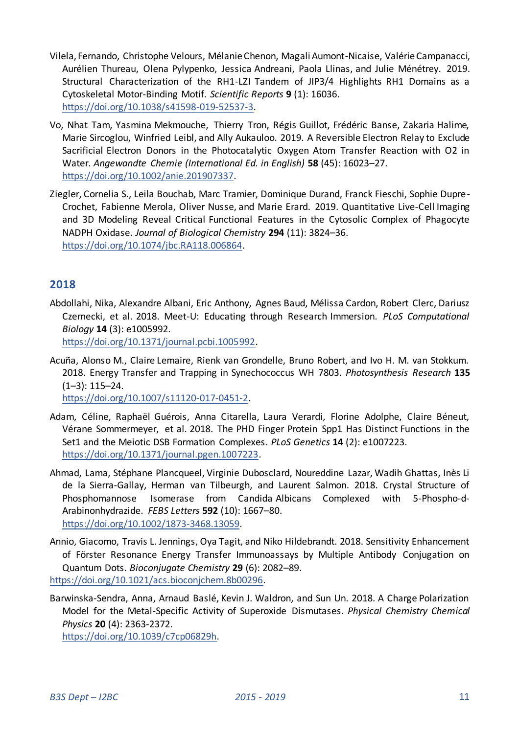Vilela, Fernando, Christophe Velours, Mélanie Chenon, Magali Aumont-Nicaise, Valérie Campanacci, Aurélien Thureau, Olena Pylypenko, Jessica Andreani, Paola Llinas, and Julie Ménétrey. 2019. Structural Characterization of the RH1-LZI Tandem of JIP3/4 Highlights RH1 Domains as a Cytoskeletal Motor-Binding Motif. *Scientific Reports* **9** (1): 16036. https://doi.org/10.1038/s41598-019-52537-3.

Vo, Nhat Tam, Yasmina Mekmouche, Thierry Tron, Régis Guillot, Frédéric Banse, Zakaria Halime, Marie Sircoglou, Winfried Leibl, and Ally Aukauloo. 2019. A Reversible Electron Relay to Exclude Sacrificial Electron Donors in the Photocatalytic Oxygen Atom Transfer Reaction with O2 in Water. *Angewandte Chemie (International Ed. in English)* **58** (45): 16023–27. https://doi.org/10.1002/anie.201907337.

Ziegler, Cornelia S., Leila Bouchab, Marc Tramier, Dominique Durand, Franck Fieschi, Sophie Dupre-Crochet, Fabienne Merola, Oliver Nusse, and Marie Erard. 2019. Quantitative Live-Cell Imaging and 3D Modeling Reveal Critical Functional Features in the Cytosolic Complex of Phagocyte NADPH Oxidase. *Journal of Biological Chemistry* **294** (11): 3824–36. https://doi.org/10.1074/jbc.RA118.006864.

## 2018

Abdollahi, Nika, Alexandre Albani, Eric Anthony, Agnes Baud, Mélissa Cardon, Robert Clerc, Dariusz Czernecki, et al. 2018. Meet-U: Educating through Research Immersion. *PLoS Computational Biology* **14** (3): e1005992. https://doi.org/10.1371/journal.pcbi.1005992.

Acuña, Alonso M., Claire Lemaire, Rienk van Grondelle, Bruno Robert, and Ivo H. M. van Stokkum. 2018. Energy Transfer and Trapping in Synechococcus WH 7803. *Photosynthesis Research* **135** (1–3): 115–24. https://doi.org/10.1007/s11120-017-0451-2.

Adam, Céline, Raphaël Guérois, Anna Citarella, Laura Verardi, Florine Adolphe, Claire Béneut, Vérane Sommermeyer, et al. 2018. The PHD Finger Protein Spp1 Has Distinct Functions in the Set1 and the Meiotic DSB Formation Complexes. *PLoS Genetics* **14** (2): e1007223. https://doi.org/10.1371/journal.pgen.1007223.

Ahmad, Lama, Stéphane Plancqueel, Virginie Dubosclard, Noureddine Lazar, Wadih Ghattas, Inès Li de la Sierra-Gallay, Herman van Tilbeurgh, and Laurent Salmon. 2018. Crystal Structure of Phosphomannose Isomerase from Candida Albicans Complexed with 5-Phospho-d-Arabinonhydrazide. *FEBS Letters* **592** (10): 1667–80. https://doi.org/10.1002/1873-3468.13059.

Annio, Giacomo, Travis L. Jennings, Oya Tagit, and Niko Hildebrandt. 2018. Sensitivity Enhancement of Förster Resonance Energy Transfer Immunoassays by Multiple Antibody Conjugation on Quantum Dots. *Bioconjugate Chemistry* **29** (6): 2082–89. https://doi.org/10.1021/acs.bioconjchem.8b00296.

Barwinska-Sendra, Anna, Arnaud Baslé, Kevin J. Waldron, and Sun Un. 2018. A Charge Polarization Model for the Metal-Specific Activity of Superoxide Dismutases. *Physical Chemistry Chemical Physics* **20** (4): 2363-2372. https://doi.org/10.1039/c7cp06829h.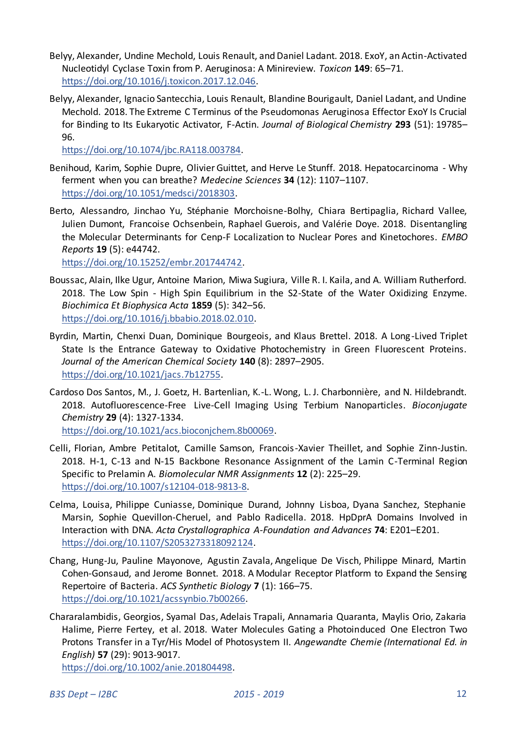Belyy, Alexander, Undine Mechold, Louis Renault, and Daniel Ladant. 2018. ExoY, an Actin-Activated Nucleotidyl Cyclase Toxin from P. Aeruginosa: A Minireview. *Toxicon* **149**: 65–71. https://doi.org/10.1016/j.toxicon.2017.12.046.

Belyy, Alexander, Ignacio Santecchia, Louis Renault, Blandine Bourigault, Daniel Ladant, and Undine Mechold. 2018. The Extreme C Terminus of the Pseudomonas Aeruginosa Effector ExoY Is Crucial for Binding to Its Eukaryotic Activator, F-Actin. *Journal of Biological Chemistry* **293** (51): 19785–96. https://doi.org/10.1074/jbc.RA118.003784.

Benihoud, Karim, Sophie Dupre, Olivier Guittet, and Herve Le Stunff. 2018. Hepatocarcinoma - Why ferment when you can breathe? *Medecine Sciences* **34** (12): 1107–1107. https://doi.org/10.1051/medsci/2018303.

Berto, Alessandro, Jinchao Yu, Stéphanie Morchoisne-Bolhy, Chiara Bertipaglia, Richard Vallee, Julien Dumont, Francoise Ochsenbein, Raphael Guerois, and Valérie Doye. 2018. Disentangling the Molecular Determinants for Cenp-F Localization to Nuclear Pores and Kinetochores. *EMBO Reports* **19** (5): e44742. https://doi.org/10.15252/embr.201744742.

Boussac, Alain, Ilke Ugur, Antoine Marion, Miwa Sugiura, Ville R. I. Kaila, and A. William Rutherford. 2018. The Low Spin - High Spin Equilibrium in the S2-State of the Water Oxidizing Enzyme. *Biochimica Et Biophysica Acta* **1859** (5): 342–56. https://doi.org/10.1016/j.bbabio.2018.02.010.

Byrdin, Martin, Chenxi Duan, Dominique Bourgeois, and Klaus Brettel. 2018. A Long-Lived Triplet State Is the Entrance Gateway to Oxidative Photochemistry in Green Fluorescent Proteins. *Journal of the American Chemical Society* **140** (8): 2897–2905. https://doi.org/10.1021/jacs.7b12755.

Cardoso Dos Santos, M., J. Goetz, H. Bartenlian, K.-L. Wong, L. J. Charbonnière, and N. Hildebrandt. 2018. Autofluorescence-Free Live-Cell Imaging Using Terbium Nanoparticles. *Bioconjugate Chemistry* **29** (4): 1327-1334. https://doi.org/10.1021/acs.bioconjchem.8b00069.

Celli, Florian, Ambre Petitalot, Camille Samson, Francois-Xavier Theillet, and Sophie Zinn-Justin. 2018. H-1, C-13 and N-15 Backbone Resonance Assignment of the Lamin C-Terminal Region Specific to Prelamin A. *Biomolecular NMR Assignments* **12** (2): 225–29. https://doi.org/10.1007/s12104-018-9813-8.

Celma, Louisa, Philippe Cuniasse, Dominique Durand, Johnny Lisboa, Dyana Sanchez, Stephanie Marsin, Sophie Quevillon-Cheruel, and Pablo Radicella. 2018. HpDprA Domains Involved in Interaction with DNA. *Acta Crystallographica A-Foundation and Advances* **74**: E201–E201. https://doi.org/10.1107/S2053273318092124.

Chang, Hung-Ju, Pauline Mayonove, Agustin Zavala, Angelique De Visch, Philippe Minard, Martin Cohen-Gonsaud, and Jerome Bonnet. 2018. A Modular Receptor Platform to Expand the Sensing Repertoire of Bacteria. *ACS Synthetic Biology* **7** (1): 166–75. https://doi.org/10.1021/acssynbio.7b00266.

Chararalambidis, Georgios, Syamal Das, Adelais Trapali, Annamaria Quaranta, Maylis Orio, Zakaria Halime, Pierre Fertey, et al. 2018. Water Molecules Gating a Photoinduced One Electron Two Protons Transfer in a Tyr/His Model of Photosystem II. *Angewandte Chemie (International Ed. in English)* **57** (29): 9013-9017. https://doi.org/10.1002/anie.201804498.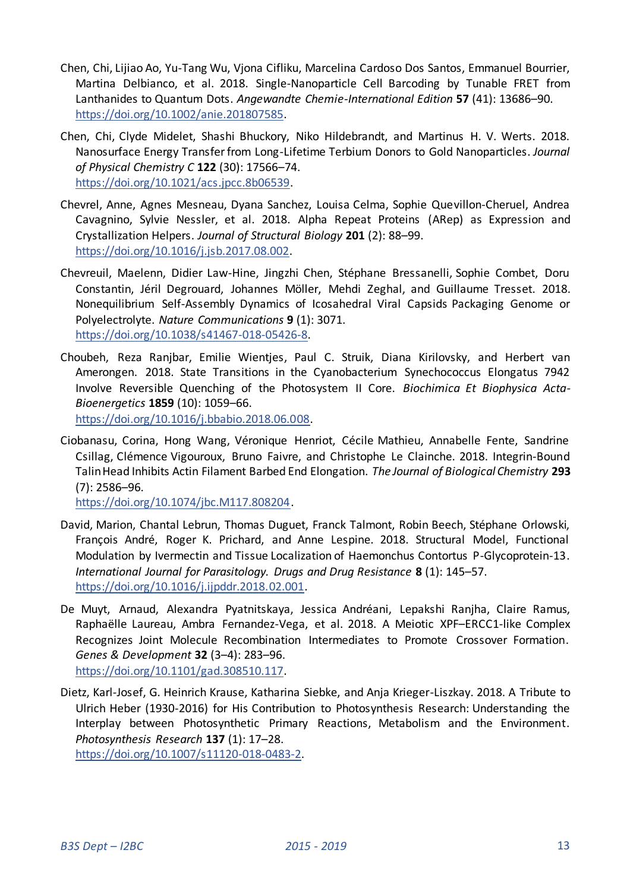Chen, Chi, Lijiao Ao, Yu-Tang Wu, Vjona Cifliku, Marcelina Cardoso Dos Santos, Emmanuel Bourrier, Martina Delbianco, et al. 2018. Single-Nanoparticle Cell Barcoding by Tunable FRET from Lanthanides to Quantum Dots. *Angewandte Chemie-International Edition* **57** (41): 13686–90. https://doi.org/10.1002/anie.201807585.

Chen, Chi, Clyde Midelet, Shashi Bhuckory, Niko Hildebrandt, and Martinus H. V. Werts. 2018. Nanosurface Energy Transfer from Long-Lifetime Terbium Donors to Gold Nanoparticles. *Journal of Physical Chemistry C* **122** (30): 17566–74. https://doi.org/10.1021/acs.jpcc.8b06539.

Chevrel, Anne, Agnes Mesneau, Dyana Sanchez, Louisa Celma, Sophie Quevillon-Cheruel, Andrea Cavagnino, Sylvie Nessler, et al. 2018. Alpha Repeat Proteins (ARep) as Expression and Crystallization Helpers. *Journal of Structural Biology* **201** (2): 88–99. https://doi.org/10.1016/j.jsb.2017.08.002.

Chevreuil, Maelenn, Didier Law-Hine, Jingzhi Chen, Stéphane Bressanelli, Sophie Combet, Doru Constantin, Jéril Degrouard, Johannes Möller, Mehdi Zeghal, and Guillaume Tresset. 2018. Nonequilibrium Self-Assembly Dynamics of Icosahedral Viral Capsids Packaging Genome or Polyelectrolyte. *Nature Communications* **9** (1): 3071. https://doi.org/10.1038/s41467-018-05426-8.

Choubeh, Reza Ranjbar, Emilie Wientjes, Paul C. Struik, Diana Kirilovsky, and Herbert van Amerongen. 2018. State Transitions in the Cyanobacterium Synechococcus Elongatus 7942 Involve Reversible Quenching of the Photosystem II Core. *Biochimica Et Biophysica Acta-Bioenergetics* **1859** (10): 1059–66. https://doi.org/10.1016/j.bbabio.2018.06.008.

Ciobanasu, Corina, Hong Wang, Véronique Henriot, Cécile Mathieu, Annabelle Fente, Sandrine Csillag, Clémence Vigouroux, Bruno Faivre, and Christophe Le Clainche. 2018. Integrin-Bound Talin Head Inhibits Actin Filament Barbed End Elongation. *The Journal of Biological Chemistry* **293** (7): 2586–96. https://doi.org/10.1074/jbc.M117.808204.

David, Marion, Chantal Lebrun, Thomas Duguet, Franck Talmont, Robin Beech, Stéphane Orlowski, François André, Roger K. Prichard, and Anne Lespine. 2018. Structural Model, Functional Modulation by Ivermectin and Tissue Localization of Haemonchus Contortus P-Glycoprotein-13. *International Journal for Parasitology. Drugs and Drug Resistance* **8** (1): 145–57. https://doi.org/10.1016/j.ijpddr.2018.02.001.

De Muyt, Arnaud, Alexandra Pyatnitskaya, Jessica Andréani, Lepakshi Ranjha, Claire Ramus, Raphaëlle Laureau, Ambra Fernandez-Vega, et al. 2018. A Meiotic XPF–ERCC1-like Complex Recognizes Joint Molecule Recombination Intermediates to Promote Crossover Formation. *Genes & Development* **32** (3–4): 283–96. https://doi.org/10.1101/gad.308510.117.

Dietz, Karl-Josef, G. Heinrich Krause, Katharina Siebke, and Anja Krieger-Liszkay. 2018. A Tribute to Ulrich Heber (1930-2016) for His Contribution to Photosynthesis Research: Understanding the Interplay between Photosynthetic Primary Reactions, Metabolism and the Environment. *Photosynthesis Research* **137** (1): 17–28. https://doi.org/10.1007/s11120-018-0483-2.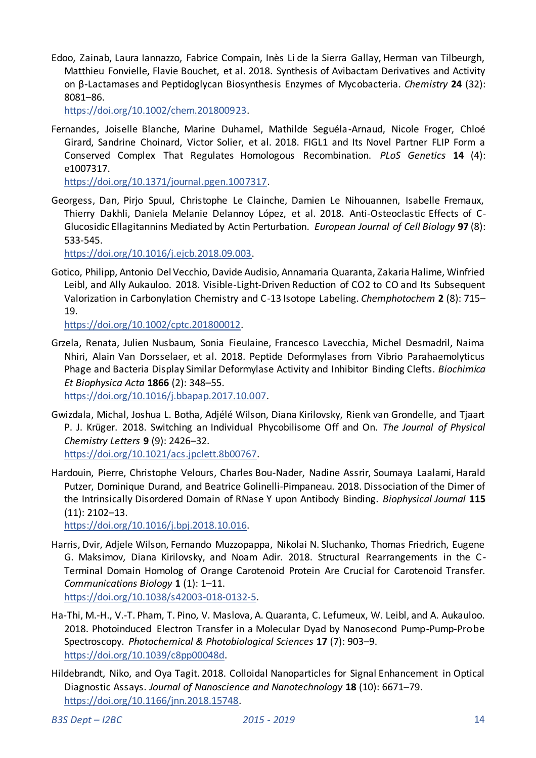Edoo, Zainab, Laura Iannazzo, Fabrice Compain, Inès Li de la Sierra Gallay, Herman van Tilbeurgh, Matthieu Fonvielle, Flavie Bouchet, et al. 2018. Synthesis of Avibactam Derivatives and Activity on β-Lactamases and Peptidoglycan Biosynthesis Enzymes of Mycobacteria. *Chemistry* **24** (32): 8081–86.
https://doi.org/10.1002/chem.201800923.

Fernandes, Joiselle Blanche, Marine Duhamel, Mathilde Seguéla-Arnaud, Nicole Froger, Chloé Girard, Sandrine Choinard, Victor Solier, et al. 2018. FIGL1 and Its Novel Partner FLIP Form a Conserved Complex That Regulates Homologous Recombination. *PLoS Genetics* **14** (4): e1007317.
https://doi.org/10.1371/journal.pgen.1007317.

Georgess, Dan, Pirjo Spuul, Christophe Le Clainche, Damien Le Nihouannen, Isabelle Fremaux, Thierry Dakhli, Daniela Melanie Delannoy López, et al. 2018. Anti-Osteoclastic Effects of C-Glucosidic Ellagitannins Mediated by Actin Perturbation. *European Journal of Cell Biology* **97** (8): 533-545.
https://doi.org/10.1016/j.ejcb.2018.09.003.

Gotico, Philipp, Antonio Del Vecchio, Davide Audisio, Annamaria Quaranta, Zakaria Halime, Winfried Leibl, and Ally Aukauloo. 2018. Visible-Light-Driven Reduction of CO2 to CO and Its Subsequent Valorization in Carbonylation Chemistry and C-13 Isotope Labeling. *Chemphotochem* **2** (8): 715–19.
https://doi.org/10.1002/cptc.201800012.

Grzela, Renata, Julien Nusbaum, Sonia Fieulaine, Francesco Lavecchia, Michel Desmadril, Naima Nhiri, Alain Van Dorsselaer, et al. 2018. Peptide Deformylases from Vibrio Parahaemolyticus Phage and Bacteria Display Similar Deformylase Activity and Inhibitor Binding Clefts. *Biochimica Et Biophysica Acta* **1866** (2): 348–55.
https://doi.org/10.1016/j.bbapap.2017.10.007.

Gwizdala, Michal, Joshua L. Botha, Adjélé Wilson, Diana Kirilovsky, Rienk van Grondelle, and Tjaart P. J. Krüger. 2018. Switching an Individual Phycobilisome Off and On. *The Journal of Physical Chemistry Letters* **9** (9): 2426–32.
https://doi.org/10.1021/acs.jpclett.8b00767.

Hardouin, Pierre, Christophe Velours, Charles Bou-Nader, Nadine Assrir, Soumaya Laalami, Harald Putzer, Dominique Durand, and Beatrice Golinelli-Pimpaneau. 2018. Dissociation of the Dimer of the Intrinsically Disordered Domain of RNase Y upon Antibody Binding. *Biophysical Journal* **115** (11): 2102–13.
https://doi.org/10.1016/j.bpj.2018.10.016.

Harris, Dvir, Adjele Wilson, Fernando Muzzopappa, Nikolai N. Sluchanko, Thomas Friedrich, Eugene G. Maksimov, Diana Kirilovsky, and Noam Adir. 2018. Structural Rearrangements in the C-Terminal Domain Homolog of Orange Carotenoid Protein Are Crucial for Carotenoid Transfer. *Communications Biology* **1** (1): 1–11.
https://doi.org/10.1038/s42003-018-0132-5.

Ha-Thi, M.-H., V.-T. Pham, T. Pino, V. Maslova, A. Quaranta, C. Lefumeux, W. Leibl, and A. Aukauloo. 2018. Photoinduced Electron Transfer in a Molecular Dyad by Nanosecond Pump-Pump-Probe Spectroscopy. *Photochemical & Photobiological Sciences* **17** (7): 903–9.
https://doi.org/10.1039/c8pp00048d.

Hildebrandt, Niko, and Oya Tagit. 2018. Colloidal Nanoparticles for Signal Enhancement in Optical Diagnostic Assays. *Journal of Nanoscience and Nanotechnology* **18** (10): 6671–79.
https://doi.org/10.1166/jnn.2018.15748.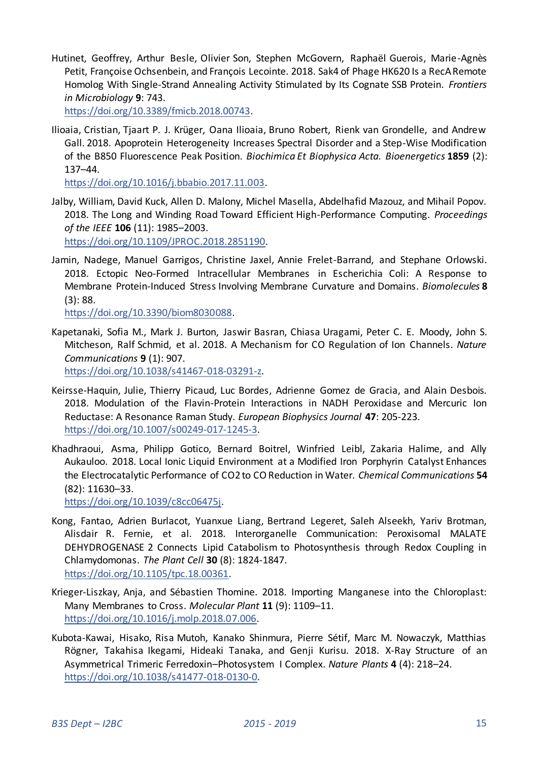Hutinet, Geoffrey, Arthur Besle, Olivier Son, Stephen McGovern, Raphaël Guerois, Marie-Agnès Petit, Françoise Ochsenbein, and François Lecointe. 2018. Sak4 of Phage HK620 Is a RecA Remote Homolog With Single-Strand Annealing Activity Stimulated by Its Cognate SSB Protein. *Frontiers in Microbiology* **9**: 743.
https://doi.org/10.3389/fmicb.2018.00743.

Ilioaia, Cristian, Tjaart P. J. Krüger, Oana Ilioaia, Bruno Robert, Rienk van Grondelle, and Andrew Gall. 2018. Apoprotein Heterogeneity Increases Spectral Disorder and a Step-Wise Modification of the B850 Fluorescence Peak Position. *Biochimica Et Biophysica Acta. Bioenergetics* **1859** (2): 137–44.
https://doi.org/10.1016/j.bbabio.2017.11.003.

Jalby, William, David Kuck, Allen D. Malony, Michel Masella, Abdelhafid Mazouz, and Mihail Popov. 2018. The Long and Winding Road Toward Efficient High-Performance Computing. *Proceedings of the IEEE* **106** (11): 1985–2003.
https://doi.org/10.1109/JPROC.2018.2851190.

Jamin, Nadege, Manuel Garrigos, Christine Jaxel, Annie Frelet-Barrand, and Stephane Orlowski. 2018. Ectopic Neo-Formed Intracellular Membranes in Escherichia Coli: A Response to Membrane Protein-Induced Stress Involving Membrane Curvature and Domains. *Biomolecules* **8** (3): 88.
https://doi.org/10.3390/biom8030088.

Kapetanaki, Sofia M., Mark J. Burton, Jaswir Basran, Chiasa Uragami, Peter C. E. Moody, John S. Mitcheson, Ralf Schmid, et al. 2018. A Mechanism for CO Regulation of Ion Channels. *Nature Communications* **9** (1): 907.
https://doi.org/10.1038/s41467-018-03291-z.

Keirsse-Haquin, Julie, Thierry Picaud, Luc Bordes, Adrienne Gomez de Gracia, and Alain Desbois. 2018. Modulation of the Flavin-Protein Interactions in NADH Peroxidase and Mercuric Ion Reductase: A Resonance Raman Study. *European Biophysics Journal* **47**: 205-223.
https://doi.org/10.1007/s00249-017-1245-3.

Khadhraoui, Asma, Philipp Gotico, Bernard Boitrel, Winfried Leibl, Zakaria Halime, and Ally Aukauloo. 2018. Local Ionic Liquid Environment at a Modified Iron Porphyrin Catalyst Enhances the Electrocatalytic Performance of $CO_2$ to CO Reduction in Water. *Chemical Communications* **54** (82): 11630–33.
https://doi.org/10.1039/c8cc06475j.

Kong, Fantao, Adrien Burlacot, Yuanxue Liang, Bertrand Legeret, Saleh Alseekh, Yariv Brotman, Alisdair R. Fernie, et al. 2018. Interorganelle Communication: Peroxisomal MALATE DEHYDROGENASE 2 Connects Lipid Catabolism to Photosynthesis through Redox Coupling in Chlamydomonas. *The Plant Cell* **30** (8): 1824-1847.
https://doi.org/10.1105/tpc.18.00361.

Krieger-Liszkay, Anja, and Sébastien Thomine. 2018. Importing Manganese into the Chloroplast: Many Membranes to Cross. *Molecular Plant* **11** (9): 1109–11.
https://doi.org/10.1016/j.molp.2018.07.006.

Kubota-Kawai, Hisako, Risa Mutoh, Kanako Shinmura, Pierre Sétif, Marc M. Nowaczyk, Matthias Rögner, Takahisa Ikegami, Hideaki Tanaka, and Genji Kurisu. 2018. X-Ray Structure of an Asymmetrical Trimeric Ferredoxin–Photosystem I Complex. *Nature Plants* **4** (4): 218–24.
https://doi.org/10.1038/s41477-018-0130-0.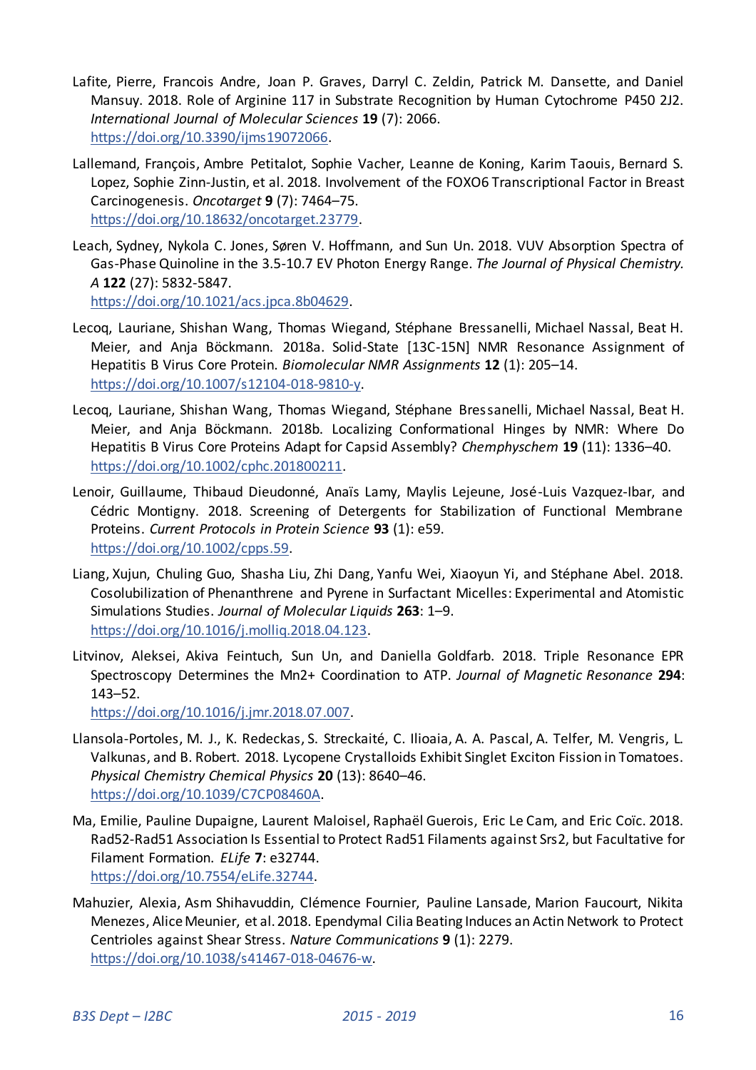Lafite, Pierre, Francois Andre, Joan P. Graves, Darryl C. Zeldin, Patrick M. Dansette, and Daniel Mansuy. 2018. Role of Arginine 117 in Substrate Recognition by Human Cytochrome P450 2J2. *International Journal of Molecular Sciences* **19** (7): 2066. https://doi.org/10.3390/ijms19072066.

Lallemand, François, Ambre Petitalot, Sophie Vacher, Leanne de Koning, Karim Taouis, Bernard S. Lopez, Sophie Zinn-Justin, et al. 2018. Involvement of the FOXO6 Transcriptional Factor in Breast Carcinogenesis. *Oncotarget* **9** (7): 7464–75. https://doi.org/10.18632/oncotarget.23779.

Leach, Sydney, Nykola C. Jones, Søren V. Hoffmann, and Sun Un. 2018. VUV Absorption Spectra of Gas-Phase Quinoline in the 3.5-10.7 EV Photon Energy Range. *The Journal of Physical Chemistry. A* **122** (27): 5832-5847. https://doi.org/10.1021/acs.jpca.8b04629.

Lecoq, Lauriane, Shishan Wang, Thomas Wiegand, Stéphane Bressanelli, Michael Nassal, Beat H. Meier, and Anja Böckmann. 2018a. Solid-State [13C-15N] NMR Resonance Assignment of Hepatitis B Virus Core Protein. *Biomolecular NMR Assignments* **12** (1): 205–14. https://doi.org/10.1007/s12104-018-9810-y.

Lecoq, Lauriane, Shishan Wang, Thomas Wiegand, Stéphane Bressanelli, Michael Nassal, Beat H. Meier, and Anja Böckmann. 2018b. Localizing Conformational Hinges by NMR: Where Do Hepatitis B Virus Core Proteins Adapt for Capsid Assembly? *Chemphyschem* **19** (11): 1336–40. https://doi.org/10.1002/cphc.201800211.

Lenoir, Guillaume, Thibaud Dieudonné, Anaïs Lamy, Maylis Lejeune, José-Luis Vazquez-Ibar, and Cédric Montigny. 2018. Screening of Detergents for Stabilization of Functional Membrane Proteins. *Current Protocols in Protein Science* **93** (1): e59. https://doi.org/10.1002/cpps.59.

Liang, Xujun, Chuling Guo, Shasha Liu, Zhi Dang, Yanfu Wei, Xiaoyun Yi, and Stéphane Abel. 2018. Cosolubilization of Phenanthrene and Pyrene in Surfactant Micelles: Experimental and Atomistic Simulations Studies. *Journal of Molecular Liquids* **263**: 1–9. https://doi.org/10.1016/j.molliq.2018.04.123.

Litvinov, Aleksei, Akiva Feintuch, Sun Un, and Daniella Goldfarb. 2018. Triple Resonance EPR Spectroscopy Determines the $Mn^{2+}$ Coordination to ATP. *Journal of Magnetic Resonance* **294**: 143–52. https://doi.org/10.1016/j.jmr.2018.07.007.

Llansola-Portoles, M. J., K. Redeckas, S. Streckaité, C. Ilioaia, A. A. Pascal, A. Telfer, M. Vengris, L. Valkunas, and B. Robert. 2018. Lycopene Crystalloids Exhibit Singlet Exciton Fission in Tomatoes. *Physical Chemistry Chemical Physics* **20** (13): 8640–46. https://doi.org/10.1039/C7CP08460A.

Ma, Emilie, Pauline Dupaigne, Laurent Maloisel, Raphaël Guerois, Eric Le Cam, and Eric Coïc. 2018. Rad52-Rad51 Association Is Essential to Protect Rad51 Filaments against Srs2, but Facultative for Filament Formation. *ELife* **7**: e32744. https://doi.org/10.7554/eLife.32744.

Mahuzier, Alexia, Asm Shihavuddin, Clémence Fournier, Pauline Lansade, Marion Faucourt, Nikita Menezes, Alice Meunier, et al. 2018. Ependymal Cilia Beating Induces an Actin Network to Protect Centrioles against Shear Stress. *Nature Communications* **9** (1): 2279. https://doi.org/10.1038/s41467-018-04676-w.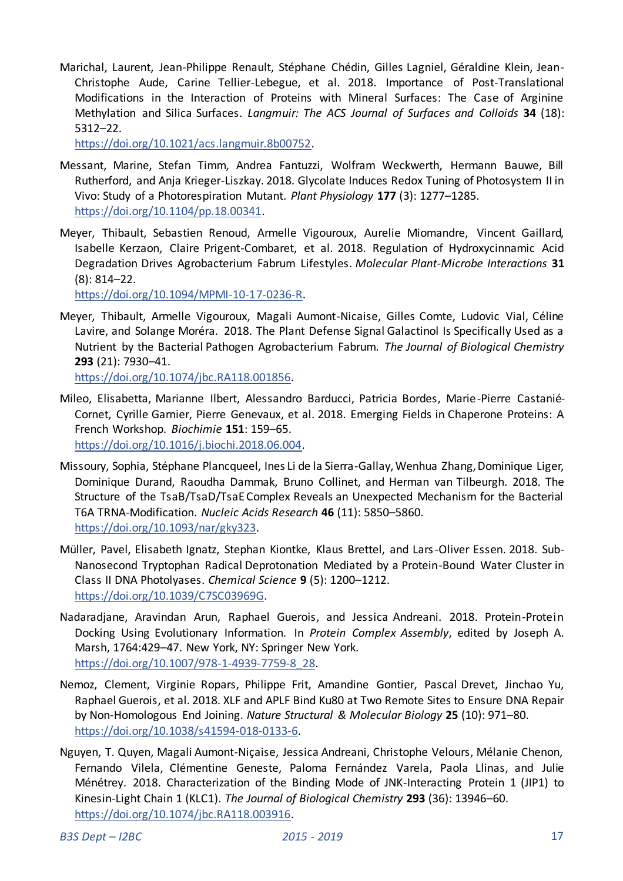Marichal, Laurent, Jean-Philippe Renault, Stéphane Chédin, Gilles Lagniel, Géraldine Klein, Jean-Christophe Aude, Carine Tellier-Lebegue, et al. 2018. Importance of Post-Translational Modifications in the Interaction of Proteins with Mineral Surfaces: The Case of Arginine Methylation and Silica Surfaces. *Langmuir: The ACS Journal of Surfaces and Colloids* **34** (18): 5312–22.
https://doi.org/10.1021/acs.langmuir.8b00752.

Messant, Marine, Stefan Timm, Andrea Fantuzzi, Wolfram Weckwerth, Hermann Bauwe, Bill Rutherford, and Anja Krieger-Liszkay. 2018. Glycolate Induces Redox Tuning of Photosystem II in Vivo: Study of a Photorespiration Mutant. *Plant Physiology* **177** (3): 1277–1285.
https://doi.org/10.1104/pp.18.00341.

Meyer, Thibault, Sebastien Renoud, Armelle Vigouroux, Aurelie Miomandre, Vincent Gaillard, Isabelle Kerzaon, Claire Prigent-Combaret, et al. 2018. Regulation of Hydroxycinnamic Acid Degradation Drives Agrobacterium Fabrum Lifestyles. *Molecular Plant-Microbe Interactions* **31** (8): 814–22.
https://doi.org/10.1094/MPMI-10-17-0236-R.

Meyer, Thibault, Armelle Vigouroux, Magali Aumont-Nicaise, Gilles Comte, Ludovic Vial, Céline Lavire, and Solange Moréra. 2018. The Plant Defense Signal Galactinol Is Specifically Used as a Nutrient by the Bacterial Pathogen Agrobacterium Fabrum. *The Journal of Biological Chemistry* **293** (21): 7930–41.
https://doi.org/10.1074/jbc.RA118.001856.

Mileo, Elisabetta, Marianne Ilbert, Alessandro Barducci, Patricia Bordes, Marie-Pierre Castanié-Cornet, Cyrille Garnier, Pierre Genevaux, et al. 2018. Emerging Fields in Chaperone Proteins: A French Workshop. *Biochimie* **151**: 159–65.
https://doi.org/10.1016/j.biochi.2018.06.004.

Missoury, Sophia, Stéphane Plancqueel, Ines Li de la Sierra-Gallay, Wenhua Zhang, Dominique Liger, Dominique Durand, Raoudha Dammak, Bruno Collinet, and Herman van Tilbeurgh. 2018. The Structure of the TsaB/TsaD/TsaE Complex Reveals an Unexpected Mechanism for the Bacterial T6A TRNA-Modification. *Nucleic Acids Research* **46** (11): 5850–5860.
https://doi.org/10.1093/nar/gky323.

Müller, Pavel, Elisabeth Ignatz, Stephan Kiontke, Klaus Brettel, and Lars-Oliver Essen. 2018. Sub-Nanosecond Tryptophan Radical Deprotonation Mediated by a Protein-Bound Water Cluster in Class II DNA Photolyases. *Chemical Science* **9** (5): 1200–1212.
https://doi.org/10.1039/C7SC03969G.

Nadaradjane, Aravindan Arun, Raphael Guerois, and Jessica Andreani. 2018. Protein-Protein Docking Using Evolutionary Information. In *Protein Complex Assembly*, edited by Joseph A. Marsh, 1764:429–47. New York, NY: Springer New York.
https://doi.org/10.1007/978-1-4939-7759-8_28.

Nemoz, Clement, Virginie Ropars, Philippe Frit, Amandine Gontier, Pascal Drevet, Jinchao Yu, Raphael Guerois, et al. 2018. XLF and APLF Bind Ku80 at Two Remote Sites to Ensure DNA Repair by Non-Homologous End Joining. *Nature Structural & Molecular Biology* **25** (10): 971–80.
https://doi.org/10.1038/s41594-018-0133-6.

Nguyen, T. Quyen, Magali Aumont-Niçaise, Jessica Andreani, Christophe Velours, Mélanie Chenon, Fernando Vilela, Clémentine Geneste, Paloma Fernández Varela, Paola Llinas, and Julie Ménétrey. 2018. Characterization of the Binding Mode of JNK-Interacting Protein 1 (JIP1) to Kinesin-Light Chain 1 (KLC1). *The Journal of Biological Chemistry* **293** (36): 13946–60.
https://doi.org/10.1074/jbc.RA118.003916.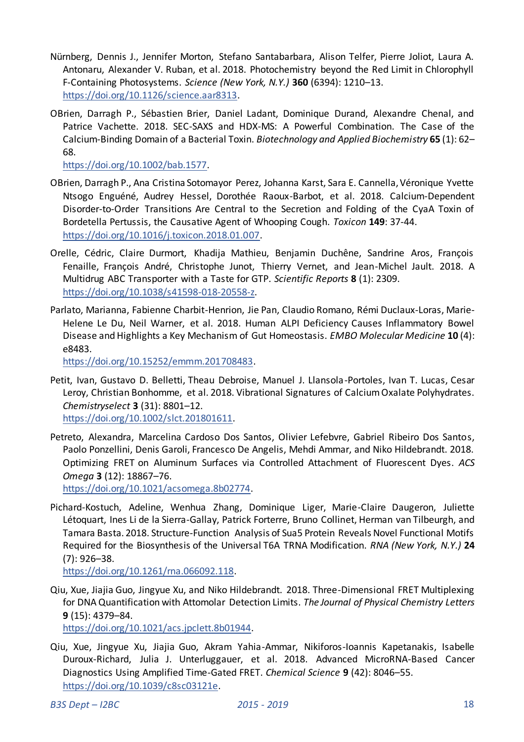Nürnberg, Dennis J., Jennifer Morton, Stefano Santabarbara, Alison Telfer, Pierre Joliot, Laura A. Antonaru, Alexander V. Ruban, et al. 2018. Photochemistry beyond the Red Limit in Chlorophyll F-Containing Photosystems. *Science (New York, N.Y.)* **360** (6394): 1210–13. https://doi.org/10.1126/science.aar8313.

OBrien, Darragh P., Sébastien Brier, Daniel Ladant, Dominique Durand, Alexandre Chenal, and Patrice Vachette. 2018. SEC-SAXS and HDX-MS: A Powerful Combination. The Case of the Calcium-Binding Domain of a Bacterial Toxin. *Biotechnology and Applied Biochemistry* **65** (1): 62–68. https://doi.org/10.1002/bab.1577.

OBrien, Darragh P., Ana Cristina Sotomayor Perez, Johanna Karst, Sara E. Cannella, Véronique Yvette Ntsogo Enguéné, Audrey Hessel, Dorothée Raoux-Barbot, et al. 2018. Calcium-Dependent Disorder-to-Order Transitions Are Central to the Secretion and Folding of the CyaA Toxin of Bordetella Pertussis, the Causative Agent of Whooping Cough. *Toxicon* **149**: 37-44. https://doi.org/10.1016/j.toxicon.2018.01.007.

Orelle, Cédric, Claire Durmort, Khadija Mathieu, Benjamin Duchêne, Sandrine Aros, François Fenaille, François André, Christophe Junot, Thierry Vernet, and Jean-Michel Jault. 2018. A Multidrug ABC Transporter with a Taste for GTP. *Scientific Reports* **8** (1): 2309. https://doi.org/10.1038/s41598-018-20558-z.

Parlato, Marianna, Fabienne Charbit-Henrion, Jie Pan, Claudio Romano, Rémi Duclaux-Loras, Marie-Helene Le Du, Neil Warner, et al. 2018. Human ALPI Deficiency Causes Inflammatory Bowel Disease and Highlights a Key Mechanism of Gut Homeostasis. *EMBO Molecular Medicine* **10** (4): e8483. https://doi.org/10.15252/emmm.201708483.

Petit, Ivan, Gustavo D. Belletti, Theau Debroise, Manuel J. Llansola-Portoles, Ivan T. Lucas, Cesar Leroy, Christian Bonhomme, et al. 2018. Vibrational Signatures of Calcium Oxalate Polyhydrates. *Chemistryselect* **3** (31): 8801–12. https://doi.org/10.1002/slct.201801611.

Petreto, Alexandra, Marcelina Cardoso Dos Santos, Olivier Lefebvre, Gabriel Ribeiro Dos Santos, Paolo Ponzellini, Denis Garoli, Francesco De Angelis, Mehdi Ammar, and Niko Hildebrandt. 2018. Optimizing FRET on Aluminum Surfaces via Controlled Attachment of Fluorescent Dyes. *ACS Omega* **3** (12): 18867–76. https://doi.org/10.1021/acsomega.8b02774.

Pichard-Kostuch, Adeline, Wenhua Zhang, Dominique Liger, Marie-Claire Daugeron, Juliette Létoquart, Ines Li de la Sierra-Gallay, Patrick Forterre, Bruno Collinet, Herman van Tilbeurgh, and Tamara Basta. 2018. Structure-Function Analysis of Sua5 Protein Reveals Novel Functional Motifs Required for the Biosynthesis of the Universal T6A TRNA Modification. *RNA (New York, N.Y.)* **24** (7): 926–38. https://doi.org/10.1261/rna.066092.118.

Qiu, Xue, Jiajia Guo, Jingyue Xu, and Niko Hildebrandt. 2018. Three-Dimensional FRET Multiplexing for DNA Quantification with Attomolar Detection Limits. *The Journal of Physical Chemistry Letters* **9** (15): 4379–84. https://doi.org/10.1021/acs.jpclett.8b01944.

Qiu, Xue, Jingyue Xu, Jiajia Guo, Akram Yahia-Ammar, Nikiforos-Ioannis Kapetanakis, Isabelle Duroux-Richard, Julia J. Unterluggauer, et al. 2018. Advanced MicroRNA-Based Cancer Diagnostics Using Amplified Time-Gated FRET. *Chemical Science* **9** (42): 8046–55. https://doi.org/10.1039/c8sc03121e.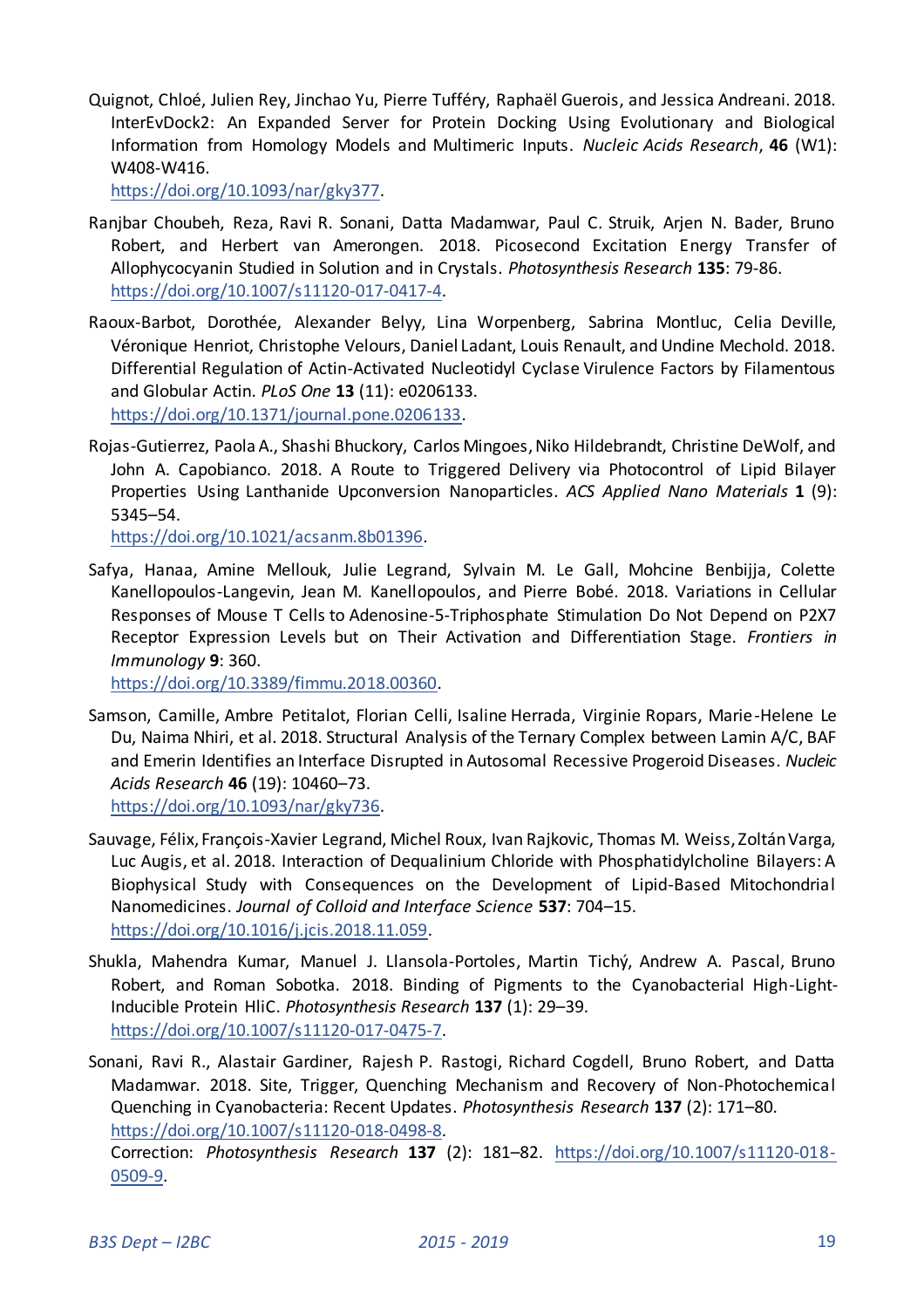Quignot, Chloé, Julien Rey, Jinchao Yu, Pierre Tufféry, Raphaël Guerois, and Jessica Andreani. 2018. InterEvDock2: An Expanded Server for Protein Docking Using Evolutionary and Biological Information from Homology Models and Multimeric Inputs. *Nucleic Acids Research*, **46** (W1): W408-W416.
https://doi.org/10.1093/nar/gky377.

Ranjbar Choubeh, Reza, Ravi R. Sonani, Datta Madamwar, Paul C. Struik, Arjen N. Bader, Bruno Robert, and Herbert van Amerongen. 2018. Picosecond Excitation Energy Transfer of Allophycocyanin Studied in Solution and in Crystals. *Photosynthesis Research* **135**: 79-86.
https://doi.org/10.1007/s11120-017-0417-4.

Raoux-Barbot, Dorothée, Alexander Belyy, Lina Worpenberg, Sabrina Montluc, Celia Deville, Véronique Henriot, Christophe Velours, Daniel Ladant, Louis Renault, and Undine Mechold. 2018. Differential Regulation of Actin-Activated Nucleotidyl Cyclase Virulence Factors by Filamentous and Globular Actin. *PLoS One* **13** (11): e0206133.
https://doi.org/10.1371/journal.pone.0206133.

Rojas-Gutierrez, Paola A., Shashi Bhuckory, Carlos Mingoes, Niko Hildebrandt, Christine DeWolf, and John A. Capobianco. 2018. A Route to Triggered Delivery via Photocontrol of Lipid Bilayer Properties Using Lanthanide Upconversion Nanoparticles. *ACS Applied Nano Materials* **1** (9): 5345–54.
https://doi.org/10.1021/acsanm.8b01396.

Safya, Hanaa, Amine Mellouk, Julie Legrand, Sylvain M. Le Gall, Mohcine Benbijja, Colette Kanellopoulos-Langevin, Jean M. Kanellopoulos, and Pierre Bobé. 2018. Variations in Cellular Responses of Mouse T Cells to Adenosine-5-Triphosphate Stimulation Do Not Depend on P2X7 Receptor Expression Levels but on Their Activation and Differentiation Stage. *Frontiers in Immunology* **9**: 360.
https://doi.org/10.3389/fimmu.2018.00360.

Samson, Camille, Ambre Petitalot, Florian Celli, Isaline Herrada, Virginie Ropars, Marie-Helene Le Du, Naima Nhiri, et al. 2018. Structural Analysis of the Ternary Complex between Lamin A/C, BAF and Emerin Identifies an Interface Disrupted in Autosomal Recessive Progeroid Diseases. *Nucleic Acids Research* **46** (19): 10460–73.
https://doi.org/10.1093/nar/gky736.

Sauvage, Félix, François-Xavier Legrand, Michel Roux, Ivan Rajkovic, Thomas M. Weiss, Zoltán Varga, Luc Augis, et al. 2018. Interaction of Dequalinium Chloride with Phosphatidylcholine Bilayers: A Biophysical Study with Consequences on the Development of Lipid-Based Mitochondrial Nanomedicines. *Journal of Colloid and Interface Science* **537**: 704–15.
https://doi.org/10.1016/j.jcis.2018.11.059.

Shukla, Mahendra Kumar, Manuel J. Llansola-Portoles, Martin Tichý, Andrew A. Pascal, Bruno Robert, and Roman Sobotka. 2018. Binding of Pigments to the Cyanobacterial High-Light-Inducible Protein HliC. *Photosynthesis Research* **137** (1): 29–39.
https://doi.org/10.1007/s11120-017-0475-7.

Sonani, Ravi R., Alastair Gardiner, Rajesh P. Rastogi, Richard Cogdell, Bruno Robert, and Datta Madamwar. 2018. Site, Trigger, Quenching Mechanism and Recovery of Non-Photochemical Quenching in Cyanobacteria: Recent Updates. *Photosynthesis Research* **137** (2): 171–80.
https://doi.org/10.1007/s11120-018-0498-8.
Correction: *Photosynthesis Research* **137** (2): 181–82. https://doi.org/10.1007/s11120-018-0509-9.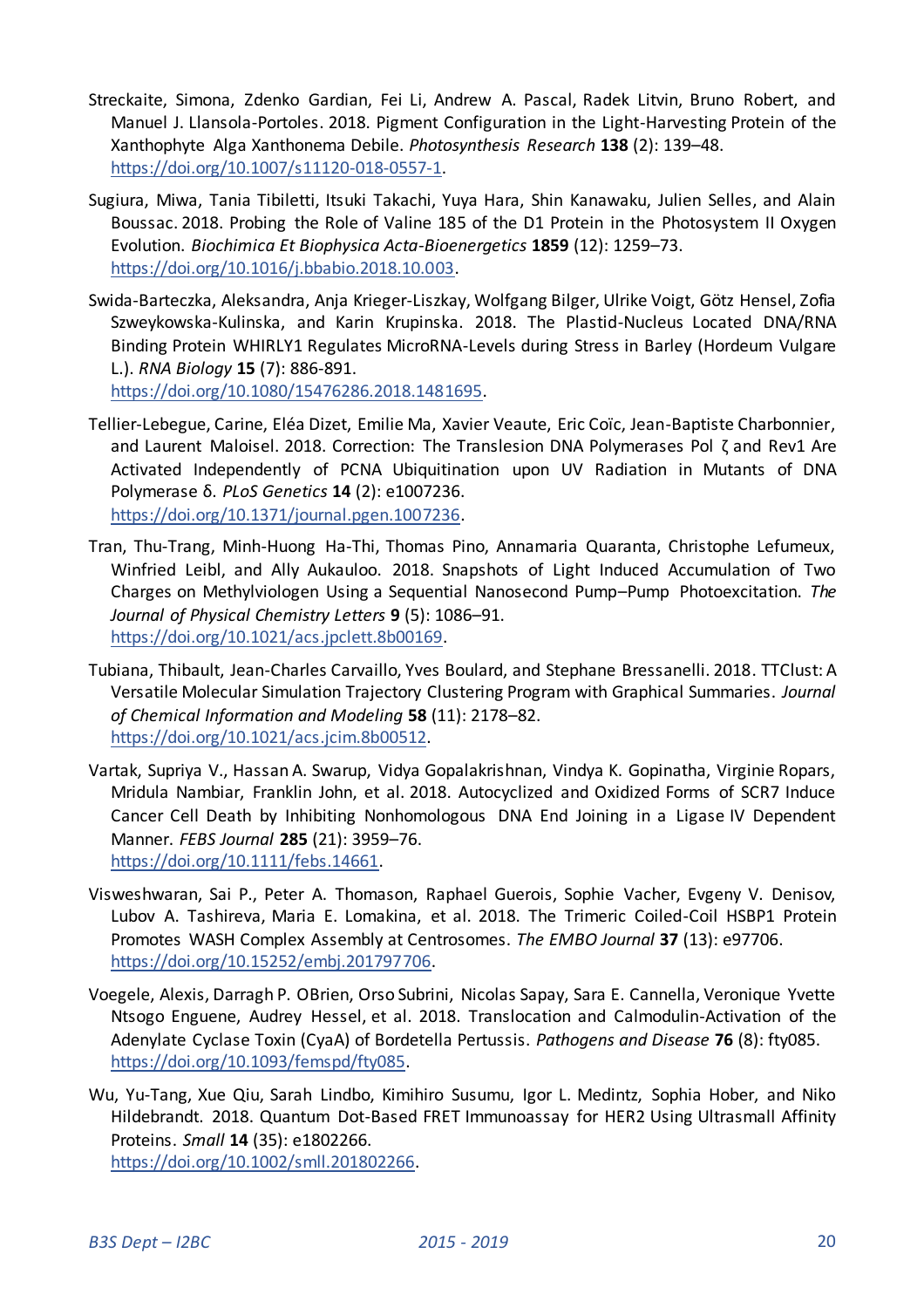Streckaite, Simona, Zdenko Gardian, Fei Li, Andrew A. Pascal, Radek Litvin, Bruno Robert, and Manuel J. Llansola-Portoles. 2018. Pigment Configuration in the Light-Harvesting Protein of the Xanthophyte Alga Xanthonema Debile. *Photosynthesis Research* **138** (2): 139–48. https://doi.org/10.1007/s11120-018-0557-1.

Sugiura, Miwa, Tania Tibiletti, Itsuki Takachi, Yuya Hara, Shin Kanawaku, Julien Selles, and Alain Boussac. 2018. Probing the Role of Valine 185 of the D1 Protein in the Photosystem II Oxygen Evolution. *Biochimica Et Biophysica Acta-Bioenergetics* **1859** (12): 1259–73. https://doi.org/10.1016/j.bbabio.2018.10.003.

Swida-Barteczka, Aleksandra, Anja Krieger-Liszkay, Wolfgang Bilger, Ulrike Voigt, Götz Hensel, Zofia Szweykowska-Kulinska, and Karin Krupinska. 2018. The Plastid-Nucleus Located DNA/RNA Binding Protein WHIRLY1 Regulates MicroRNA-Levels during Stress in Barley (Hordeum Vulgare L.). *RNA Biology* **15** (7): 886-891. https://doi.org/10.1080/15476286.2018.1481695.

Tellier-Lebegue, Carine, Eléa Dizet, Emilie Ma, Xavier Veaute, Eric Coïc, Jean-Baptiste Charbonnier, and Laurent Maloisel. 2018. Correction: The Translesion DNA Polymerases Pol ζ and Rev1 Are Activated Independently of PCNA Ubiquitination upon UV Radiation in Mutants of DNA Polymerase δ. *PLoS Genetics* **14** (2): e1007236. https://doi.org/10.1371/journal.pgen.1007236.

Tran, Thu-Trang, Minh-Huong Ha-Thi, Thomas Pino, Annamaria Quaranta, Christophe Lefumeux, Winfried Leibl, and Ally Aukauloo. 2018. Snapshots of Light Induced Accumulation of Two Charges on Methylviologen Using a Sequential Nanosecond Pump–Pump Photoexcitation. *The Journal of Physical Chemistry Letters* **9** (5): 1086–91. https://doi.org/10.1021/acs.jpclett.8b00169.

Tubiana, Thibault, Jean-Charles Carvaillo, Yves Boulard, and Stephane Bressanelli. 2018. TTClust: A Versatile Molecular Simulation Trajectory Clustering Program with Graphical Summaries. *Journal of Chemical Information and Modeling* **58** (11): 2178–82. https://doi.org/10.1021/acs.jcim.8b00512.

Vartak, Supriya V., Hassan A. Swarup, Vidya Gopalakrishnan, Vindya K. Gopinatha, Virginie Ropars, Mridula Nambiar, Franklin John, et al. 2018. Autocyclized and Oxidized Forms of SCR7 Induce Cancer Cell Death by Inhibiting Nonhomologous DNA End Joining in a Ligase IV Dependent Manner. *FEBS Journal* **285** (21): 3959–76. https://doi.org/10.1111/febs.14661.

Visweshwaran, Sai P., Peter A. Thomason, Raphael Guerois, Sophie Vacher, Evgeny V. Denisov, Lubov A. Tashireva, Maria E. Lomakina, et al. 2018. The Trimeric Coiled-Coil HSBP1 Protein Promotes WASH Complex Assembly at Centrosomes. *The EMBO Journal* **37** (13): e97706. https://doi.org/10.15252/embj.201797706.

Voegele, Alexis, Darragh P. OBrien, Orso Subrini, Nicolas Sapay, Sara E. Cannella, Veronique Yvette Ntsogo Enguene, Audrey Hessel, et al. 2018. Translocation and Calmodulin-Activation of the Adenylate Cyclase Toxin (CyaA) of Bordetella Pertussis. *Pathogens and Disease* **76** (8): fty085. https://doi.org/10.1093/femspd/fty085.

Wu, Yu-Tang, Xue Qiu, Sarah Lindbo, Kimihiro Susumu, Igor L. Medintz, Sophia Hober, and Niko Hildebrandt. 2018. Quantum Dot-Based FRET Immunoassay for HER2 Using Ultrasmall Affinity Proteins. *Small* **14** (35): e1802266. https://doi.org/10.1002/smll.201802266.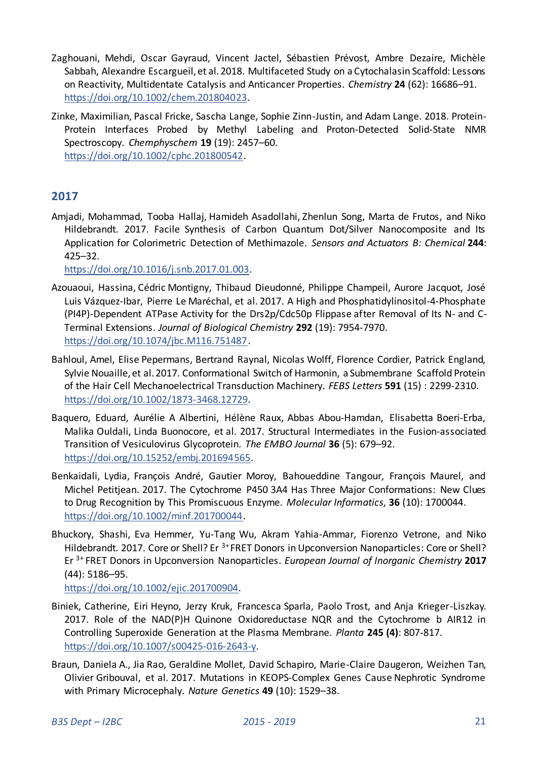Zaghouani, Mehdi, Oscar Gayraud, Vincent Jactel, Sébastien Prévost, Ambre Dezaire, Michèle Sabbah, Alexandre Escargueil, et al. 2018. Multifaceted Study on a Cytochalasin Scaffold: Lessons on Reactivity, Multidentate Catalysis and Anticancer Properties. *Chemistry* **24** (62): 16686–91. https://doi.org/10.1002/chem.201804023.

Zinke, Maximilian, Pascal Fricke, Sascha Lange, Sophie Zinn-Justin, and Adam Lange. 2018. Protein-Protein Interfaces Probed by Methyl Labeling and Proton-Detected Solid-State NMR Spectroscopy. *Chemphyschem* **19** (19): 2457–60. https://doi.org/10.1002/cphc.201800542.

## 2017

Amjadi, Mohammad, Tooba Hallaj, Hamideh Asadollahi, Zhenlun Song, Marta de Frutos, and Niko Hildebrandt. 2017. Facile Synthesis of Carbon Quantum Dot/Silver Nanocomposite and Its Application for Colorimetric Detection of Methimazole. *Sensors and Actuators B: Chemical* **244**: 425–32. https://doi.org/10.1016/j.snb.2017.01.003.

Azouaoui, Hassina, Cédric Montigny, Thibaud Dieudonné, Philippe Champeil, Aurore Jacquot, José Luis Vázquez-Ibar, Pierre Le Maréchal, et al. 2017. A High and Phosphatidylinositol-4-Phosphate (PI4P)-Dependent ATPase Activity for the Drs2p/Cdc50p Flippase after Removal of Its N- and C-Terminal Extensions. *Journal of Biological Chemistry* **292** (19): 7954-7970. https://doi.org/10.1074/jbc.M116.751487.

Bahloul, Amel, Elise Pepermans, Bertrand Raynal, Nicolas Wolff, Florence Cordier, Patrick England, Sylvie Nouaille, et al. 2017. Conformational Switch of Harmonin, a Submembrane Scaffold Protein of the Hair Cell Mechanoelectrical Transduction Machinery. *FEBS Letters* **591** (15) : 2299-2310. https://doi.org/10.1002/1873-3468.12729.

Baquero, Eduard, Aurélie A Albertini, Hélène Raux, Abbas Abou-Hamdan, Elisabetta Boeri-Erba, Malika Ouldali, Linda Buonocore, et al. 2017. Structural Intermediates in the Fusion-associated Transition of Vesiculovirus Glycoprotein. *The EMBO Journal* **36** (5): 679–92. https://doi.org/10.15252/embj.201694565.

Benkaidali, Lydia, François André, Gautier Moroy, Bahoueddine Tangour, François Maurel, and Michel Petitjean. 2017. The Cytochrome P450 3A4 Has Three Major Conformations: New Clues to Drug Recognition by This Promiscuous Enzyme. *Molecular Informatics*, **36** (10): 1700044. https://doi.org/10.1002/minf.201700044.

Bhuckory, Shashi, Eva Hemmer, Yu-Tang Wu, Akram Yahia-Ammar, Fiorenzo Vetrone, and Niko Hildebrandt. 2017. Core or Shell? Er $^{3+}$ FRET Donors in Upconversion Nanoparticles: Core or Shell? Er $^{3+}$ FRET Donors in Upconversion Nanoparticles. *European Journal of Inorganic Chemistry* **2017** (44): 5186–95. https://doi.org/10.1002/ejic.201700904.

Biniek, Catherine, Eiri Heyno, Jerzy Kruk, Francesca Sparla, Paolo Trost, and Anja Krieger-Liszkay. 2017. Role of the NAD(P)H Quinone Oxidoreductase NQR and the Cytochrome b AIR12 in Controlling Superoxide Generation at the Plasma Membrane. *Planta* **245 (4)**: 807-817. https://doi.org/10.1007/s00425-016-2643-y.

Braun, Daniela A., Jia Rao, Geraldine Mollet, David Schapiro, Marie-Claire Daugeron, Weizhen Tan, Olivier Gribouval, et al. 2017. Mutations in KEOPS-Complex Genes Cause Nephrotic Syndrome with Primary Microcephaly. *Nature Genetics* **49** (10): 1529–38.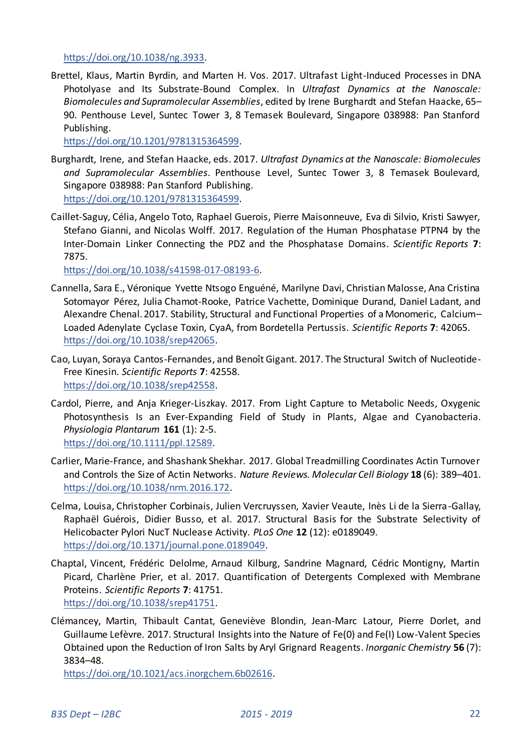https://doi.org/10.1038/ng.3933.

Brettel, Klaus, Martin Byrdin, and Marten H. Vos. 2017. Ultrafast Light-Induced Processes in DNA Photolyase and Its Substrate-Bound Complex. In *Ultrafast Dynamics at the Nanoscale: Biomolecules and Supramolecular Assemblies*, edited by Irene Burghardt and Stefan Haacke, 65–90. Penthouse Level, Suntec Tower 3, 8 Temasek Boulevard, Singapore 038988: Pan Stanford Publishing.
https://doi.org/10.1201/9781315364599.

Burghardt, Irene, and Stefan Haacke, eds. 2017. *Ultrafast Dynamics at the Nanoscale: Biomolecules and Supramolecular Assemblies*. Penthouse Level, Suntec Tower 3, 8 Temasek Boulevard, Singapore 038988: Pan Stanford Publishing.
https://doi.org/10.1201/9781315364599.

Caillet-Saguy, Célia, Angelo Toto, Raphael Guerois, Pierre Maisonneuve, Eva di Silvio, Kristi Sawyer, Stefano Gianni, and Nicolas Wolff. 2017. Regulation of the Human Phosphatase PTPN4 by the Inter-Domain Linker Connecting the PDZ and the Phosphatase Domains. *Scientific Reports* **7**: 7875.
https://doi.org/10.1038/s41598-017-08193-6.

Cannella, Sara E., Véronique Yvette Ntsogo Enguéné, Marilyne Davi, Christian Malosse, Ana Cristina Sotomayor Pérez, Julia Chamot-Rooke, Patrice Vachette, Dominique Durand, Daniel Ladant, and Alexandre Chenal. 2017. Stability, Structural and Functional Properties of a Monomeric, Calcium–Loaded Adenylate Cyclase Toxin, CyaA, from Bordetella Pertussis. *Scientific Reports* **7**: 42065.
https://doi.org/10.1038/srep42065.

Cao, Luyan, Soraya Cantos-Fernandes, and Benoît Gigant. 2017. The Structural Switch of Nucleotide-Free Kinesin. *Scientific Reports* **7**: 42558.
https://doi.org/10.1038/srep42558.

Cardol, Pierre, and Anja Krieger-Liszkay. 2017. From Light Capture to Metabolic Needs, Oxygenic Photosynthesis Is an Ever-Expanding Field of Study in Plants, Algae and Cyanobacteria. *Physiologia Plantarum* **161** (1): 2-5.
https://doi.org/10.1111/ppl.12589.

Carlier, Marie-France, and Shashank Shekhar. 2017. Global Treadmilling Coordinates Actin Turnover and Controls the Size of Actin Networks. *Nature Reviews. Molecular Cell Biology* **18** (6): 389–401.
https://doi.org/10.1038/nrm.2016.172.

Celma, Louisa, Christopher Corbinais, Julien Vercruyssen, Xavier Veaute, Inès Li de la Sierra-Gallay, Raphaël Guérois, Didier Busso, et al. 2017. Structural Basis for the Substrate Selectivity of Helicobacter Pylori NucT Nuclease Activity. *PLoS One* **12** (12): e0189049.
https://doi.org/10.1371/journal.pone.0189049.

Chaptal, Vincent, Frédéric Delolme, Arnaud Kilburg, Sandrine Magnard, Cédric Montigny, Martin Picard, Charlène Prier, et al. 2017. Quantification of Detergents Complexed with Membrane Proteins. *Scientific Reports* **7**: 41751.
https://doi.org/10.1038/srep41751.

Clémancey, Martin, Thibault Cantat, Geneviève Blondin, Jean-Marc Latour, Pierre Dorlet, and Guillaume Lefèvre. 2017. Structural Insights into the Nature of Fe(0) and Fe(I) Low-Valent Species Obtained upon the Reduction of Iron Salts by Aryl Grignard Reagents. *Inorganic Chemistry* **56** (7): 3834–48.
https://doi.org/10.1021/acs.inorgchem.6b02616.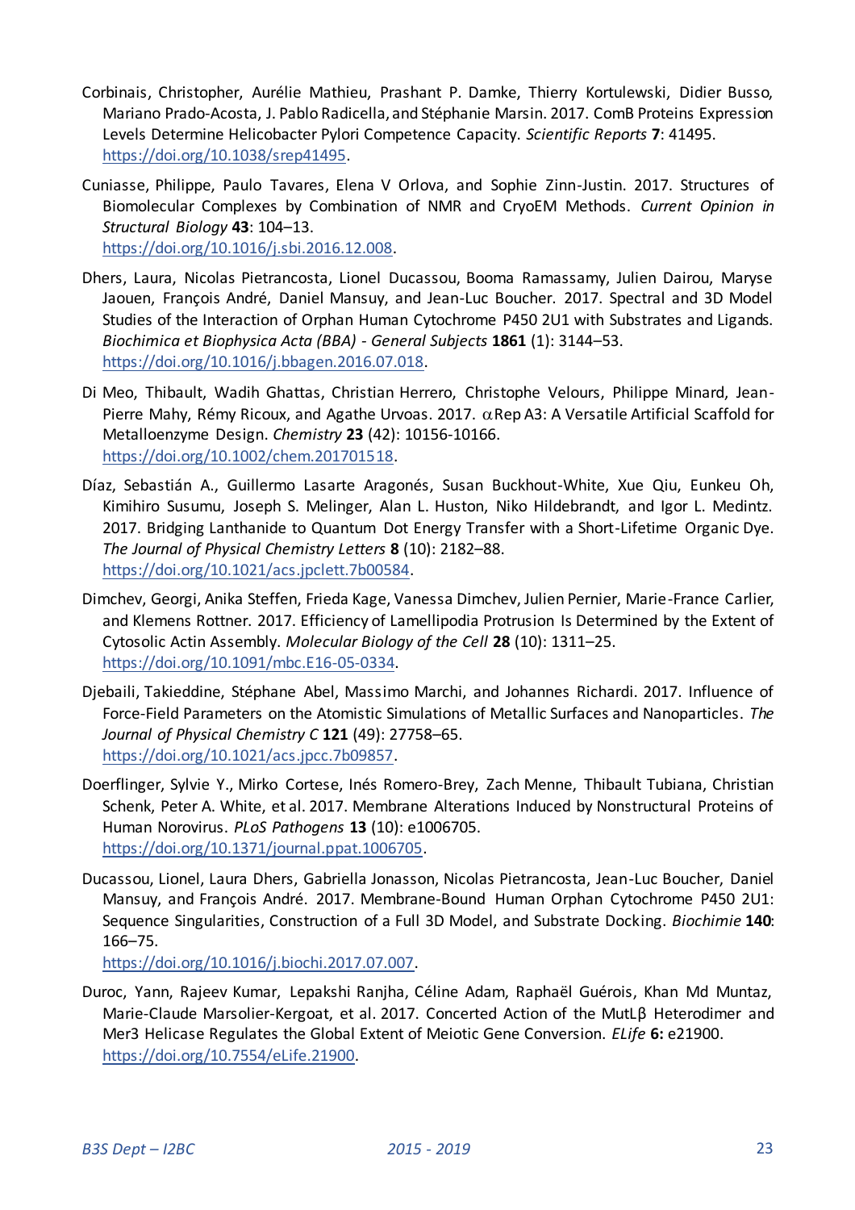Corbinais, Christopher, Aurélie Mathieu, Prashant P. Damke, Thierry Kortulewski, Didier Busso, Mariano Prado-Acosta, J. Pablo Radicella, and Stéphanie Marsin. 2017. ComB Proteins Expression Levels Determine Helicobacter Pylori Competence Capacity. *Scientific Reports* **7**: 41495. https://doi.org/10.1038/srep41495.

Cuniasse, Philippe, Paulo Tavares, Elena V Orlova, and Sophie Zinn-Justin. 2017. Structures of Biomolecular Complexes by Combination of NMR and CryoEM Methods. *Current Opinion in Structural Biology* **43**: 104–13. https://doi.org/10.1016/j.sbi.2016.12.008.

Dhers, Laura, Nicolas Pietrancosta, Lionel Ducassou, Booma Ramassamy, Julien Dairou, Maryse Jaouen, François André, Daniel Mansuy, and Jean-Luc Boucher. 2017. Spectral and 3D Model Studies of the Interaction of Orphan Human Cytochrome P450 2U1 with Substrates and Ligands. *Biochimica et Biophysica Acta (BBA) - General Subjects* **1861** (1): 3144–53. https://doi.org/10.1016/j.bbagen.2016.07.018.

Di Meo, Thibault, Wadih Ghattas, Christian Herrero, Christophe Velours, Philippe Minard, Jean-Pierre Mahy, Rémy Ricoux, and Agathe Urvoas. 2017. αRep A3: A Versatile Artificial Scaffold for Metalloenzyme Design. *Chemistry* **23** (42): 10156-10166. https://doi.org/10.1002/chem.201701518.

Díaz, Sebastián A., Guillermo Lasarte Aragonés, Susan Buckhout-White, Xue Qiu, Eunkeu Oh, Kimihiro Susumu, Joseph S. Melinger, Alan L. Huston, Niko Hildebrandt, and Igor L. Medintz. 2017. Bridging Lanthanide to Quantum Dot Energy Transfer with a Short-Lifetime Organic Dye. *The Journal of Physical Chemistry Letters* **8** (10): 2182–88. https://doi.org/10.1021/acs.jpclett.7b00584.

Dimchev, Georgi, Anika Steffen, Frieda Kage, Vanessa Dimchev, Julien Pernier, Marie-France Carlier, and Klemens Rottner. 2017. Efficiency of Lamellipodia Protrusion Is Determined by the Extent of Cytosolic Actin Assembly. *Molecular Biology of the Cell* **28** (10): 1311–25. https://doi.org/10.1091/mbc.E16-05-0334.

Djebaili, Takieddine, Stéphane Abel, Massimo Marchi, and Johannes Richardi. 2017. Influence of Force-Field Parameters on the Atomistic Simulations of Metallic Surfaces and Nanoparticles. *The Journal of Physical Chemistry C* **121** (49): 27758–65. https://doi.org/10.1021/acs.jpcc.7b09857.

Doerflinger, Sylvie Y., Mirko Cortese, Inés Romero-Brey, Zach Menne, Thibault Tubiana, Christian Schenk, Peter A. White, et al. 2017. Membrane Alterations Induced by Nonstructural Proteins of Human Norovirus. *PLoS Pathogens* **13** (10): e1006705. https://doi.org/10.1371/journal.ppat.1006705.

Ducassou, Lionel, Laura Dhers, Gabriella Jonasson, Nicolas Pietrancosta, Jean-Luc Boucher, Daniel Mansuy, and François André. 2017. Membrane-Bound Human Orphan Cytochrome P450 2U1: Sequence Singularities, Construction of a Full 3D Model, and Substrate Docking. *Biochimie* **140**: 166–75. https://doi.org/10.1016/j.biochi.2017.07.007.

Duroc, Yann, Rajeev Kumar, Lepakshi Ranjha, Céline Adam, Raphaël Guérois, Khan Md Muntaz, Marie-Claude Marsolier-Kergoat, et al. 2017. Concerted Action of the MutLβ Heterodimer and Mer3 Helicase Regulates the Global Extent of Meiotic Gene Conversion. *ELife* **6:** e21900. https://doi.org/10.7554/eLife.21900.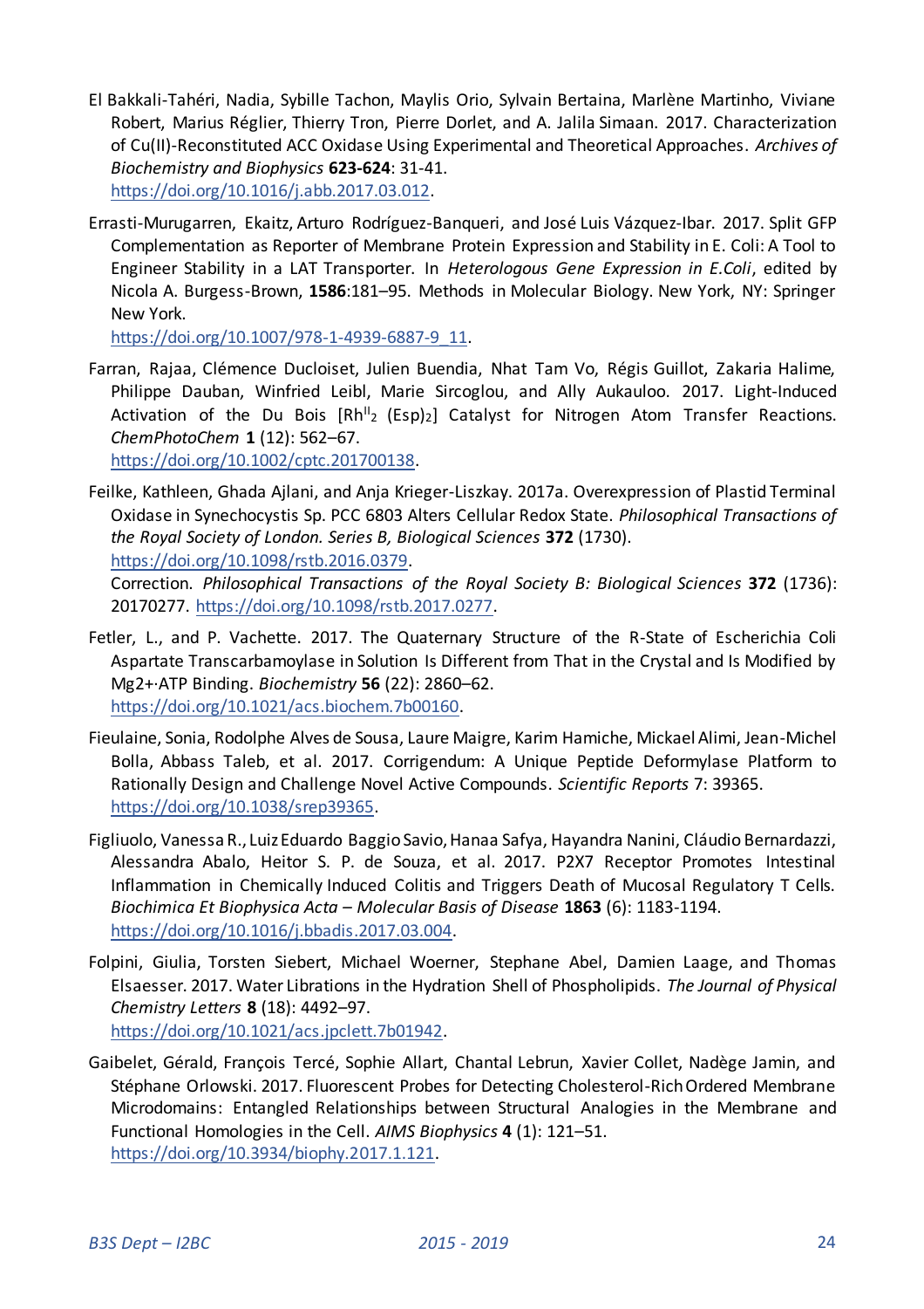El Bakkali-Tahéri, Nadia, Sybille Tachon, Maylis Orio, Sylvain Bertaina, Marlène Martinho, Viviane Robert, Marius Réglier, Thierry Tron, Pierre Dorlet, and A. Jalila Simaan. 2017. Characterization of Cu(II)-Reconstituted ACC Oxidase Using Experimental and Theoretical Approaches. *Archives of Biochemistry and Biophysics* **623-624**: 31-41. https://doi.org/10.1016/j.abb.2017.03.012.

Errasti-Murugarren, Ekaitz, Arturo Rodríguez-Banqueri, and José Luis Vázquez-Ibar. 2017. Split GFP Complementation as Reporter of Membrane Protein Expression and Stability in E. Coli: A Tool to Engineer Stability in a LAT Transporter. In *Heterologous Gene Expression in E.Coli*, edited by Nicola A. Burgess-Brown, **1586**:181–95. Methods in Molecular Biology. New York, NY: Springer New York. https://doi.org/10.1007/978-1-4939-6887-9_11.

Farran, Rajaa, Clémence Ducloiset, Julien Buendia, Nhat Tam Vo, Régis Guillot, Zakaria Halime, Philippe Dauban, Winfried Leibl, Marie Sircoglou, and Ally Aukauloo. 2017. Light-Induced Activation of the Du Bois $[Rh^{II}_2\ (Esp)_2]$ Catalyst for Nitrogen Atom Transfer Reactions. *ChemPhotoChem* **1** (12): 562–67. https://doi.org/10.1002/cptc.201700138.

Feilke, Kathleen, Ghada Ajlani, and Anja Krieger-Liszkay. 2017a. Overexpression of Plastid Terminal Oxidase in Synechocystis Sp. PCC 6803 Alters Cellular Redox State. *Philosophical Transactions of the Royal Society of London. Series B, Biological Sciences* **372** (1730). https://doi.org/10.1098/rstb.2016.0379.
Correction. *Philosophical Transactions of the Royal Society B: Biological Sciences* **372** (1736): 20170277. https://doi.org/10.1098/rstb.2017.0277.

Fetler, L., and P. Vachette. 2017. The Quaternary Structure of the R-State of Escherichia Coli Aspartate Transcarbamoylase in Solution Is Different from That in the Crystal and Is Modified by $Mg^{2+}$·ATP Binding. *Biochemistry* **56** (22): 2860–62. https://doi.org/10.1021/acs.biochem.7b00160.

Fieulaine, Sonia, Rodolphe Alves de Sousa, Laure Maigre, Karim Hamiche, Mickael Alimi, Jean-Michel Bolla, Abbass Taleb, et al. 2017. Corrigendum: A Unique Peptide Deformylase Platform to Rationally Design and Challenge Novel Active Compounds. *Scientific Reports* 7: 39365. https://doi.org/10.1038/srep39365.

Figliuolo, Vanessa R., Luiz Eduardo Baggio Savio, Hanaa Safya, Hayandra Nanini, Cláudio Bernardazzi, Alessandra Abalo, Heitor S. P. de Souza, et al. 2017. P2X7 Receptor Promotes Intestinal Inflammation in Chemically Induced Colitis and Triggers Death of Mucosal Regulatory T Cells. *Biochimica Et Biophysica Acta – Molecular Basis of Disease* **1863** (6): 1183-1194. https://doi.org/10.1016/j.bbadis.2017.03.004.

Folpini, Giulia, Torsten Siebert, Michael Woerner, Stephane Abel, Damien Laage, and Thomas Elsaesser. 2017. Water Librations in the Hydration Shell of Phospholipids. *The Journal of Physical Chemistry Letters* **8** (18): 4492–97. https://doi.org/10.1021/acs.jpclett.7b01942.

Gaibelet, Gérald, François Tercé, Sophie Allart, Chantal Lebrun, Xavier Collet, Nadège Jamin, and Stéphane Orlowski. 2017. Fluorescent Probes for Detecting Cholesterol-Rich Ordered Membrane Microdomains: Entangled Relationships between Structural Analogies in the Membrane and Functional Homologies in the Cell. *AIMS Biophysics* **4** (1): 121–51. https://doi.org/10.3934/biophy.2017.1.121.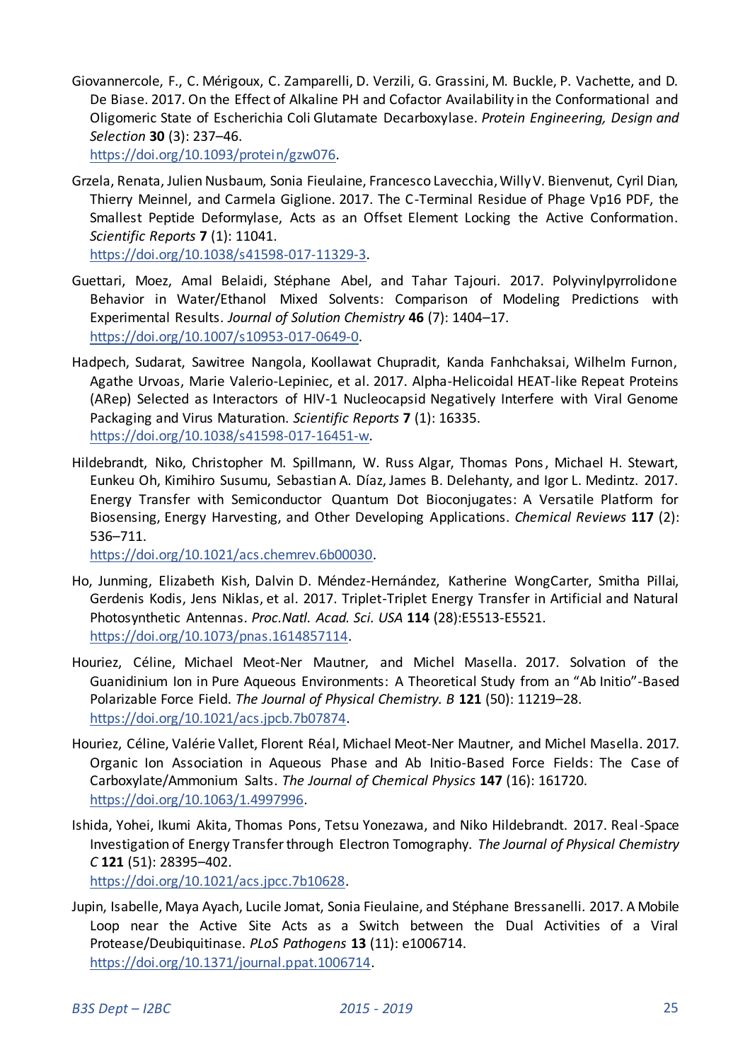Giovannercole, F., C. Mérigoux, C. Zamparelli, D. Verzili, G. Grassini, M. Buckle, P. Vachette, and D. De Biase. 2017. On the Effect of Alkaline PH and Cofactor Availability in the Conformational and Oligomeric State of Escherichia Coli Glutamate Decarboxylase. *Protein Engineering, Design and Selection* **30** (3): 237–46. https://doi.org/10.1093/protein/gzw076.

Grzela, Renata, Julien Nusbaum, Sonia Fieulaine, Francesco Lavecchia, Willy V. Bienvenut, Cyril Dian, Thierry Meinnel, and Carmela Giglione. 2017. The C-Terminal Residue of Phage Vp16 PDF, the Smallest Peptide Deformylase, Acts as an Offset Element Locking the Active Conformation. *Scientific Reports* **7** (1): 11041. https://doi.org/10.1038/s41598-017-11329-3.

Guettari, Moez, Amal Belaidi, Stéphane Abel, and Tahar Tajouri. 2017. Polyvinylpyrrolidone Behavior in Water/Ethanol Mixed Solvents: Comparison of Modeling Predictions with Experimental Results. *Journal of Solution Chemistry* **46** (7): 1404–17. https://doi.org/10.1007/s10953-017-0649-0.

Hadpech, Sudarat, Sawitree Nangola, Koollawat Chupradit, Kanda Fanhchaksai, Wilhelm Furnon, Agathe Urvoas, Marie Valerio-Lepiniec, et al. 2017. Alpha-Helicoidal HEAT-like Repeat Proteins (ARep) Selected as Interactors of HIV-1 Nucleocapsid Negatively Interfere with Viral Genome Packaging and Virus Maturation. *Scientific Reports* **7** (1): 16335. https://doi.org/10.1038/s41598-017-16451-w.

Hildebrandt, Niko, Christopher M. Spillmann, W. Russ Algar, Thomas Pons, Michael H. Stewart, Eunkeu Oh, Kimihiro Susumu, Sebastian A. Díaz, James B. Delehanty, and Igor L. Medintz. 2017. Energy Transfer with Semiconductor Quantum Dot Bioconjugates: A Versatile Platform for Biosensing, Energy Harvesting, and Other Developing Applications. *Chemical Reviews* **117** (2): 536–711. https://doi.org/10.1021/acs.chemrev.6b00030.

Ho, Junming, Elizabeth Kish, Dalvin D. Méndez-Hernández, Katherine WongCarter, Smitha Pillai, Gerdenis Kodis, Jens Niklas, et al. 2017. Triplet-Triplet Energy Transfer in Artificial and Natural Photosynthetic Antennas. *Proc.Natl. Acad. Sci. USA* **114** (28):E5513-E5521. https://doi.org/10.1073/pnas.1614857114.

Houriez, Céline, Michael Meot-Ner Mautner, and Michel Masella. 2017. Solvation of the Guanidinium Ion in Pure Aqueous Environments: A Theoretical Study from an "Ab Initio"-Based Polarizable Force Field. *The Journal of Physical Chemistry. B* **121** (50): 11219–28. https://doi.org/10.1021/acs.jpcb.7b07874.

Houriez, Céline, Valérie Vallet, Florent Réal, Michael Meot-Ner Mautner, and Michel Masella. 2017. Organic Ion Association in Aqueous Phase and Ab Initio-Based Force Fields: The Case of Carboxylate/Ammonium Salts. *The Journal of Chemical Physics* **147** (16): 161720. https://doi.org/10.1063/1.4997996.

Ishida, Yohei, Ikumi Akita, Thomas Pons, Tetsu Yonezawa, and Niko Hildebrandt. 2017. Real-Space Investigation of Energy Transfer through Electron Tomography. *The Journal of Physical Chemistry C* **121** (51): 28395–402. https://doi.org/10.1021/acs.jpcc.7b10628.

Jupin, Isabelle, Maya Ayach, Lucile Jomat, Sonia Fieulaine, and Stéphane Bressanelli. 2017. A Mobile Loop near the Active Site Acts as a Switch between the Dual Activities of a Viral Protease/Deubiquitinase. *PLoS Pathogens* **13** (11): e1006714. https://doi.org/10.1371/journal.ppat.1006714.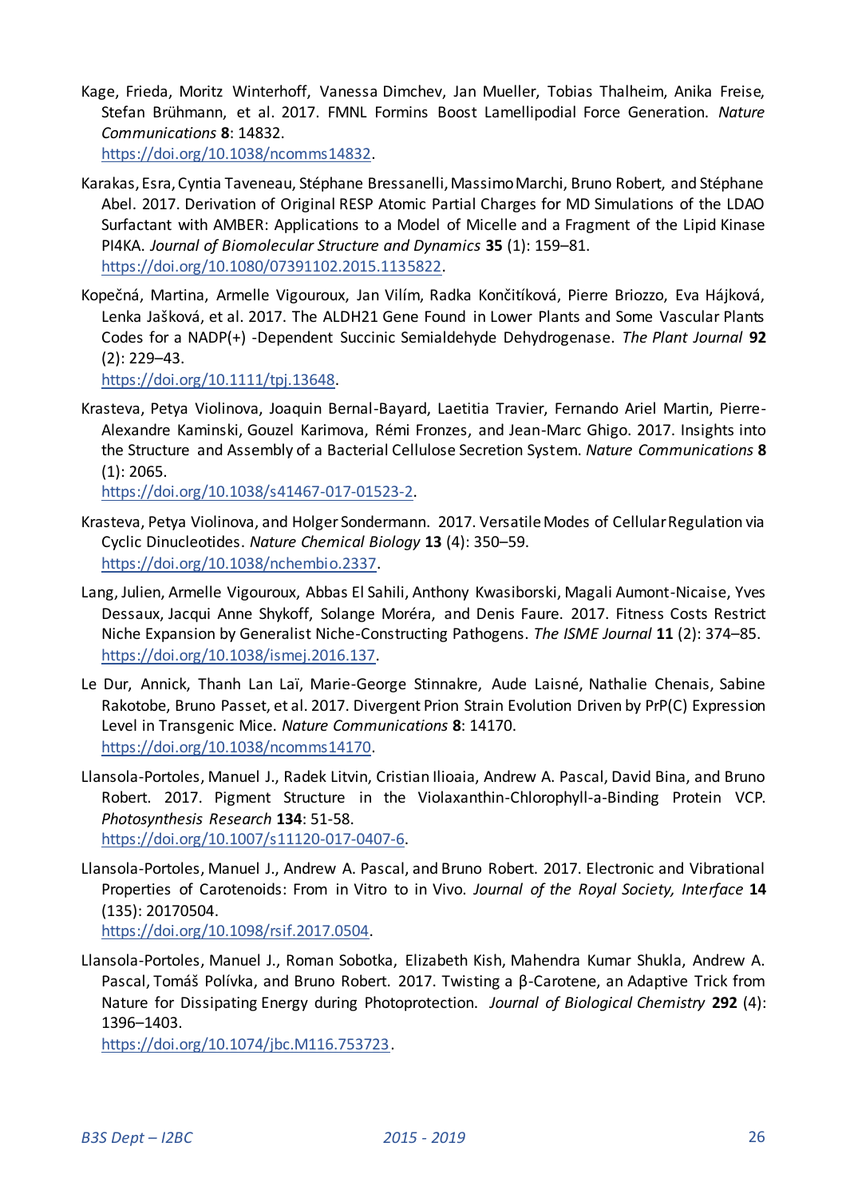Kage, Frieda, Moritz Winterhoff, Vanessa Dimchev, Jan Mueller, Tobias Thalheim, Anika Freise, Stefan Brühmann, et al. 2017. FMNL Formins Boost Lamellipodial Force Generation. *Nature Communications* **8**: 14832. https://doi.org/10.1038/ncomms14832.

Karakas, Esra, Cyntia Taveneau, Stéphane Bressanelli, Massimo Marchi, Bruno Robert, and Stéphane Abel. 2017. Derivation of Original RESP Atomic Partial Charges for MD Simulations of the LDAO Surfactant with AMBER: Applications to a Model of Micelle and a Fragment of the Lipid Kinase PI4KA. *Journal of Biomolecular Structure and Dynamics* **35** (1): 159–81. https://doi.org/10.1080/07391102.2015.1135822.

Kopečná, Martina, Armelle Vigouroux, Jan Vilím, Radka Končitíková, Pierre Briozzo, Eva Hájková, Lenka Jašková, et al. 2017. The ALDH21 Gene Found in Lower Plants and Some Vascular Plants Codes for a NADP(+) -Dependent Succinic Semialdehyde Dehydrogenase. *The Plant Journal* **92** (2): 229–43. https://doi.org/10.1111/tpj.13648.

Krasteva, Petya Violinova, Joaquin Bernal-Bayard, Laetitia Travier, Fernando Ariel Martin, Pierre-Alexandre Kaminski, Gouzel Karimova, Rémi Fronzes, and Jean-Marc Ghigo. 2017. Insights into the Structure and Assembly of a Bacterial Cellulose Secretion System. *Nature Communications* **8** (1): 2065. https://doi.org/10.1038/s41467-017-01523-2.

Krasteva, Petya Violinova, and Holger Sondermann. 2017. Versatile Modes of Cellular Regulation via Cyclic Dinucleotides. *Nature Chemical Biology* **13** (4): 350–59. https://doi.org/10.1038/nchembio.2337.

Lang, Julien, Armelle Vigouroux, Abbas El Sahili, Anthony Kwasiborski, Magali Aumont-Nicaise, Yves Dessaux, Jacqui Anne Shykoff, Solange Moréra, and Denis Faure. 2017. Fitness Costs Restrict Niche Expansion by Generalist Niche-Constructing Pathogens. *The ISME Journal* **11** (2): 374–85. https://doi.org/10.1038/ismej.2016.137.

Le Dur, Annick, Thanh Lan Laï, Marie-George Stinnakre, Aude Laisné, Nathalie Chenais, Sabine Rakotobe, Bruno Passet, et al. 2017. Divergent Prion Strain Evolution Driven by PrP(C) Expression Level in Transgenic Mice. *Nature Communications* **8**: 14170. https://doi.org/10.1038/ncomms14170.

Llansola-Portoles, Manuel J., Radek Litvin, Cristian Ilioaia, Andrew A. Pascal, David Bina, and Bruno Robert. 2017. Pigment Structure in the Violaxanthin-Chlorophyll-a-Binding Protein VCP. *Photosynthesis Research* **134**: 51-58. https://doi.org/10.1007/s11120-017-0407-6.

Llansola-Portoles, Manuel J., Andrew A. Pascal, and Bruno Robert. 2017. Electronic and Vibrational Properties of Carotenoids: From in Vitro to in Vivo. *Journal of the Royal Society, Interface* **14** (135): 20170504. https://doi.org/10.1098/rsif.2017.0504.

Llansola-Portoles, Manuel J., Roman Sobotka, Elizabeth Kish, Mahendra Kumar Shukla, Andrew A. Pascal, Tomáš Polívka, and Bruno Robert. 2017. Twisting a β-Carotene, an Adaptive Trick from Nature for Dissipating Energy during Photoprotection. *Journal of Biological Chemistry* **292** (4): 1396–1403. https://doi.org/10.1074/jbc.M116.753723.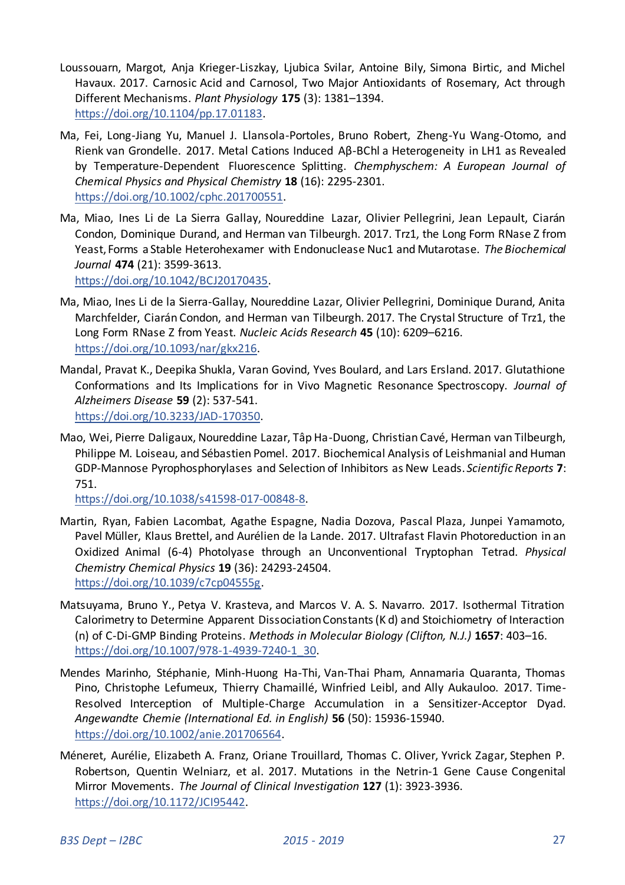Loussouarn, Margot, Anja Krieger-Liszkay, Ljubica Svilar, Antoine Bily, Simona Birtic, and Michel Havaux. 2017. Carnosic Acid and Carnosol, Two Major Antioxidants of Rosemary, Act through Different Mechanisms. *Plant Physiology* **175** (3): 1381–1394. https://doi.org/10.1104/pp.17.01183.

Ma, Fei, Long-Jiang Yu, Manuel J. Llansola-Portoles, Bruno Robert, Zheng-Yu Wang-Otomo, and Rienk van Grondelle. 2017. Metal Cations Induced Aβ-BChl a Heterogeneity in LH1 as Revealed by Temperature-Dependent Fluorescence Splitting. *Chemphyschem: A European Journal of Chemical Physics and Physical Chemistry* **18** (16): 2295-2301. https://doi.org/10.1002/cphc.201700551.

Ma, Miao, Ines Li de La Sierra Gallay, Noureddine Lazar, Olivier Pellegrini, Jean Lepault, Ciarán Condon, Dominique Durand, and Herman van Tilbeurgh. 2017. Trz1, the Long Form RNase Z from Yeast, Forms a Stable Heterohexamer with Endonuclease Nuc1 and Mutarotase. *The Biochemical Journal* **474** (21): 3599-3613. https://doi.org/10.1042/BCJ20170435.

Ma, Miao, Ines Li de la Sierra-Gallay, Noureddine Lazar, Olivier Pellegrini, Dominique Durand, Anita Marchfelder, Ciarán Condon, and Herman van Tilbeurgh. 2017. The Crystal Structure of Trz1, the Long Form RNase Z from Yeast. *Nucleic Acids Research* **45** (10): 6209–6216. https://doi.org/10.1093/nar/gkx216.

Mandal, Pravat K., Deepika Shukla, Varan Govind, Yves Boulard, and Lars Ersland. 2017. Glutathione Conformations and Its Implications for in Vivo Magnetic Resonance Spectroscopy. *Journal of Alzheimers Disease* **59** (2): 537-541. https://doi.org/10.3233/JAD-170350.

Mao, Wei, Pierre Daligaux, Noureddine Lazar, Tâp Ha-Duong, Christian Cavé, Herman van Tilbeurgh, Philippe M. Loiseau, and Sébastien Pomel. 2017. Biochemical Analysis of Leishmanial and Human GDP-Mannose Pyrophosphorylases and Selection of Inhibitors as New Leads. *Scientific Reports* **7**: 751. https://doi.org/10.1038/s41598-017-00848-8.

Martin, Ryan, Fabien Lacombat, Agathe Espagne, Nadia Dozova, Pascal Plaza, Junpei Yamamoto, Pavel Müller, Klaus Brettel, and Aurélien de la Lande. 2017. Ultrafast Flavin Photoreduction in an Oxidized Animal (6-4) Photolyase through an Unconventional Tryptophan Tetrad. *Physical Chemistry Chemical Physics* **19** (36): 24293-24504. https://doi.org/10.1039/c7cp04555g.

Matsuyama, Bruno Y., Petya V. Krasteva, and Marcos V. A. S. Navarro. 2017. Isothermal Titration Calorimetry to Determine Apparent Dissociation Constants (K d) and Stoichiometry of Interaction (n) of C-Di-GMP Binding Proteins. *Methods in Molecular Biology (Clifton, N.J.)* **1657**: 403–16. https://doi.org/10.1007/978-1-4939-7240-1_30.

Mendes Marinho, Stéphanie, Minh-Huong Ha-Thi, Van-Thai Pham, Annamaria Quaranta, Thomas Pino, Christophe Lefumeux, Thierry Chamaillé, Winfried Leibl, and Ally Aukauloo. 2017. Time-Resolved Interception of Multiple-Charge Accumulation in a Sensitizer-Acceptor Dyad. *Angewandte Chemie (International Ed. in English)* **56** (50): 15936-15940. https://doi.org/10.1002/anie.201706564.

Méneret, Aurélie, Elizabeth A. Franz, Oriane Trouillard, Thomas C. Oliver, Yvrick Zagar, Stephen P. Robertson, Quentin Welniarz, et al. 2017. Mutations in the Netrin-1 Gene Cause Congenital Mirror Movements. *The Journal of Clinical Investigation* **127** (1): 3923-3936. https://doi.org/10.1172/JCI95442.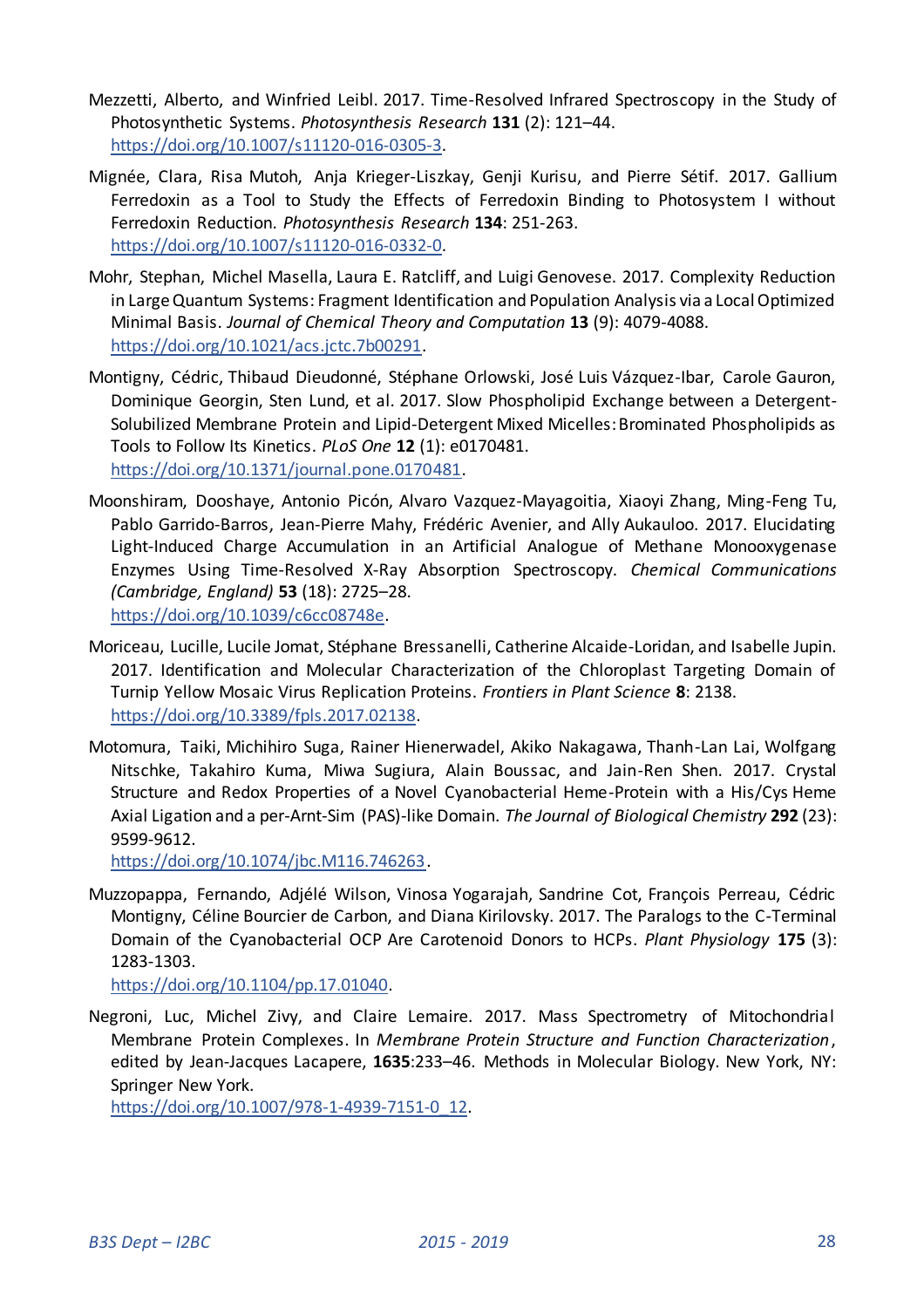Mezzetti, Alberto, and Winfried Leibl. 2017. Time-Resolved Infrared Spectroscopy in the Study of Photosynthetic Systems. *Photosynthesis Research* **131** (2): 121–44. https://doi.org/10.1007/s11120-016-0305-3.

Mignée, Clara, Risa Mutoh, Anja Krieger-Liszkay, Genji Kurisu, and Pierre Sétif. 2017. Gallium Ferredoxin as a Tool to Study the Effects of Ferredoxin Binding to Photosystem I without Ferredoxin Reduction. *Photosynthesis Research* **134**: 251-263. https://doi.org/10.1007/s11120-016-0332-0.

Mohr, Stephan, Michel Masella, Laura E. Ratcliff, and Luigi Genovese. 2017. Complexity Reduction in Large Quantum Systems: Fragment Identification and Population Analysis via a Local Optimized Minimal Basis. *Journal of Chemical Theory and Computation* **13** (9): 4079-4088. https://doi.org/10.1021/acs.jctc.7b00291.

Montigny, Cédric, Thibaud Dieudonné, Stéphane Orlowski, José Luis Vázquez-Ibar, Carole Gauron, Dominique Georgin, Sten Lund, et al. 2017. Slow Phospholipid Exchange between a Detergent-Solubilized Membrane Protein and Lipid-Detergent Mixed Micelles: Brominated Phospholipids as Tools to Follow Its Kinetics. *PLoS One* **12** (1): e0170481. https://doi.org/10.1371/journal.pone.0170481.

Moonshiram, Dooshaye, Antonio Picón, Alvaro Vazquez-Mayagoitia, Xiaoyi Zhang, Ming-Feng Tu, Pablo Garrido-Barros, Jean-Pierre Mahy, Frédéric Avenier, and Ally Aukauloo. 2017. Elucidating Light-Induced Charge Accumulation in an Artificial Analogue of Methane Monooxygenase Enzymes Using Time-Resolved X-Ray Absorption Spectroscopy. *Chemical Communications (Cambridge, England)* **53** (18): 2725–28. https://doi.org/10.1039/c6cc08748e.

Moriceau, Lucille, Lucile Jomat, Stéphane Bressanelli, Catherine Alcaide-Loridan, and Isabelle Jupin. 2017. Identification and Molecular Characterization of the Chloroplast Targeting Domain of Turnip Yellow Mosaic Virus Replication Proteins. *Frontiers in Plant Science* **8**: 2138. https://doi.org/10.3389/fpls.2017.02138.

Motomura, Taiki, Michihiro Suga, Rainer Hienerwadel, Akiko Nakagawa, Thanh-Lan Lai, Wolfgang Nitschke, Takahiro Kuma, Miwa Sugiura, Alain Boussac, and Jain-Ren Shen. 2017. Crystal Structure and Redox Properties of a Novel Cyanobacterial Heme-Protein with a His/Cys Heme Axial Ligation and a per-Arnt-Sim (PAS)-like Domain. *The Journal of Biological Chemistry* **292** (23): 9599-9612. https://doi.org/10.1074/jbc.M116.746263.

Muzzopappa, Fernando, Adjélé Wilson, Vinosa Yogarajah, Sandrine Cot, François Perreau, Cédric Montigny, Céline Bourcier de Carbon, and Diana Kirilovsky. 2017. The Paralogs to the C-Terminal Domain of the Cyanobacterial OCP Are Carotenoid Donors to HCPs. *Plant Physiology* **175** (3): 1283-1303. https://doi.org/10.1104/pp.17.01040.

Negroni, Luc, Michel Zivy, and Claire Lemaire. 2017. Mass Spectrometry of Mitochondrial Membrane Protein Complexes. In *Membrane Protein Structure and Function Characterization*, edited by Jean-Jacques Lacapere, **1635**:233–46. Methods in Molecular Biology. New York, NY: Springer New York. https://doi.org/10.1007/978-1-4939-7151-0_12.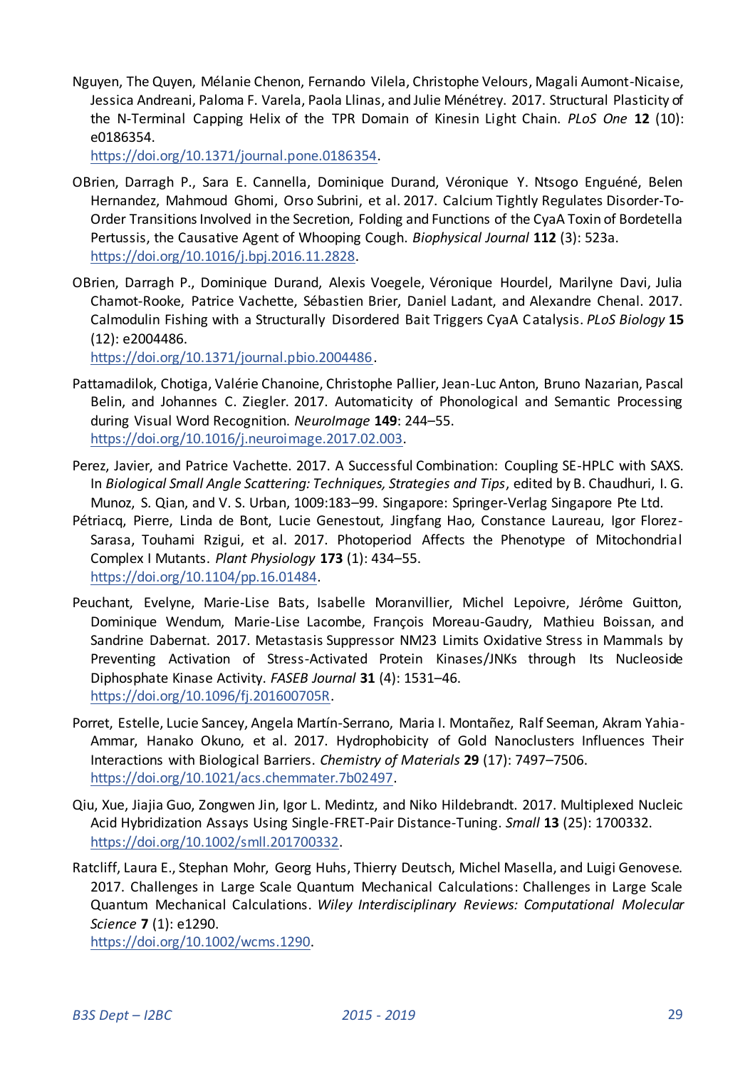Nguyen, The Quyen, Mélanie Chenon, Fernando Vilela, Christophe Velours, Magali Aumont-Nicaise, Jessica Andreani, Paloma F. Varela, Paola Llinas, and Julie Ménétrey. 2017. Structural Plasticity of the N-Terminal Capping Helix of the TPR Domain of Kinesin Light Chain. *PLoS One* **12** (10): e0186354. https://doi.org/10.1371/journal.pone.0186354.

OBrien, Darragh P., Sara E. Cannella, Dominique Durand, Véronique Y. Ntsogo Enguéné, Belen Hernandez, Mahmoud Ghomi, Orso Subrini, et al. 2017. Calcium Tightly Regulates Disorder-To-Order Transitions Involved in the Secretion, Folding and Functions of the CyaA Toxin of Bordetella Pertussis, the Causative Agent of Whooping Cough. *Biophysical Journal* **112** (3): 523a. https://doi.org/10.1016/j.bpj.2016.11.2828.

OBrien, Darragh P., Dominique Durand, Alexis Voegele, Véronique Hourdel, Marilyne Davi, Julia Chamot-Rooke, Patrice Vachette, Sébastien Brier, Daniel Ladant, and Alexandre Chenal. 2017. Calmodulin Fishing with a Structurally Disordered Bait Triggers CyaA Catalysis. *PLoS Biology* **15** (12): e2004486. https://doi.org/10.1371/journal.pbio.2004486.

Pattamadilok, Chotiga, Valérie Chanoine, Christophe Pallier, Jean-Luc Anton, Bruno Nazarian, Pascal Belin, and Johannes C. Ziegler. 2017. Automaticity of Phonological and Semantic Processing during Visual Word Recognition. *NeuroImage* **149**: 244–55. https://doi.org/10.1016/j.neuroimage.2017.02.003.

Perez, Javier, and Patrice Vachette. 2017. A Successful Combination: Coupling SE-HPLC with SAXS. In *Biological Small Angle Scattering: Techniques, Strategies and Tips*, edited by B. Chaudhuri, I. G. Munoz, S. Qian, and V. S. Urban, 1009:183–99. Singapore: Springer-Verlag Singapore Pte Ltd.

Pétriacq, Pierre, Linda de Bont, Lucie Genestout, Jingfang Hao, Constance Laureau, Igor Florez-Sarasa, Touhami Rzigui, et al. 2017. Photoperiod Affects the Phenotype of Mitochondrial Complex I Mutants. *Plant Physiology* **173** (1): 434–55. https://doi.org/10.1104/pp.16.01484.

Peuchant, Evelyne, Marie-Lise Bats, Isabelle Moranvillier, Michel Lepoivre, Jérôme Guitton, Dominique Wendum, Marie-Lise Lacombe, François Moreau-Gaudry, Mathieu Boissan, and Sandrine Dabernat. 2017. Metastasis Suppressor NM23 Limits Oxidative Stress in Mammals by Preventing Activation of Stress-Activated Protein Kinases/JNKs through Its Nucleoside Diphosphate Kinase Activity. *FASEB Journal* **31** (4): 1531–46. https://doi.org/10.1096/fj.201600705R.

Porret, Estelle, Lucie Sancey, Angela Martín-Serrano, Maria I. Montañez, Ralf Seeman, Akram Yahia-Ammar, Hanako Okuno, et al. 2017. Hydrophobicity of Gold Nanoclusters Influences Their Interactions with Biological Barriers. *Chemistry of Materials* **29** (17): 7497–7506. https://doi.org/10.1021/acs.chemmater.7b02497.

Qiu, Xue, Jiajia Guo, Zongwen Jin, Igor L. Medintz, and Niko Hildebrandt. 2017. Multiplexed Nucleic Acid Hybridization Assays Using Single-FRET-Pair Distance-Tuning. *Small* **13** (25): 1700332. https://doi.org/10.1002/smll.201700332.

Ratcliff, Laura E., Stephan Mohr, Georg Huhs, Thierry Deutsch, Michel Masella, and Luigi Genovese. 2017. Challenges in Large Scale Quantum Mechanical Calculations: Challenges in Large Scale Quantum Mechanical Calculations. *Wiley Interdisciplinary Reviews: Computational Molecular Science* **7** (1): e1290. https://doi.org/10.1002/wcms.1290.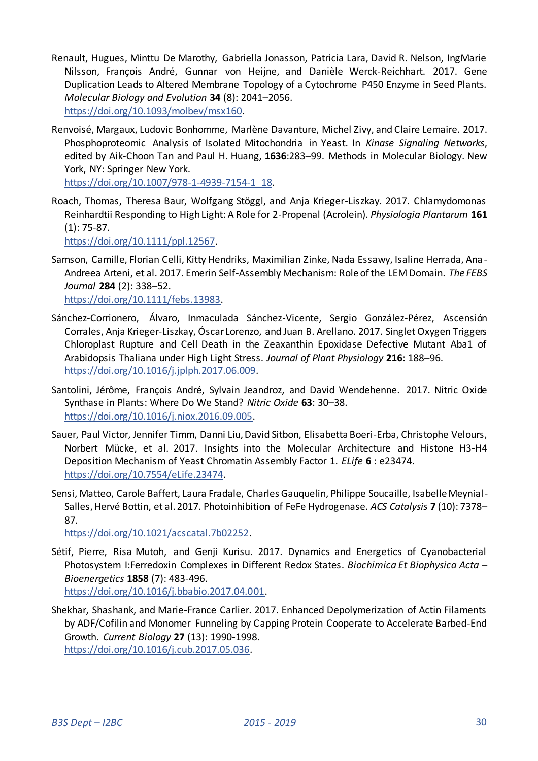Renault, Hugues, Minttu De Marothy, Gabriella Jonasson, Patricia Lara, David R. Nelson, IngMarie Nilsson, François André, Gunnar von Heijne, and Danièle Werck-Reichhart. 2017. Gene Duplication Leads to Altered Membrane Topology of a Cytochrome P450 Enzyme in Seed Plants. *Molecular Biology and Evolution* **34** (8): 2041–2056. https://doi.org/10.1093/molbev/msx160.

Renvoisé, Margaux, Ludovic Bonhomme, Marlène Davanture, Michel Zivy, and Claire Lemaire. 2017. Phosphoproteomic Analysis of Isolated Mitochondria in Yeast. In *Kinase Signaling Networks*, edited by Aik-Choon Tan and Paul H. Huang, **1636**:283–99. Methods in Molecular Biology. New York, NY: Springer New York. https://doi.org/10.1007/978-1-4939-7154-1_18.

Roach, Thomas, Theresa Baur, Wolfgang Stöggl, and Anja Krieger-Liszkay. 2017. Chlamydomonas Reinhardtii Responding to High Light: A Role for 2-Propenal (Acrolein). *Physiologia Plantarum* **161** (1): 75-87. https://doi.org/10.1111/ppl.12567.

Samson, Camille, Florian Celli, Kitty Hendriks, Maximilian Zinke, Nada Essawy, Isaline Herrada, Ana-Andreea Arteni, et al. 2017. Emerin Self-Assembly Mechanism: Role of the LEM Domain. *The FEBS Journal* **284** (2): 338–52. https://doi.org/10.1111/febs.13983.

Sánchez-Corrionero, Álvaro, Inmaculada Sánchez-Vicente, Sergio González-Pérez, Ascensión Corrales, Anja Krieger-Liszkay, Óscar Lorenzo, and Juan B. Arellano. 2017. Singlet Oxygen Triggers Chloroplast Rupture and Cell Death in the Zeaxanthin Epoxidase Defective Mutant Aba1 of Arabidopsis Thaliana under High Light Stress. *Journal of Plant Physiology* **216**: 188–96. https://doi.org/10.1016/j.jplph.2017.06.009.

Santolini, Jérôme, François André, Sylvain Jeandroz, and David Wendehenne. 2017. Nitric Oxide Synthase in Plants: Where Do We Stand? *Nitric Oxide* **63**: 30–38. https://doi.org/10.1016/j.niox.2016.09.005.

Sauer, Paul Victor, Jennifer Timm, Danni Liu, David Sitbon, Elisabetta Boeri-Erba, Christophe Velours, Norbert Mücke, et al. 2017. Insights into the Molecular Architecture and Histone H3-H4 Deposition Mechanism of Yeast Chromatin Assembly Factor 1. *ELife* **6** : e23474. https://doi.org/10.7554/eLife.23474.

Sensi, Matteo, Carole Baffert, Laura Fradale, Charles Gauquelin, Philippe Soucaille, Isabelle Meynial-Salles, Hervé Bottin, et al. 2017. Photoinhibition of FeFe Hydrogenase. *ACS Catalysis* **7** (10): 7378–87. https://doi.org/10.1021/acscatal.7b02252.

Sétif, Pierre, Risa Mutoh, and Genji Kurisu. 2017. Dynamics and Energetics of Cyanobacterial Photosystem I:Ferredoxin Complexes in Different Redox States. *Biochimica Et Biophysica Acta – Bioenergetics* **1858** (7): 483-496. https://doi.org/10.1016/j.bbabio.2017.04.001.

Shekhar, Shashank, and Marie-France Carlier. 2017. Enhanced Depolymerization of Actin Filaments by ADF/Cofilin and Monomer Funneling by Capping Protein Cooperate to Accelerate Barbed-End Growth. *Current Biology* **27** (13): 1990-1998. https://doi.org/10.1016/j.cub.2017.05.036.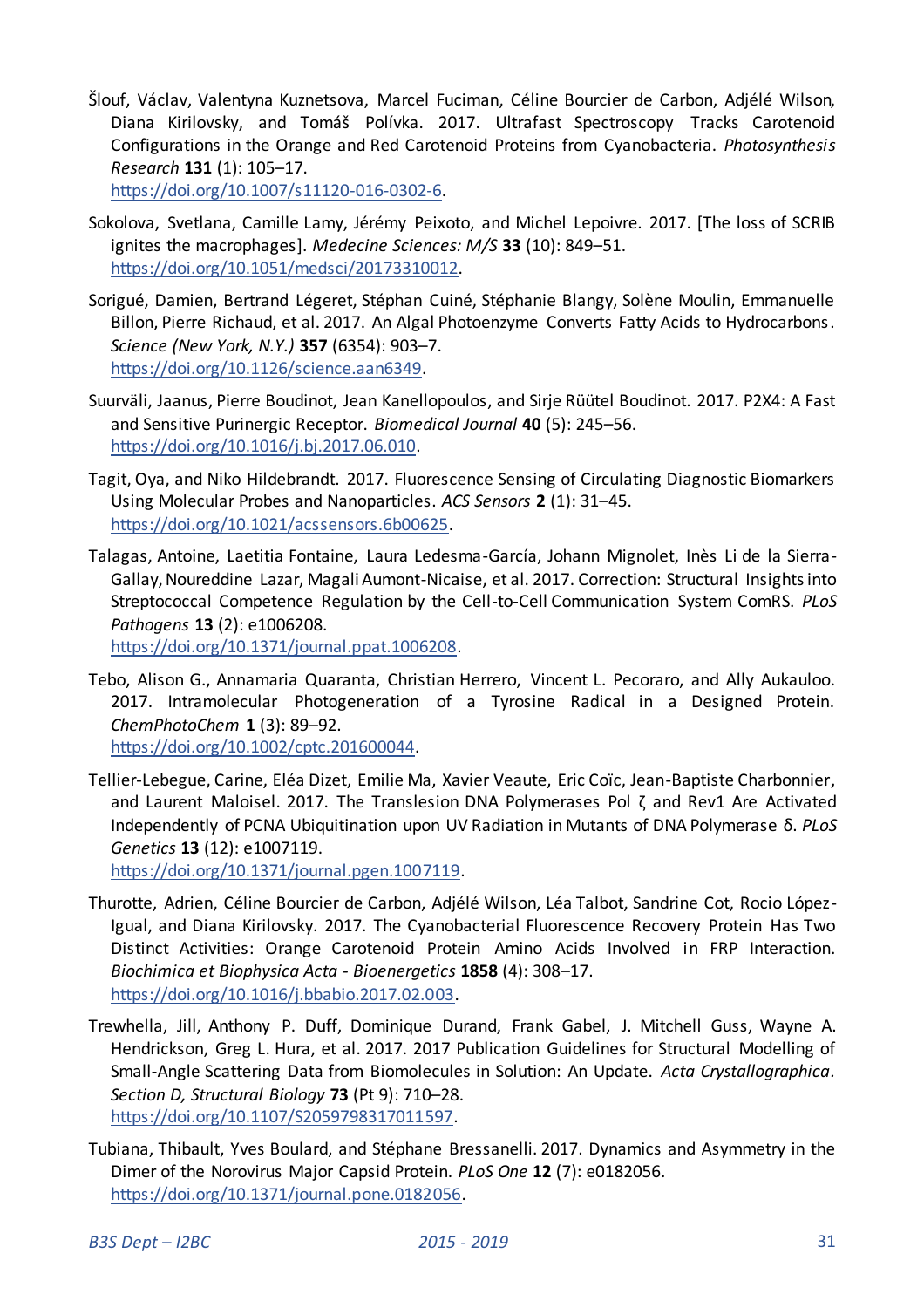Šlouf, Václav, Valentyna Kuznetsova, Marcel Fuciman, Céline Bourcier de Carbon, Adjélé Wilson, Diana Kirilovsky, and Tomáš Polívka. 2017. Ultrafast Spectroscopy Tracks Carotenoid Configurations in the Orange and Red Carotenoid Proteins from Cyanobacteria. *Photosynthesis Research* **131** (1): 105–17. https://doi.org/10.1007/s11120-016-0302-6.

Sokolova, Svetlana, Camille Lamy, Jérémy Peixoto, and Michel Lepoivre. 2017. [The loss of SCRIB ignites the macrophages]. *Medecine Sciences: M/S* **33** (10): 849–51. https://doi.org/10.1051/medsci/20173310012.

Sorigué, Damien, Bertrand Légeret, Stéphan Cuiné, Stéphanie Blangy, Solène Moulin, Emmanuelle Billon, Pierre Richaud, et al. 2017. An Algal Photoenzyme Converts Fatty Acids to Hydrocarbons. *Science (New York, N.Y.)* **357** (6354): 903–7. https://doi.org/10.1126/science.aan6349.

Suurväli, Jaanus, Pierre Boudinot, Jean Kanellopoulos, and Sirje Rüütel Boudinot. 2017. P2X4: A Fast and Sensitive Purinergic Receptor. *Biomedical Journal* **40** (5): 245–56. https://doi.org/10.1016/j.bj.2017.06.010.

Tagit, Oya, and Niko Hildebrandt. 2017. Fluorescence Sensing of Circulating Diagnostic Biomarkers Using Molecular Probes and Nanoparticles. *ACS Sensors* **2** (1): 31–45. https://doi.org/10.1021/acssensors.6b00625.

Talagas, Antoine, Laetitia Fontaine, Laura Ledesma-García, Johann Mignolet, Inès Li de la Sierra-Gallay, Noureddine Lazar, Magali Aumont-Nicaise, et al. 2017. Correction: Structural Insights into Streptococcal Competence Regulation by the Cell-to-Cell Communication System ComRS. *PLoS Pathogens* **13** (2): e1006208. https://doi.org/10.1371/journal.ppat.1006208.

Tebo, Alison G., Annamaria Quaranta, Christian Herrero, Vincent L. Pecoraro, and Ally Aukauloo. 2017. Intramolecular Photogeneration of a Tyrosine Radical in a Designed Protein. *ChemPhotoChem* **1** (3): 89–92. https://doi.org/10.1002/cptc.201600044.

Tellier-Lebegue, Carine, Eléa Dizet, Emilie Ma, Xavier Veaute, Eric Coïc, Jean-Baptiste Charbonnier, and Laurent Maloisel. 2017. The Translesion DNA Polymerases Pol ζ and Rev1 Are Activated Independently of PCNA Ubiquitination upon UV Radiation in Mutants of DNA Polymerase δ. *PLoS Genetics* **13** (12): e1007119. https://doi.org/10.1371/journal.pgen.1007119.

Thurotte, Adrien, Céline Bourcier de Carbon, Adjélé Wilson, Léa Talbot, Sandrine Cot, Rocio López-Igual, and Diana Kirilovsky. 2017. The Cyanobacterial Fluorescence Recovery Protein Has Two Distinct Activities: Orange Carotenoid Protein Amino Acids Involved in FRP Interaction. *Biochimica et Biophysica Acta - Bioenergetics* **1858** (4): 308–17. https://doi.org/10.1016/j.bbabio.2017.02.003.

Trewhella, Jill, Anthony P. Duff, Dominique Durand, Frank Gabel, J. Mitchell Guss, Wayne A. Hendrickson, Greg L. Hura, et al. 2017. 2017 Publication Guidelines for Structural Modelling of Small-Angle Scattering Data from Biomolecules in Solution: An Update. *Acta Crystallographica. Section D, Structural Biology* **73** (Pt 9): 710–28. https://doi.org/10.1107/S2059798317011597.

Tubiana, Thibault, Yves Boulard, and Stéphane Bressanelli. 2017. Dynamics and Asymmetry in the Dimer of the Norovirus Major Capsid Protein. *PLoS One* **12** (7): e0182056. https://doi.org/10.1371/journal.pone.0182056.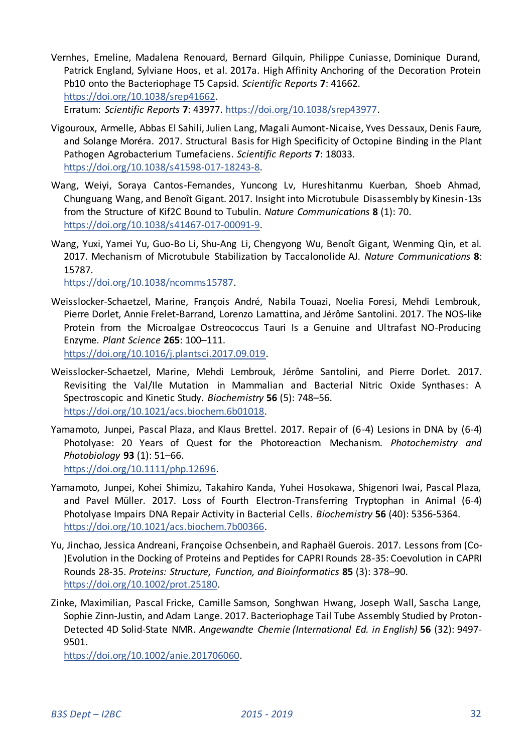Vernhes, Emeline, Madalena Renouard, Bernard Gilquin, Philippe Cuniasse, Dominique Durand, Patrick England, Sylviane Hoos, et al. 2017a. High Affinity Anchoring of the Decoration Protein Pb10 onto the Bacteriophage T5 Capsid. *Scientific Reports* **7**: 41662. https://doi.org/10.1038/srep41662.
Erratum: *Scientific Reports* **7**: 43977. https://doi.org/10.1038/srep43977.

Vigouroux, Armelle, Abbas El Sahili, Julien Lang, Magali Aumont-Nicaise, Yves Dessaux, Denis Faure, and Solange Moréra. 2017. Structural Basis for High Specificity of Octopine Binding in the Plant Pathogen Agrobacterium Tumefaciens. *Scientific Reports* **7**: 18033. https://doi.org/10.1038/s41598-017-18243-8.

Wang, Weiyi, Soraya Cantos-Fernandes, Yuncong Lv, Hureshitanmu Kuerban, Shoeb Ahmad, Chunguang Wang, and Benoît Gigant. 2017. Insight into Microtubule Disassembly by Kinesin-13s from the Structure of Kif2C Bound to Tubulin. *Nature Communications* **8** (1): 70. https://doi.org/10.1038/s41467-017-00091-9.

Wang, Yuxi, Yamei Yu, Guo-Bo Li, Shu-Ang Li, Chengyong Wu, Benoît Gigant, Wenming Qin, et al. 2017. Mechanism of Microtubule Stabilization by Taccalonolide AJ. *Nature Communications* **8**: 15787.
https://doi.org/10.1038/ncomms15787.

Weisslocker-Schaetzel, Marine, François André, Nabila Touazi, Noelia Foresi, Mehdi Lembrouk, Pierre Dorlet, Annie Frelet-Barrand, Lorenzo Lamattina, and Jérôme Santolini. 2017. The NOS-like Protein from the Microalgae Ostreococcus Tauri Is a Genuine and Ultrafast NO-Producing Enzyme. *Plant Science* **265**: 100–111.
https://doi.org/10.1016/j.plantsci.2017.09.019.

Weisslocker-Schaetzel, Marine, Mehdi Lembrouk, Jérôme Santolini, and Pierre Dorlet. 2017. Revisiting the Val/Ile Mutation in Mammalian and Bacterial Nitric Oxide Synthases: A Spectroscopic and Kinetic Study. *Biochemistry* **56** (5): 748–56.
https://doi.org/10.1021/acs.biochem.6b01018.

Yamamoto, Junpei, Pascal Plaza, and Klaus Brettel. 2017. Repair of (6-4) Lesions in DNA by (6-4) Photolyase: 20 Years of Quest for the Photoreaction Mechanism. *Photochemistry and Photobiology* **93** (1): 51–66.
https://doi.org/10.1111/php.12696.

Yamamoto, Junpei, Kohei Shimizu, Takahiro Kanda, Yuhei Hosokawa, Shigenori Iwai, Pascal Plaza, and Pavel Müller. 2017. Loss of Fourth Electron-Transferring Tryptophan in Animal (6-4) Photolyase Impairs DNA Repair Activity in Bacterial Cells. *Biochemistry* **56** (40): 5356-5364.
https://doi.org/10.1021/acs.biochem.7b00366.

Yu, Jinchao, Jessica Andreani, Françoise Ochsenbein, and Raphaël Guerois. 2017. Lessons from (Co-)Evolution in the Docking of Proteins and Peptides for CAPRI Rounds 28-35: Coevolution in CAPRI Rounds 28-35. *Proteins: Structure, Function, and Bioinformatics* **85** (3): 378–90.
https://doi.org/10.1002/prot.25180.

Zinke, Maximilian, Pascal Fricke, Camille Samson, Songhwan Hwang, Joseph Wall, Sascha Lange, Sophie Zinn-Justin, and Adam Lange. 2017. Bacteriophage Tail Tube Assembly Studied by Proton-Detected 4D Solid-State NMR. *Angewandte Chemie (International Ed. in English)* **56** (32): 9497-9501.
https://doi.org/10.1002/anie.201706060.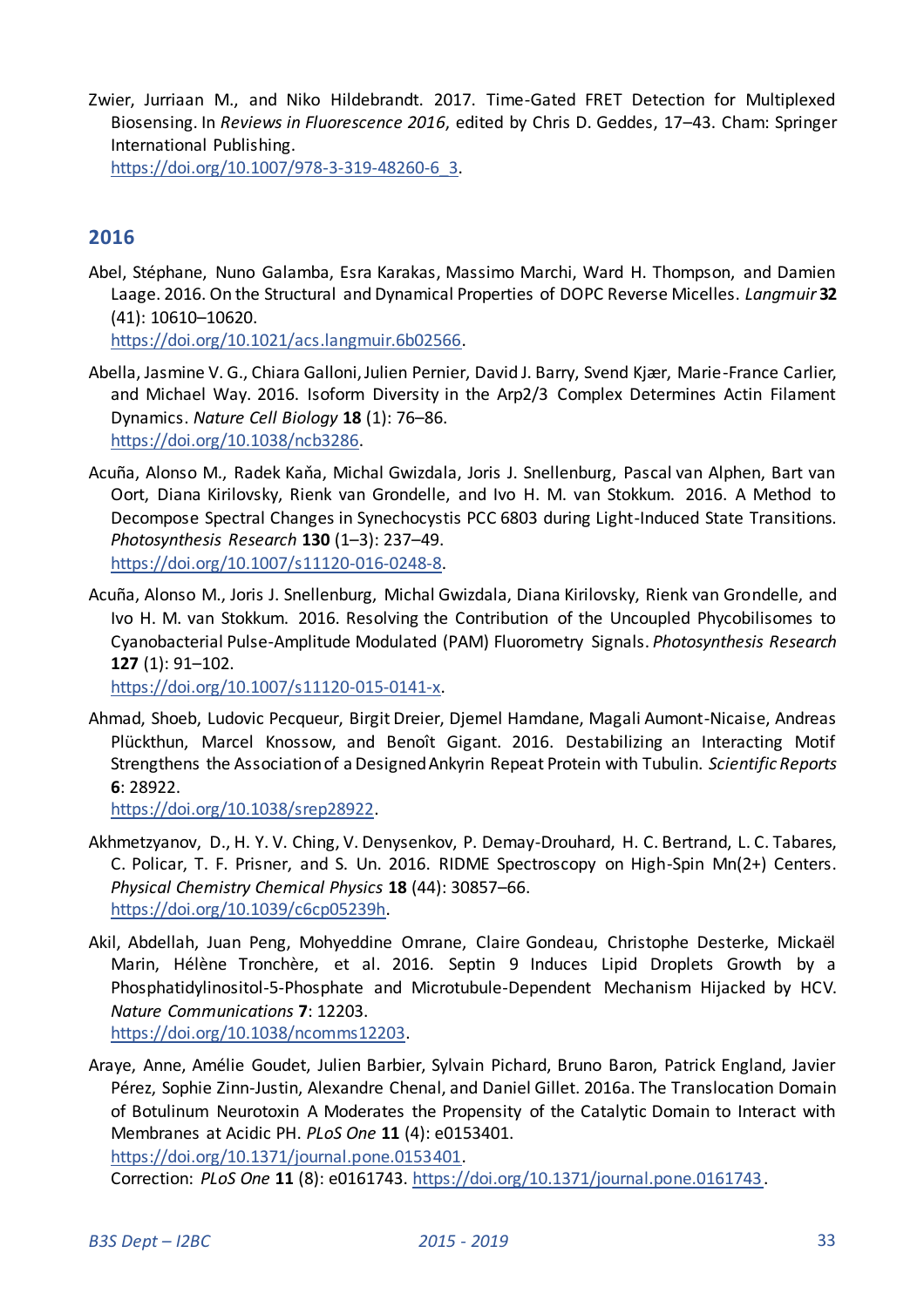Zwier, Jurriaan M., and Niko Hildebrandt. 2017. Time-Gated FRET Detection for Multiplexed Biosensing. In *Reviews in Fluorescence 2016*, edited by Chris D. Geddes, 17–43. Cham: Springer International Publishing.
https://doi.org/10.1007/978-3-319-48260-6_3.

## 2016

Abel, Stéphane, Nuno Galamba, Esra Karakas, Massimo Marchi, Ward H. Thompson, and Damien Laage. 2016. On the Structural and Dynamical Properties of DOPC Reverse Micelles. *Langmuir* **32** (41): 10610–10620.
https://doi.org/10.1021/acs.langmuir.6b02566.

Abella, Jasmine V. G., Chiara Galloni, Julien Pernier, David J. Barry, Svend Kjær, Marie-France Carlier, and Michael Way. 2016. Isoform Diversity in the Arp2/3 Complex Determines Actin Filament Dynamics. *Nature Cell Biology* **18** (1): 76–86.
https://doi.org/10.1038/ncb3286.

Acuña, Alonso M., Radek Kaňa, Michal Gwizdala, Joris J. Snellenburg, Pascal van Alphen, Bart van Oort, Diana Kirilovsky, Rienk van Grondelle, and Ivo H. M. van Stokkum. 2016. A Method to Decompose Spectral Changes in Synechocystis PCC 6803 during Light-Induced State Transitions. *Photosynthesis Research* **130** (1–3): 237–49.
https://doi.org/10.1007/s11120-016-0248-8.

Acuña, Alonso M., Joris J. Snellenburg, Michal Gwizdala, Diana Kirilovsky, Rienk van Grondelle, and Ivo H. M. van Stokkum. 2016. Resolving the Contribution of the Uncoupled Phycobilisomes to Cyanobacterial Pulse-Amplitude Modulated (PAM) Fluorometry Signals. *Photosynthesis Research* **127** (1): 91–102.
https://doi.org/10.1007/s11120-015-0141-x.

Ahmad, Shoeb, Ludovic Pecqueur, Birgit Dreier, Djemel Hamdane, Magali Aumont-Nicaise, Andreas Plückthun, Marcel Knossow, and Benoît Gigant. 2016. Destabilizing an Interacting Motif Strengthens the Association of a Designed Ankyrin Repeat Protein with Tubulin. *Scientific Reports* **6**: 28922.
https://doi.org/10.1038/srep28922.

Akhmetzyanov, D., H. Y. V. Ching, V. Denysenkov, P. Demay-Drouhard, H. C. Bertrand, L. C. Tabares, C. Policar, T. F. Prisner, and S. Un. 2016. RIDME Spectroscopy on High-Spin Mn(2+) Centers. *Physical Chemistry Chemical Physics* **18** (44): 30857–66.
https://doi.org/10.1039/c6cp05239h.

Akil, Abdellah, Juan Peng, Mohyeddine Omrane, Claire Gondeau, Christophe Desterke, Mickaël Marin, Hélène Tronchère, et al. 2016. Septin 9 Induces Lipid Droplets Growth by a Phosphatidylinositol-5-Phosphate and Microtubule-Dependent Mechanism Hijacked by HCV. *Nature Communications* **7**: 12203.
https://doi.org/10.1038/ncomms12203.

Araye, Anne, Amélie Goudet, Julien Barbier, Sylvain Pichard, Bruno Baron, Patrick England, Javier Pérez, Sophie Zinn-Justin, Alexandre Chenal, and Daniel Gillet. 2016a. The Translocation Domain of Botulinum Neurotoxin A Moderates the Propensity of the Catalytic Domain to Interact with Membranes at Acidic PH. *PLoS One* **11** (4): e0153401.
https://doi.org/10.1371/journal.pone.0153401.
Correction: *PLoS One* **11** (8): e0161743. https://doi.org/10.1371/journal.pone.0161743.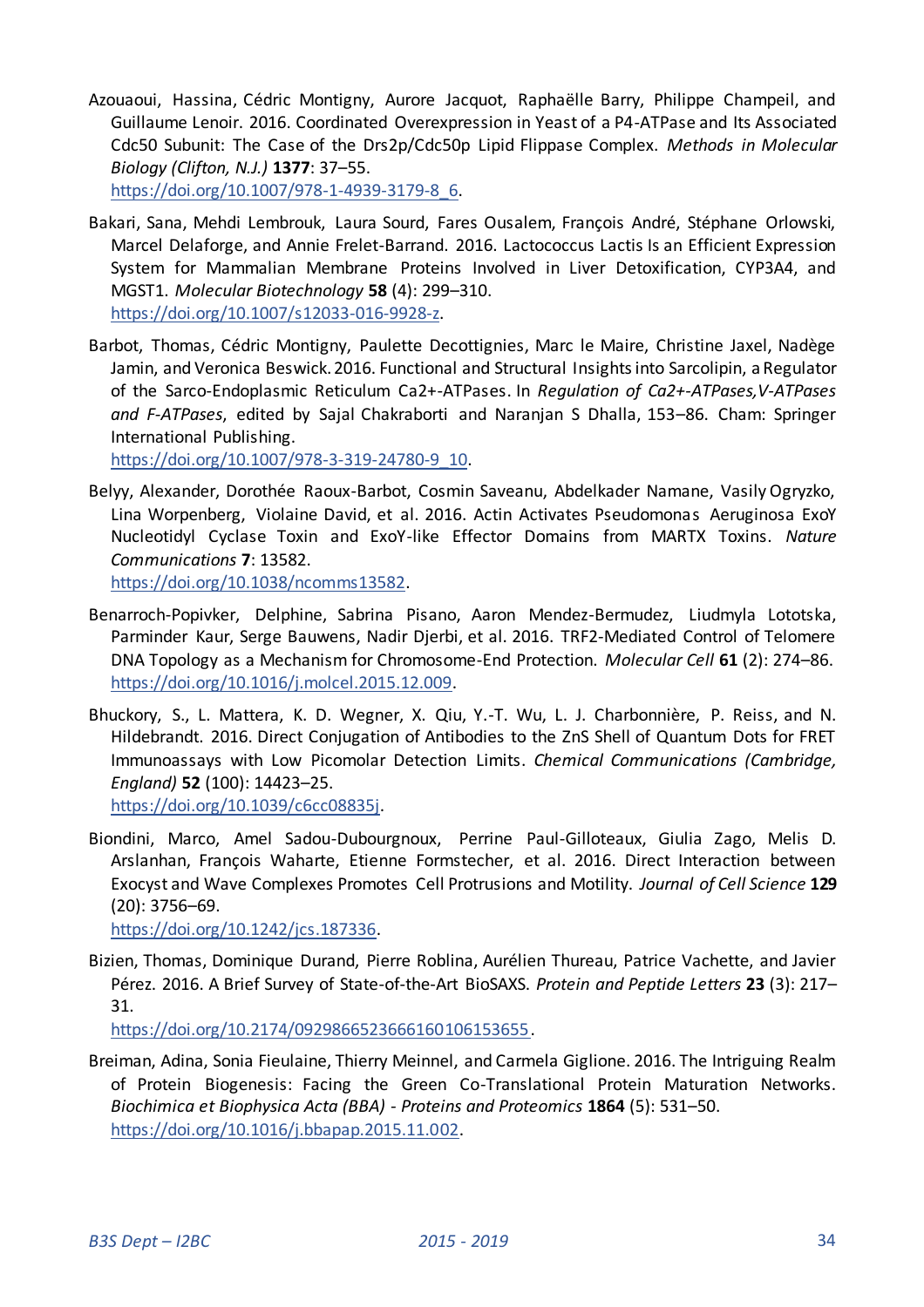Azouaoui, Hassina, Cédric Montigny, Aurore Jacquot, Raphaëlle Barry, Philippe Champeil, and Guillaume Lenoir. 2016. Coordinated Overexpression in Yeast of a P4-ATPase and Its Associated Cdc50 Subunit: The Case of the Drs2p/Cdc50p Lipid Flippase Complex. *Methods in Molecular Biology (Clifton, N.J.)* **1377**: 37–55. https://doi.org/10.1007/978-1-4939-3179-8_6.

Bakari, Sana, Mehdi Lembrouk, Laura Sourd, Fares Ousalem, François André, Stéphane Orlowski, Marcel Delaforge, and Annie Frelet-Barrand. 2016. Lactococcus Lactis Is an Efficient Expression System for Mammalian Membrane Proteins Involved in Liver Detoxification, CYP3A4, and MGST1. *Molecular Biotechnology* **58** (4): 299–310. https://doi.org/10.1007/s12033-016-9928-z.

Barbot, Thomas, Cédric Montigny, Paulette Decottignies, Marc le Maire, Christine Jaxel, Nadège Jamin, and Veronica Beswick. 2016. Functional and Structural Insights into Sarcolipin, a Regulator of the Sarco-Endoplasmic Reticulum Ca2+-ATPases. In *Regulation of Ca2+-ATPases,V-ATPases and F-ATPases*, edited by Sajal Chakraborti and Naranjan S Dhalla, 153–86. Cham: Springer International Publishing. https://doi.org/10.1007/978-3-319-24780-9_10.

Belyy, Alexander, Dorothée Raoux-Barbot, Cosmin Saveanu, Abdelkader Namane, Vasily Ogryzko, Lina Worpenberg, Violaine David, et al. 2016. Actin Activates Pseudomonas Aeruginosa ExoY Nucleotidyl Cyclase Toxin and ExoY-like Effector Domains from MARTX Toxins. *Nature Communications* **7**: 13582. https://doi.org/10.1038/ncomms13582.

Benarroch-Popivker, Delphine, Sabrina Pisano, Aaron Mendez-Bermudez, Liudmyla Lototska, Parminder Kaur, Serge Bauwens, Nadir Djerbi, et al. 2016. TRF2-Mediated Control of Telomere DNA Topology as a Mechanism for Chromosome-End Protection. *Molecular Cell* **61** (2): 274–86. https://doi.org/10.1016/j.molcel.2015.12.009.

Bhuckory, S., L. Mattera, K. D. Wegner, X. Qiu, Y.-T. Wu, L. J. Charbonnière, P. Reiss, and N. Hildebrandt. 2016. Direct Conjugation of Antibodies to the ZnS Shell of Quantum Dots for FRET Immunoassays with Low Picomolar Detection Limits. *Chemical Communications (Cambridge, England)* **52** (100): 14423–25. https://doi.org/10.1039/c6cc08835j.

Biondini, Marco, Amel Sadou-Dubourgnoux, Perrine Paul-Gilloteaux, Giulia Zago, Melis D. Arslanhan, François Waharte, Etienne Formstecher, et al. 2016. Direct Interaction between Exocyst and Wave Complexes Promotes Cell Protrusions and Motility. *Journal of Cell Science* **129** (20): 3756–69. https://doi.org/10.1242/jcs.187336.

Bizien, Thomas, Dominique Durand, Pierre Roblina, Aurélien Thureau, Patrice Vachette, and Javier Pérez. 2016. A Brief Survey of State-of-the-Art BioSAXS. *Protein and Peptide Letters* **23** (3): 217–31. https://doi.org/10.2174/0929866523666160106153655.

Breiman, Adina, Sonia Fieulaine, Thierry Meinnel, and Carmela Giglione. 2016. The Intriguing Realm of Protein Biogenesis: Facing the Green Co-Translational Protein Maturation Networks. *Biochimica et Biophysica Acta (BBA) - Proteins and Proteomics* **1864** (5): 531–50. https://doi.org/10.1016/j.bbapap.2015.11.002.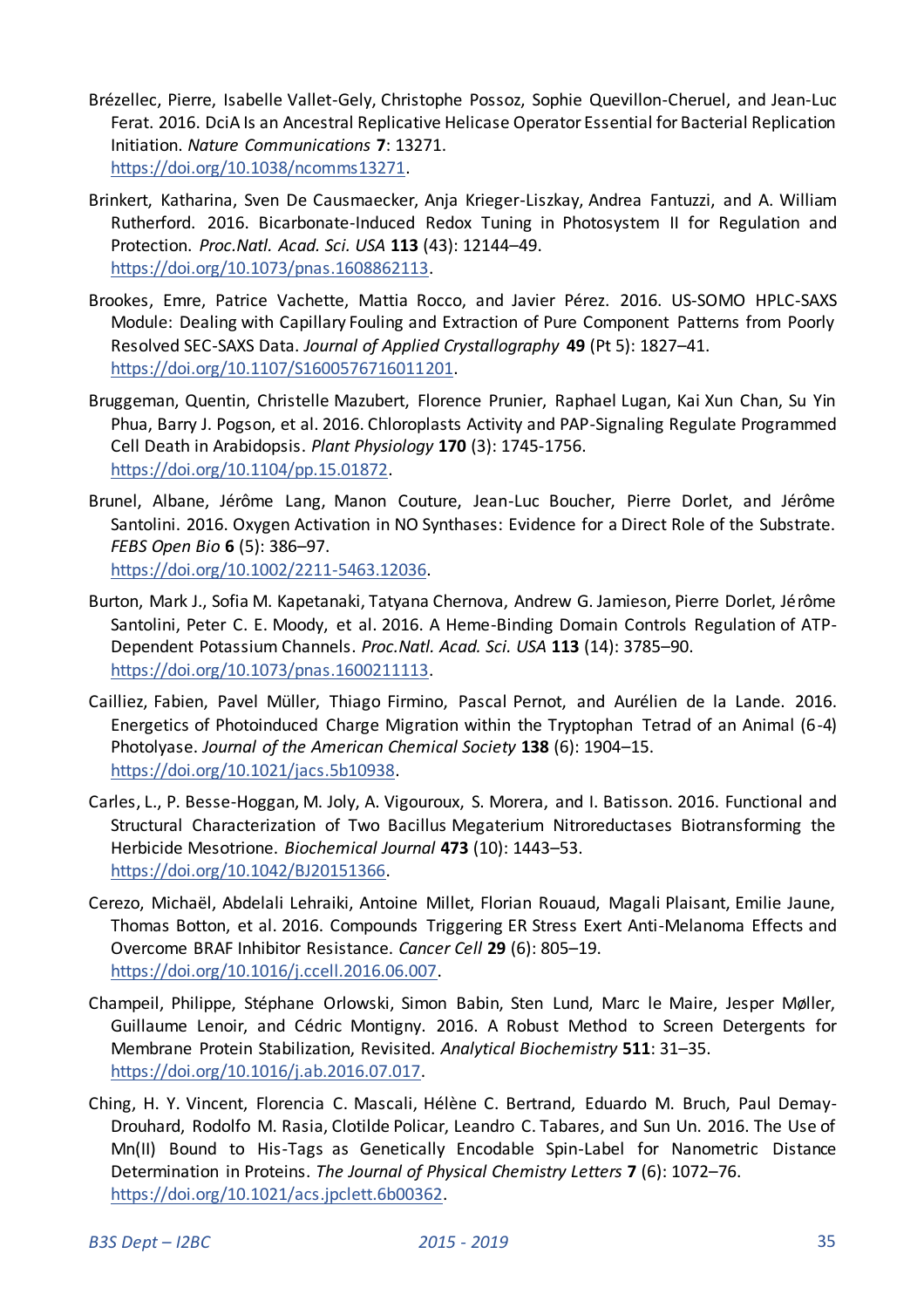Brézellec, Pierre, Isabelle Vallet-Gely, Christophe Possoz, Sophie Quevillon-Cheruel, and Jean-Luc Ferat. 2016. DciA Is an Ancestral Replicative Helicase Operator Essential for Bacterial Replication Initiation. *Nature Communications* **7**: 13271. https://doi.org/10.1038/ncomms13271.

Brinkert, Katharina, Sven De Causmaecker, Anja Krieger-Liszkay, Andrea Fantuzzi, and A. William Rutherford. 2016. Bicarbonate-Induced Redox Tuning in Photosystem II for Regulation and Protection. *Proc.Natl. Acad. Sci. USA* **113** (43): 12144–49. https://doi.org/10.1073/pnas.1608862113.

Brookes, Emre, Patrice Vachette, Mattia Rocco, and Javier Pérez. 2016. US-SOMO HPLC-SAXS Module: Dealing with Capillary Fouling and Extraction of Pure Component Patterns from Poorly Resolved SEC-SAXS Data. *Journal of Applied Crystallography* **49** (Pt 5): 1827–41. https://doi.org/10.1107/S1600576716011201.

Bruggeman, Quentin, Christelle Mazubert, Florence Prunier, Raphael Lugan, Kai Xun Chan, Su Yin Phua, Barry J. Pogson, et al. 2016. Chloroplasts Activity and PAP-Signaling Regulate Programmed Cell Death in Arabidopsis. *Plant Physiology* **170** (3): 1745-1756. https://doi.org/10.1104/pp.15.01872.

Brunel, Albane, Jérôme Lang, Manon Couture, Jean-Luc Boucher, Pierre Dorlet, and Jérôme Santolini. 2016. Oxygen Activation in NO Synthases: Evidence for a Direct Role of the Substrate. *FEBS Open Bio* **6** (5): 386–97. https://doi.org/10.1002/2211-5463.12036.

Burton, Mark J., Sofia M. Kapetanaki, Tatyana Chernova, Andrew G. Jamieson, Pierre Dorlet, Jérôme Santolini, Peter C. E. Moody, et al. 2016. A Heme-Binding Domain Controls Regulation of ATP-Dependent Potassium Channels. *Proc.Natl. Acad. Sci. USA* **113** (14): 3785–90. https://doi.org/10.1073/pnas.1600211113.

Cailliez, Fabien, Pavel Müller, Thiago Firmino, Pascal Pernot, and Aurélien de la Lande. 2016. Energetics of Photoinduced Charge Migration within the Tryptophan Tetrad of an Animal (6-4) Photolyase. *Journal of the American Chemical Society* **138** (6): 1904–15. https://doi.org/10.1021/jacs.5b10938.

Carles, L., P. Besse-Hoggan, M. Joly, A. Vigouroux, S. Morera, and I. Batisson. 2016. Functional and Structural Characterization of Two Bacillus Megaterium Nitroreductases Biotransforming the Herbicide Mesotrione. *Biochemical Journal* **473** (10): 1443–53. https://doi.org/10.1042/BJ20151366.

Cerezo, Michaël, Abdelali Lehraiki, Antoine Millet, Florian Rouaud, Magali Plaisant, Emilie Jaune, Thomas Botton, et al. 2016. Compounds Triggering ER Stress Exert Anti-Melanoma Effects and Overcome BRAF Inhibitor Resistance. *Cancer Cell* **29** (6): 805–19. https://doi.org/10.1016/j.ccell.2016.06.007.

Champeil, Philippe, Stéphane Orlowski, Simon Babin, Sten Lund, Marc le Maire, Jesper Møller, Guillaume Lenoir, and Cédric Montigny. 2016. A Robust Method to Screen Detergents for Membrane Protein Stabilization, Revisited. *Analytical Biochemistry* **511**: 31–35. https://doi.org/10.1016/j.ab.2016.07.017.

Ching, H. Y. Vincent, Florencia C. Mascali, Hélène C. Bertrand, Eduardo M. Bruch, Paul Demay-Drouhard, Rodolfo M. Rasia, Clotilde Policar, Leandro C. Tabares, and Sun Un. 2016. The Use of Mn(II) Bound to His-Tags as Genetically Encodable Spin-Label for Nanometric Distance Determination in Proteins. *The Journal of Physical Chemistry Letters* **7** (6): 1072–76. https://doi.org/10.1021/acs.jpclett.6b00362.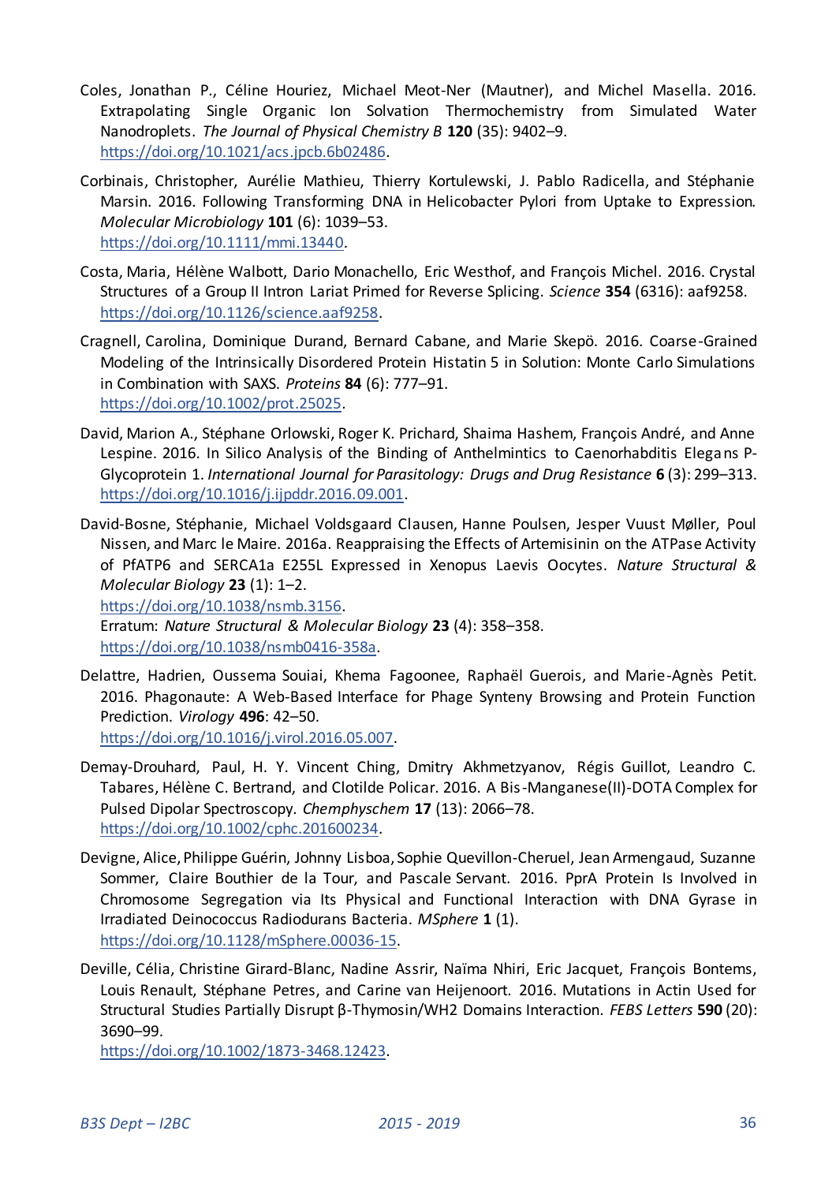Coles, Jonathan P., Céline Houriez, Michael Meot-Ner (Mautner), and Michel Masella. 2016. Extrapolating Single Organic Ion Solvation Thermochemistry from Simulated Water Nanodroplets. *The Journal of Physical Chemistry B* **120** (35): 9402–9. https://doi.org/10.1021/acs.jpcb.6b02486.

Corbinais, Christopher, Aurélie Mathieu, Thierry Kortulewski, J. Pablo Radicella, and Stéphanie Marsin. 2016. Following Transforming DNA in Helicobacter Pylori from Uptake to Expression. *Molecular Microbiology* **101** (6): 1039–53. https://doi.org/10.1111/mmi.13440.

Costa, Maria, Hélène Walbott, Dario Monachello, Eric Westhof, and François Michel. 2016. Crystal Structures of a Group II Intron Lariat Primed for Reverse Splicing. *Science* **354** (6316): aaf9258. https://doi.org/10.1126/science.aaf9258.

Cragnell, Carolina, Dominique Durand, Bernard Cabane, and Marie Skepö. 2016. Coarse-Grained Modeling of the Intrinsically Disordered Protein Histatin 5 in Solution: Monte Carlo Simulations in Combination with SAXS. *Proteins* **84** (6): 777–91. https://doi.org/10.1002/prot.25025.

David, Marion A., Stéphane Orlowski, Roger K. Prichard, Shaima Hashem, François André, and Anne Lespine. 2016. In Silico Analysis of the Binding of Anthelmintics to Caenorhabditis Elegans P-Glycoprotein 1. *International Journal for Parasitology: Drugs and Drug Resistance* **6** (3): 299–313. https://doi.org/10.1016/j.ijpddr.2016.09.001.

David-Bosne, Stéphanie, Michael Voldsgaard Clausen, Hanne Poulsen, Jesper Vuust Møller, Poul Nissen, and Marc le Maire. 2016a. Reappraising the Effects of Artemisinin on the ATPase Activity of PfATP6 and SERCA1a E255L Expressed in Xenopus Laevis Oocytes. *Nature Structural & Molecular Biology* **23** (1): 1–2. https://doi.org/10.1038/nsmb.3156.
Erratum: *Nature Structural & Molecular Biology* **23** (4): 358–358. https://doi.org/10.1038/nsmb0416-358a.

Delattre, Hadrien, Oussema Souiai, Khema Fagoonee, Raphaël Guerois, and Marie-Agnès Petit. 2016. Phagonaute: A Web-Based Interface for Phage Synteny Browsing and Protein Function Prediction. *Virology* **496**: 42–50. https://doi.org/10.1016/j.virol.2016.05.007.

Demay-Drouhard, Paul, H. Y. Vincent Ching, Dmitry Akhmetzyanov, Régis Guillot, Leandro C. Tabares, Hélène C. Bertrand, and Clotilde Policar. 2016. A Bis-Manganese(II)-DOTA Complex for Pulsed Dipolar Spectroscopy. *Chemphyschem* **17** (13): 2066–78. https://doi.org/10.1002/cphc.201600234.

Devigne, Alice, Philippe Guérin, Johnny Lisboa, Sophie Quevillon-Cheruel, Jean Armengaud, Suzanne Sommer, Claire Bouthier de la Tour, and Pascale Servant. 2016. PprA Protein Is Involved in Chromosome Segregation via Its Physical and Functional Interaction with DNA Gyrase in Irradiated Deinococcus Radiodurans Bacteria. *MSphere* **1** (1). https://doi.org/10.1128/mSphere.00036-15.

Deville, Célia, Christine Girard-Blanc, Nadine Assrir, Naïma Nhiri, Eric Jacquet, François Bontems, Louis Renault, Stéphane Petres, and Carine van Heijenoort. 2016. Mutations in Actin Used for Structural Studies Partially Disrupt β-Thymosin/WH2 Domains Interaction. *FEBS Letters* **590** (20): 3690–99. https://doi.org/10.1002/1873-3468.12423.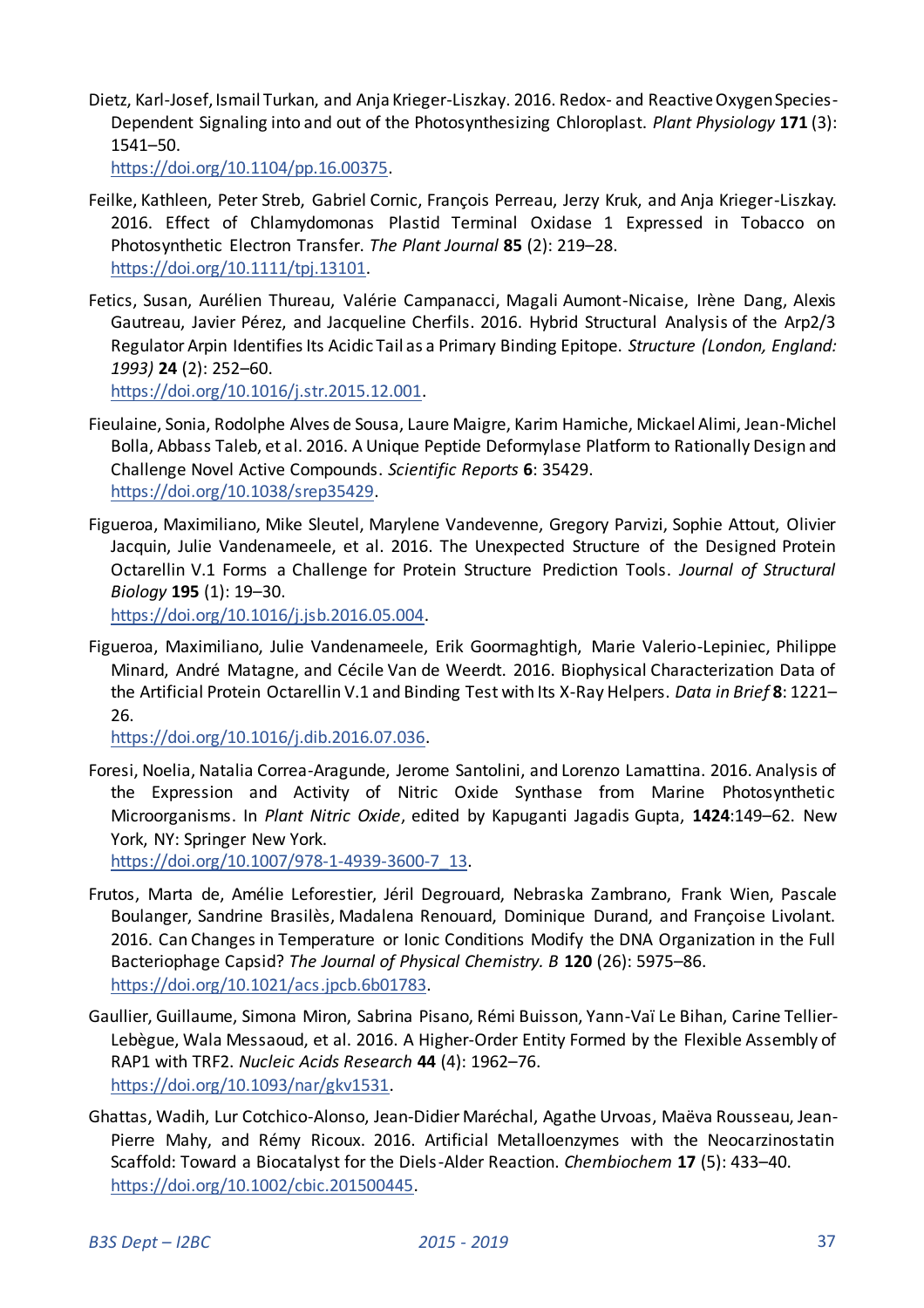Dietz, Karl-Josef, Ismail Turkan, and Anja Krieger-Liszkay. 2016. Redox- and Reactive Oxygen Species-Dependent Signaling into and out of the Photosynthesizing Chloroplast. *Plant Physiology* **171** (3): 1541–50.
https://doi.org/10.1104/pp.16.00375.

Feilke, Kathleen, Peter Streb, Gabriel Cornic, François Perreau, Jerzy Kruk, and Anja Krieger-Liszkay. 2016. Effect of Chlamydomonas Plastid Terminal Oxidase 1 Expressed in Tobacco on Photosynthetic Electron Transfer. *The Plant Journal* **85** (2): 219–28.
https://doi.org/10.1111/tpj.13101.

Fetics, Susan, Aurélien Thureau, Valérie Campanacci, Magali Aumont-Nicaise, Irène Dang, Alexis Gautreau, Javier Pérez, and Jacqueline Cherfils. 2016. Hybrid Structural Analysis of the Arp2/3 Regulator Arpin Identifies Its Acidic Tail as a Primary Binding Epitope. *Structure (London, England: 1993)* **24** (2): 252–60.
https://doi.org/10.1016/j.str.2015.12.001.

Fieulaine, Sonia, Rodolphe Alves de Sousa, Laure Maigre, Karim Hamiche, Mickael Alimi, Jean-Michel Bolla, Abbass Taleb, et al. 2016. A Unique Peptide Deformylase Platform to Rationally Design and Challenge Novel Active Compounds. *Scientific Reports* **6**: 35429.
https://doi.org/10.1038/srep35429.

Figueroa, Maximiliano, Mike Sleutel, Marylene Vandevenne, Gregory Parvizi, Sophie Attout, Olivier Jacquin, Julie Vandenameele, et al. 2016. The Unexpected Structure of the Designed Protein Octarellin V.1 Forms a Challenge for Protein Structure Prediction Tools. *Journal of Structural Biology* **195** (1): 19–30.
https://doi.org/10.1016/j.jsb.2016.05.004.

Figueroa, Maximiliano, Julie Vandenameele, Erik Goormaghtigh, Marie Valerio-Lepiniec, Philippe Minard, André Matagne, and Cécile Van de Weerdt. 2016. Biophysical Characterization Data of the Artificial Protein Octarellin V.1 and Binding Test with Its X-Ray Helpers. *Data in Brief* **8**: 1221–26.
https://doi.org/10.1016/j.dib.2016.07.036.

Foresi, Noelia, Natalia Correa-Aragunde, Jerome Santolini, and Lorenzo Lamattina. 2016. Analysis of the Expression and Activity of Nitric Oxide Synthase from Marine Photosynthetic Microorganisms. In *Plant Nitric Oxide*, edited by Kapuganti Jagadis Gupta, **1424**:149–62. New York, NY: Springer New York.
https://doi.org/10.1007/978-1-4939-3600-7_13.

Frutos, Marta de, Amélie Leforestier, Jéril Degrouard, Nebraska Zambrano, Frank Wien, Pascale Boulanger, Sandrine Brasilès, Madalena Renouard, Dominique Durand, and Françoise Livolant. 2016. Can Changes in Temperature or Ionic Conditions Modify the DNA Organization in the Full Bacteriophage Capsid? *The Journal of Physical Chemistry. B* **120** (26): 5975–86.
https://doi.org/10.1021/acs.jpcb.6b01783.

Gaullier, Guillaume, Simona Miron, Sabrina Pisano, Rémi Buisson, Yann-Vaï Le Bihan, Carine Tellier-Lebègue, Wala Messaoud, et al. 2016. A Higher-Order Entity Formed by the Flexible Assembly of RAP1 with TRF2. *Nucleic Acids Research* **44** (4): 1962–76.
https://doi.org/10.1093/nar/gkv1531.

Ghattas, Wadih, Lur Cotchico-Alonso, Jean-Didier Maréchal, Agathe Urvoas, Maëva Rousseau, Jean-Pierre Mahy, and Rémy Ricoux. 2016. Artificial Metalloenzymes with the Neocarzinostatin Scaffold: Toward a Biocatalyst for the Diels-Alder Reaction. *Chembiochem* **17** (5): 433–40.
https://doi.org/10.1002/cbic.201500445.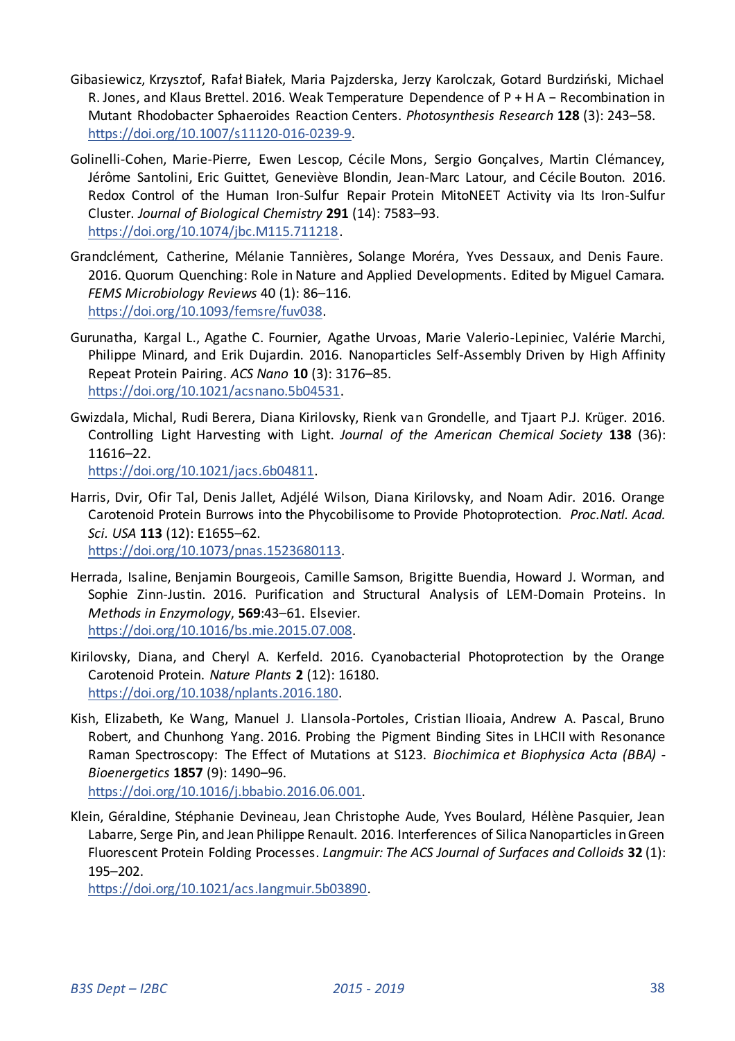Gibasiewicz, Krzysztof, Rafał Białek, Maria Pajzderska, Jerzy Karolczak, Gotard Burdziński, Michael R. Jones, and Klaus Brettel. 2016. Weak Temperature Dependence of P + H A − Recombination in Mutant Rhodobacter Sphaeroides Reaction Centers. *Photosynthesis Research* **128** (3): 243–58. https://doi.org/10.1007/s11120-016-0239-9.

Golinelli-Cohen, Marie-Pierre, Ewen Lescop, Cécile Mons, Sergio Gonçalves, Martin Clémancey, Jérôme Santolini, Eric Guittet, Geneviève Blondin, Jean-Marc Latour, and Cécile Bouton. 2016. Redox Control of the Human Iron-Sulfur Repair Protein MitoNEET Activity via Its Iron-Sulfur Cluster. *Journal of Biological Chemistry* **291** (14): 7583–93. https://doi.org/10.1074/jbc.M115.711218.

Grandclément, Catherine, Mélanie Tannières, Solange Moréra, Yves Dessaux, and Denis Faure. 2016. Quorum Quenching: Role in Nature and Applied Developments. Edited by Miguel Camara. *FEMS Microbiology Reviews* 40 (1): 86–116. https://doi.org/10.1093/femsre/fuv038.

Gurunatha, Kargal L., Agathe C. Fournier, Agathe Urvoas, Marie Valerio-Lepiniec, Valérie Marchi, Philippe Minard, and Erik Dujardin. 2016. Nanoparticles Self-Assembly Driven by High Affinity Repeat Protein Pairing. *ACS Nano* **10** (3): 3176–85. https://doi.org/10.1021/acsnano.5b04531.

Gwizdala, Michal, Rudi Berera, Diana Kirilovsky, Rienk van Grondelle, and Tjaart P.J. Krüger. 2016. Controlling Light Harvesting with Light. *Journal of the American Chemical Society* **138** (36): 11616–22. https://doi.org/10.1021/jacs.6b04811.

Harris, Dvir, Ofir Tal, Denis Jallet, Adjélé Wilson, Diana Kirilovsky, and Noam Adir. 2016. Orange Carotenoid Protein Burrows into the Phycobilisome to Provide Photoprotection. *Proc.Natl. Acad. Sci. USA* **113** (12): E1655–62. https://doi.org/10.1073/pnas.1523680113.

Herrada, Isaline, Benjamin Bourgeois, Camille Samson, Brigitte Buendia, Howard J. Worman, and Sophie Zinn-Justin. 2016. Purification and Structural Analysis of LEM-Domain Proteins. In *Methods in Enzymology*, **569**:43–61. Elsevier. https://doi.org/10.1016/bs.mie.2015.07.008.

Kirilovsky, Diana, and Cheryl A. Kerfeld. 2016. Cyanobacterial Photoprotection by the Orange Carotenoid Protein. *Nature Plants* **2** (12): 16180. https://doi.org/10.1038/nplants.2016.180.

Kish, Elizabeth, Ke Wang, Manuel J. Llansola-Portoles, Cristian Ilioaia, Andrew A. Pascal, Bruno Robert, and Chunhong Yang. 2016. Probing the Pigment Binding Sites in LHCII with Resonance Raman Spectroscopy: The Effect of Mutations at S123. *Biochimica et Biophysica Acta (BBA) - Bioenergetics* **1857** (9): 1490–96. https://doi.org/10.1016/j.bbabio.2016.06.001.

Klein, Géraldine, Stéphanie Devineau, Jean Christophe Aude, Yves Boulard, Hélène Pasquier, Jean Labarre, Serge Pin, and Jean Philippe Renault. 2016. Interferences of Silica Nanoparticles in Green Fluorescent Protein Folding Processes. *Langmuir: The ACS Journal of Surfaces and Colloids* **32** (1): 195–202. https://doi.org/10.1021/acs.langmuir.5b03890.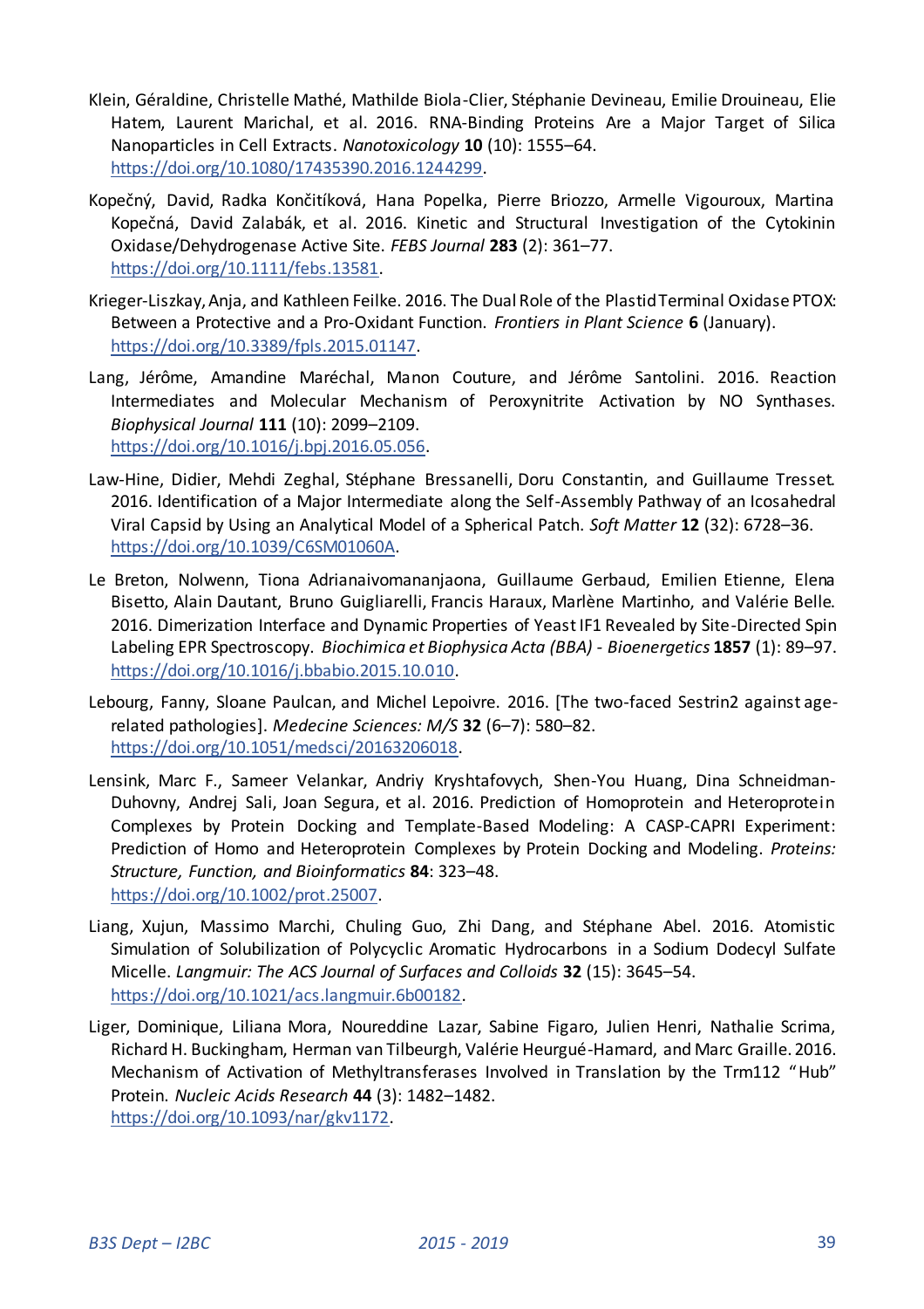Klein, Géraldine, Christelle Mathé, Mathilde Biola-Clier, Stéphanie Devineau, Emilie Drouineau, Elie Hatem, Laurent Marichal, et al. 2016. RNA-Binding Proteins Are a Major Target of Silica Nanoparticles in Cell Extracts. *Nanotoxicology* **10** (10): 1555–64. https://doi.org/10.1080/17435390.2016.1244299.

Kopečný, David, Radka Končitíková, Hana Popelka, Pierre Briozzo, Armelle Vigouroux, Martina Kopečná, David Zalabák, et al. 2016. Kinetic and Structural Investigation of the Cytokinin Oxidase/Dehydrogenase Active Site. *FEBS Journal* **283** (2): 361–77. https://doi.org/10.1111/febs.13581.

Krieger-Liszkay, Anja, and Kathleen Feilke. 2016. The Dual Role of the Plastid Terminal Oxidase PTOX: Between a Protective and a Pro-Oxidant Function. *Frontiers in Plant Science* **6** (January). https://doi.org/10.3389/fpls.2015.01147.

Lang, Jérôme, Amandine Maréchal, Manon Couture, and Jérôme Santolini. 2016. Reaction Intermediates and Molecular Mechanism of Peroxynitrite Activation by NO Synthases. *Biophysical Journal* **111** (10): 2099–2109. https://doi.org/10.1016/j.bpj.2016.05.056.

Law-Hine, Didier, Mehdi Zeghal, Stéphane Bressanelli, Doru Constantin, and Guillaume Tresset. 2016. Identification of a Major Intermediate along the Self-Assembly Pathway of an Icosahedral Viral Capsid by Using an Analytical Model of a Spherical Patch. *Soft Matter* **12** (32): 6728–36. https://doi.org/10.1039/C6SM01060A.

Le Breton, Nolwenn, Tiona Adrianaivomananjaona, Guillaume Gerbaud, Emilien Etienne, Elena Bisetto, Alain Dautant, Bruno Guigliarelli, Francis Haraux, Marlène Martinho, and Valérie Belle. 2016. Dimerization Interface and Dynamic Properties of Yeast IF1 Revealed by Site-Directed Spin Labeling EPR Spectroscopy. *Biochimica et Biophysica Acta (BBA) - Bioenergetics* **1857** (1): 89–97. https://doi.org/10.1016/j.bbabio.2015.10.010.

Lebourg, Fanny, Sloane Paulcan, and Michel Lepoivre. 2016. [The two-faced Sestrin2 against age-related pathologies]. *Medecine Sciences: M/S* **32** (6–7): 580–82. https://doi.org/10.1051/medsci/20163206018.

Lensink, Marc F., Sameer Velankar, Andriy Kryshtafovych, Shen-You Huang, Dina Schneidman-Duhovny, Andrej Sali, Joan Segura, et al. 2016. Prediction of Homoprotein and Heteroprotein Complexes by Protein Docking and Template-Based Modeling: A CASP-CAPRI Experiment: Prediction of Homo and Heteroprotein Complexes by Protein Docking and Modeling. *Proteins: Structure, Function, and Bioinformatics* **84**: 323–48. https://doi.org/10.1002/prot.25007.

Liang, Xujun, Massimo Marchi, Chuling Guo, Zhi Dang, and Stéphane Abel. 2016. Atomistic Simulation of Solubilization of Polycyclic Aromatic Hydrocarbons in a Sodium Dodecyl Sulfate Micelle. *Langmuir: The ACS Journal of Surfaces and Colloids* **32** (15): 3645–54. https://doi.org/10.1021/acs.langmuir.6b00182.

Liger, Dominique, Liliana Mora, Noureddine Lazar, Sabine Figaro, Julien Henri, Nathalie Scrima, Richard H. Buckingham, Herman van Tilbeurgh, Valérie Heurgué-Hamard, and Marc Graille. 2016. Mechanism of Activation of Methyltransferases Involved in Translation by the Trm112 "Hub" Protein. *Nucleic Acids Research* **44** (3): 1482–1482. https://doi.org/10.1093/nar/gkv1172.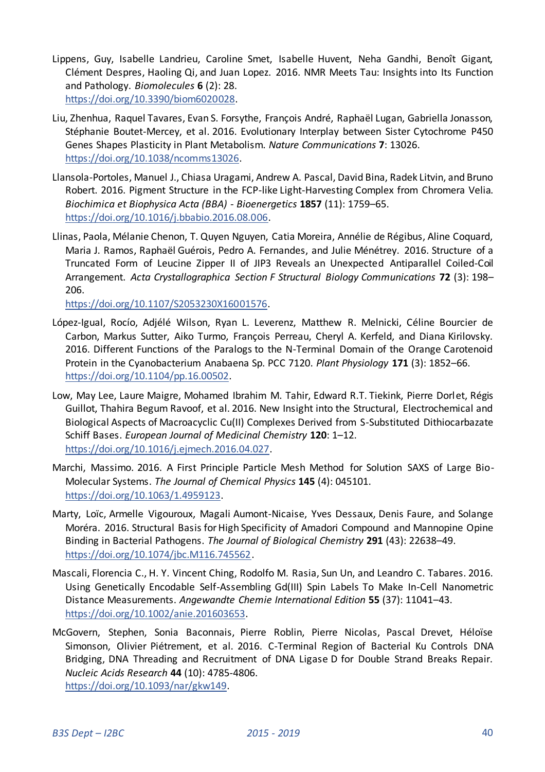Lippens, Guy, Isabelle Landrieu, Caroline Smet, Isabelle Huvent, Neha Gandhi, Benoît Gigant, Clément Despres, Haoling Qi, and Juan Lopez. 2016. NMR Meets Tau: Insights into Its Function and Pathology. *Biomolecules* **6** (2): 28. https://doi.org/10.3390/biom6020028.

Liu, Zhenhua, Raquel Tavares, Evan S. Forsythe, François André, Raphaël Lugan, Gabriella Jonasson, Stéphanie Boutet-Mercey, et al. 2016. Evolutionary Interplay between Sister Cytochrome P450 Genes Shapes Plasticity in Plant Metabolism. *Nature Communications* **7**: 13026. https://doi.org/10.1038/ncomms13026.

Llansola-Portoles, Manuel J., Chiasa Uragami, Andrew A. Pascal, David Bina, Radek Litvin, and Bruno Robert. 2016. Pigment Structure in the FCP-like Light-Harvesting Complex from Chromera Velia. *Biochimica et Biophysica Acta (BBA) - Bioenergetics* **1857** (11): 1759–65. https://doi.org/10.1016/j.bbabio.2016.08.006.

Llinas, Paola, Mélanie Chenon, T. Quyen Nguyen, Catia Moreira, Annélie de Régibus, Aline Coquard, Maria J. Ramos, Raphaël Guérois, Pedro A. Fernandes, and Julie Ménétrey. 2016. Structure of a Truncated Form of Leucine Zipper II of JIP3 Reveals an Unexpected Antiparallel Coiled-Coil Arrangement. *Acta Crystallographica Section F Structural Biology Communications* **72** (3): 198–206. https://doi.org/10.1107/S2053230X16001576.

López-Igual, Rocío, Adjélé Wilson, Ryan L. Leverenz, Matthew R. Melnicki, Céline Bourcier de Carbon, Markus Sutter, Aiko Turmo, François Perreau, Cheryl A. Kerfeld, and Diana Kirilovsky. 2016. Different Functions of the Paralogs to the N-Terminal Domain of the Orange Carotenoid Protein in the Cyanobacterium Anabaena Sp. PCC 7120. *Plant Physiology* **171** (3): 1852–66. https://doi.org/10.1104/pp.16.00502.

Low, May Lee, Laure Maigre, Mohamed Ibrahim M. Tahir, Edward R.T. Tiekink, Pierre Dorlet, Régis Guillot, Thahira Begum Ravoof, et al. 2016. New Insight into the Structural, Electrochemical and Biological Aspects of Macroacyclic Cu(II) Complexes Derived from S-Substituted Dithiocarbazate Schiff Bases. *European Journal of Medicinal Chemistry* **120**: 1–12. https://doi.org/10.1016/j.ejmech.2016.04.027.

Marchi, Massimo. 2016. A First Principle Particle Mesh Method for Solution SAXS of Large Bio-Molecular Systems. *The Journal of Chemical Physics* **145** (4): 045101. https://doi.org/10.1063/1.4959123.

Marty, Loïc, Armelle Vigouroux, Magali Aumont-Nicaise, Yves Dessaux, Denis Faure, and Solange Moréra. 2016. Structural Basis for High Specificity of Amadori Compound and Mannopine Opine Binding in Bacterial Pathogens. *The Journal of Biological Chemistry* **291** (43): 22638–49. https://doi.org/10.1074/jbc.M116.745562.

Mascali, Florencia C., H. Y. Vincent Ching, Rodolfo M. Rasia, Sun Un, and Leandro C. Tabares. 2016. Using Genetically Encodable Self-Assembling Gd(III) Spin Labels To Make In-Cell Nanometric Distance Measurements. *Angewandte Chemie International Edition* **55** (37): 11041–43. https://doi.org/10.1002/anie.201603653.

McGovern, Stephen, Sonia Baconnais, Pierre Roblin, Pierre Nicolas, Pascal Drevet, Héloïse Simonson, Olivier Piétrement, et al. 2016. C-Terminal Region of Bacterial Ku Controls DNA Bridging, DNA Threading and Recruitment of DNA Ligase D for Double Strand Breaks Repair. *Nucleic Acids Research* **44** (10): 4785-4806. https://doi.org/10.1093/nar/gkw149.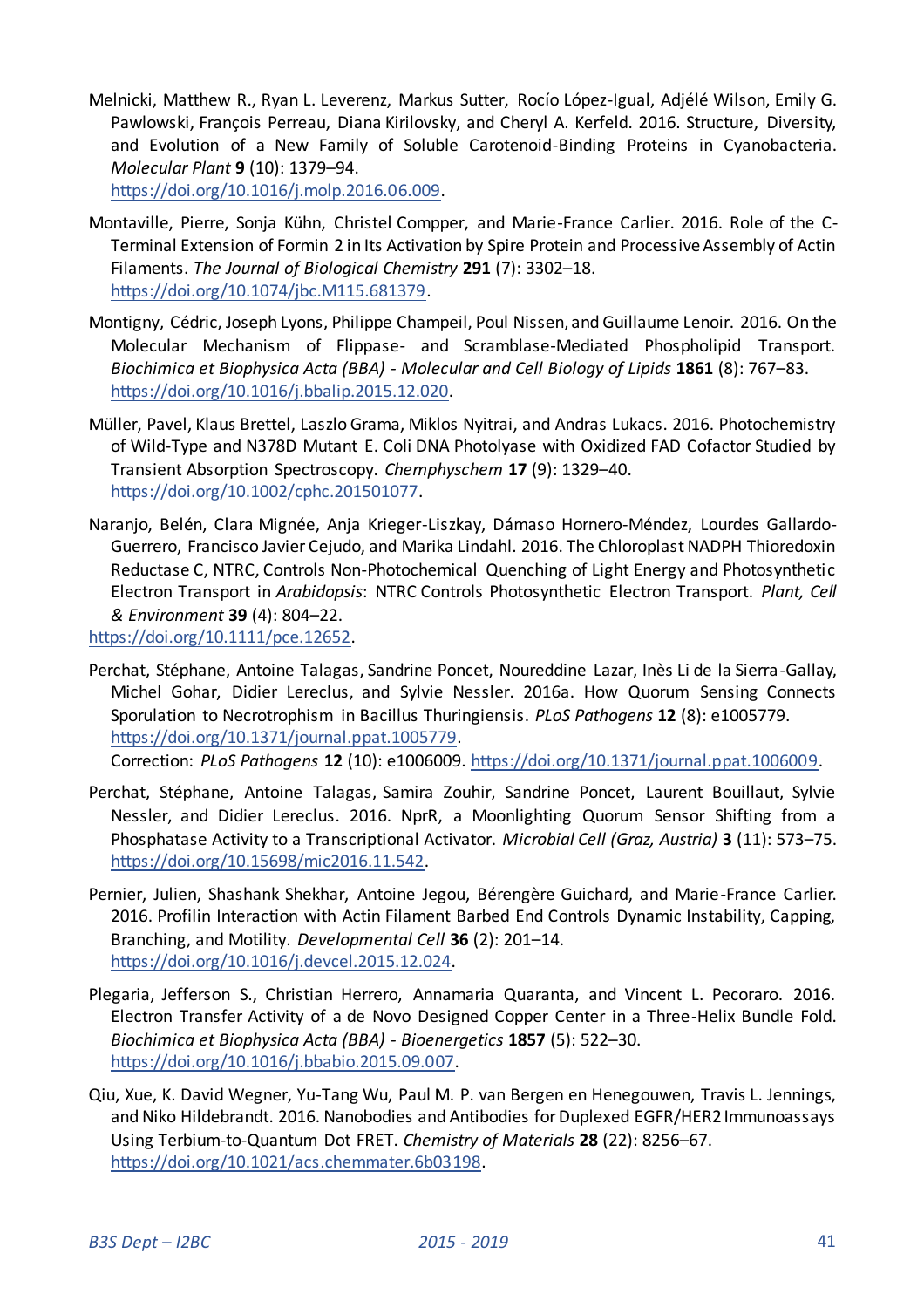Melnicki, Matthew R., Ryan L. Leverenz, Markus Sutter, Rocío López-Igual, Adjélé Wilson, Emily G. Pawlowski, François Perreau, Diana Kirilovsky, and Cheryl A. Kerfeld. 2016. Structure, Diversity, and Evolution of a New Family of Soluble Carotenoid-Binding Proteins in Cyanobacteria. *Molecular Plant* **9** (10): 1379–94. https://doi.org/10.1016/j.molp.2016.06.009.

Montaville, Pierre, Sonja Kühn, Christel Compper, and Marie-France Carlier. 2016. Role of the C-Terminal Extension of Formin 2 in Its Activation by Spire Protein and Processive Assembly of Actin Filaments. *The Journal of Biological Chemistry* **291** (7): 3302–18. https://doi.org/10.1074/jbc.M115.681379.

Montigny, Cédric, Joseph Lyons, Philippe Champeil, Poul Nissen, and Guillaume Lenoir. 2016. On the Molecular Mechanism of Flippase- and Scramblase-Mediated Phospholipid Transport. *Biochimica et Biophysica Acta (BBA) - Molecular and Cell Biology of Lipids* **1861** (8): 767–83. https://doi.org/10.1016/j.bbalip.2015.12.020.

Müller, Pavel, Klaus Brettel, Laszlo Grama, Miklos Nyitrai, and Andras Lukacs. 2016. Photochemistry of Wild-Type and N378D Mutant E. Coli DNA Photolyase with Oxidized FAD Cofactor Studied by Transient Absorption Spectroscopy. *Chemphyschem* **17** (9): 1329–40. https://doi.org/10.1002/cphc.201501077.

Naranjo, Belén, Clara Mignée, Anja Krieger-Liszkay, Dámaso Hornero-Méndez, Lourdes Gallardo-Guerrero, Francisco Javier Cejudo, and Marika Lindahl. 2016. The Chloroplast NADPH Thioredoxin Reductase C, NTRC, Controls Non-Photochemical Quenching of Light Energy and Photosynthetic Electron Transport in *Arabidopsis*: NTRC Controls Photosynthetic Electron Transport. *Plant, Cell & Environment* **39** (4): 804–22. https://doi.org/10.1111/pce.12652.

Perchat, Stéphane, Antoine Talagas, Sandrine Poncet, Noureddine Lazar, Inès Li de la Sierra-Gallay, Michel Gohar, Didier Lereclus, and Sylvie Nessler. 2016a. How Quorum Sensing Connects Sporulation to Necrotrophism in Bacillus Thuringiensis. *PLoS Pathogens* **12** (8): e1005779. https://doi.org/10.1371/journal.ppat.1005779.
Correction: *PLoS Pathogens* **12** (10): e1006009. https://doi.org/10.1371/journal.ppat.1006009.

Perchat, Stéphane, Antoine Talagas, Samira Zouhir, Sandrine Poncet, Laurent Bouillaut, Sylvie Nessler, and Didier Lereclus. 2016. NprR, a Moonlighting Quorum Sensor Shifting from a Phosphatase Activity to a Transcriptional Activator. *Microbial Cell (Graz, Austria)* **3** (11): 573–75. https://doi.org/10.15698/mic2016.11.542.

Pernier, Julien, Shashank Shekhar, Antoine Jegou, Bérengère Guichard, and Marie-France Carlier. 2016. Profilin Interaction with Actin Filament Barbed End Controls Dynamic Instability, Capping, Branching, and Motility. *Developmental Cell* **36** (2): 201–14. https://doi.org/10.1016/j.devcel.2015.12.024.

Plegaria, Jefferson S., Christian Herrero, Annamaria Quaranta, and Vincent L. Pecoraro. 2016. Electron Transfer Activity of a de Novo Designed Copper Center in a Three-Helix Bundle Fold. *Biochimica et Biophysica Acta (BBA) - Bioenergetics* **1857** (5): 522–30. https://doi.org/10.1016/j.bbabio.2015.09.007.

Qiu, Xue, K. David Wegner, Yu-Tang Wu, Paul M. P. van Bergen en Henegouwen, Travis L. Jennings, and Niko Hildebrandt. 2016. Nanobodies and Antibodies for Duplexed EGFR/HER2 Immunoassays Using Terbium-to-Quantum Dot FRET. *Chemistry of Materials* **28** (22): 8256–67. https://doi.org/10.1021/acs.chemmater.6b03198.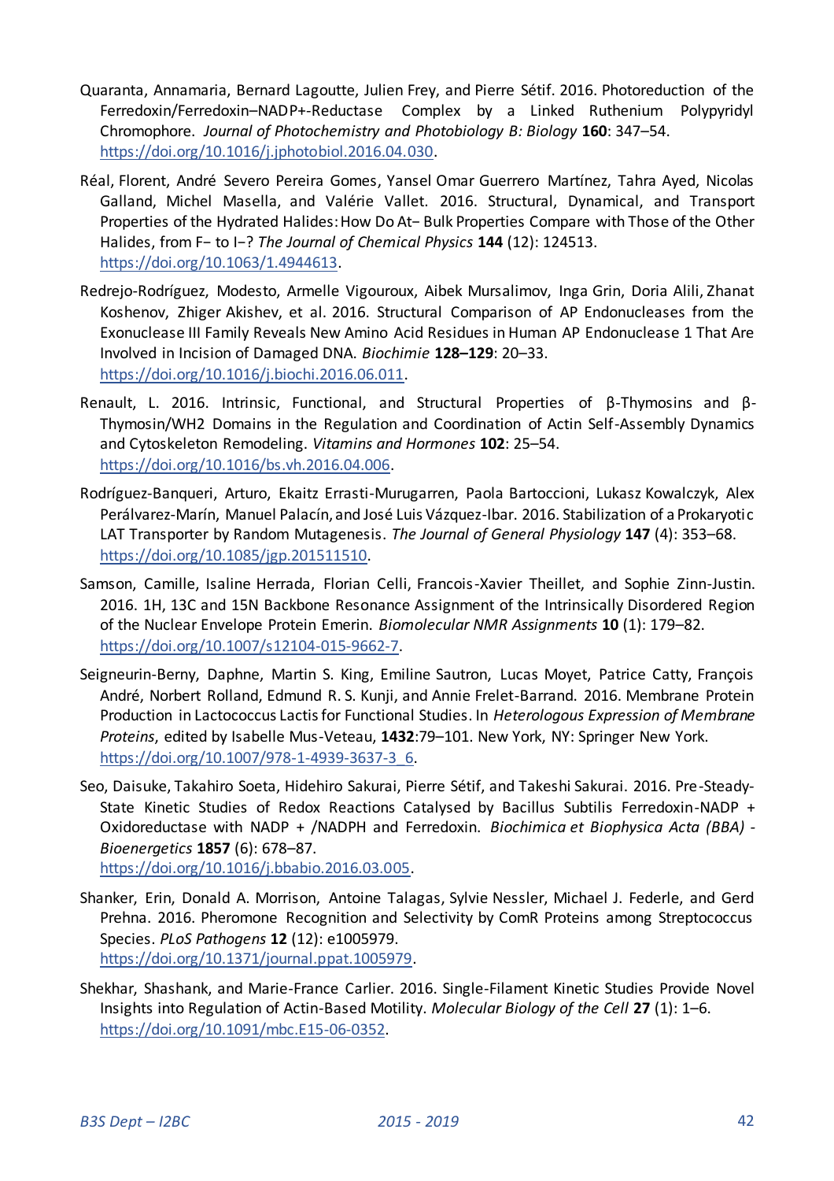Quaranta, Annamaria, Bernard Lagoutte, Julien Frey, and Pierre Sétif. 2016. Photoreduction of the Ferredoxin/Ferredoxin–NADP+-Reductase Complex by a Linked Ruthenium Polypyridyl Chromophore. *Journal of Photochemistry and Photobiology B: Biology* **160**: 347–54. https://doi.org/10.1016/j.jphotobiol.2016.04.030.

Réal, Florent, André Severo Pereira Gomes, Yansel Omar Guerrero Martínez, Tahra Ayed, Nicolas Galland, Michel Masella, and Valérie Vallet. 2016. Structural, Dynamical, and Transport Properties of the Hydrated Halides: How Do At− Bulk Properties Compare with Those of the Other Halides, from F− to I−? *The Journal of Chemical Physics* **144** (12): 124513. https://doi.org/10.1063/1.4944613.

Redrejo-Rodríguez, Modesto, Armelle Vigouroux, Aibek Mursalimov, Inga Grin, Doria Alili, Zhanat Koshenov, Zhiger Akishev, et al. 2016. Structural Comparison of AP Endonucleases from the Exonuclease III Family Reveals New Amino Acid Residues in Human AP Endonuclease 1 That Are Involved in Incision of Damaged DNA. *Biochimie* **128–129**: 20–33. https://doi.org/10.1016/j.biochi.2016.06.011.

Renault, L. 2016. Intrinsic, Functional, and Structural Properties of β-Thymosins and β-Thymosin/WH2 Domains in the Regulation and Coordination of Actin Self-Assembly Dynamics and Cytoskeleton Remodeling. *Vitamins and Hormones* **102**: 25–54. https://doi.org/10.1016/bs.vh.2016.04.006.

Rodríguez-Banqueri, Arturo, Ekaitz Errasti-Murugarren, Paola Bartoccioni, Lukasz Kowalczyk, Alex Perálvarez-Marín, Manuel Palacín, and José Luis Vázquez-Ibar. 2016. Stabilization of a Prokaryotic LAT Transporter by Random Mutagenesis. *The Journal of General Physiology* **147** (4): 353–68. https://doi.org/10.1085/jgp.201511510.

Samson, Camille, Isaline Herrada, Florian Celli, Francois-Xavier Theillet, and Sophie Zinn-Justin. 2016. 1H, 13C and 15N Backbone Resonance Assignment of the Intrinsically Disordered Region of the Nuclear Envelope Protein Emerin. *Biomolecular NMR Assignments* **10** (1): 179–82. https://doi.org/10.1007/s12104-015-9662-7.

Seigneurin-Berny, Daphne, Martin S. King, Emiline Sautron, Lucas Moyet, Patrice Catty, François André, Norbert Rolland, Edmund R. S. Kunji, and Annie Frelet-Barrand. 2016. Membrane Protein Production in Lactococcus Lactis for Functional Studies. In *Heterologous Expression of Membrane Proteins*, edited by Isabelle Mus-Veteau, **1432**:79–101. New York, NY: Springer New York. https://doi.org/10.1007/978-1-4939-3637-3_6.

Seo, Daisuke, Takahiro Soeta, Hidehiro Sakurai, Pierre Sétif, and Takeshi Sakurai. 2016. Pre-Steady-State Kinetic Studies of Redox Reactions Catalysed by Bacillus Subtilis Ferredoxin-NADP + Oxidoreductase with NADP + /NADPH and Ferredoxin. *Biochimica et Biophysica Acta (BBA) - Bioenergetics* **1857** (6): 678–87. https://doi.org/10.1016/j.bbabio.2016.03.005.

Shanker, Erin, Donald A. Morrison, Antoine Talagas, Sylvie Nessler, Michael J. Federle, and Gerd Prehna. 2016. Pheromone Recognition and Selectivity by ComR Proteins among Streptococcus Species. *PLoS Pathogens* **12** (12): e1005979. https://doi.org/10.1371/journal.ppat.1005979.

Shekhar, Shashank, and Marie-France Carlier. 2016. Single-Filament Kinetic Studies Provide Novel Insights into Regulation of Actin-Based Motility. *Molecular Biology of the Cell* **27** (1): 1–6. https://doi.org/10.1091/mbc.E15-06-0352.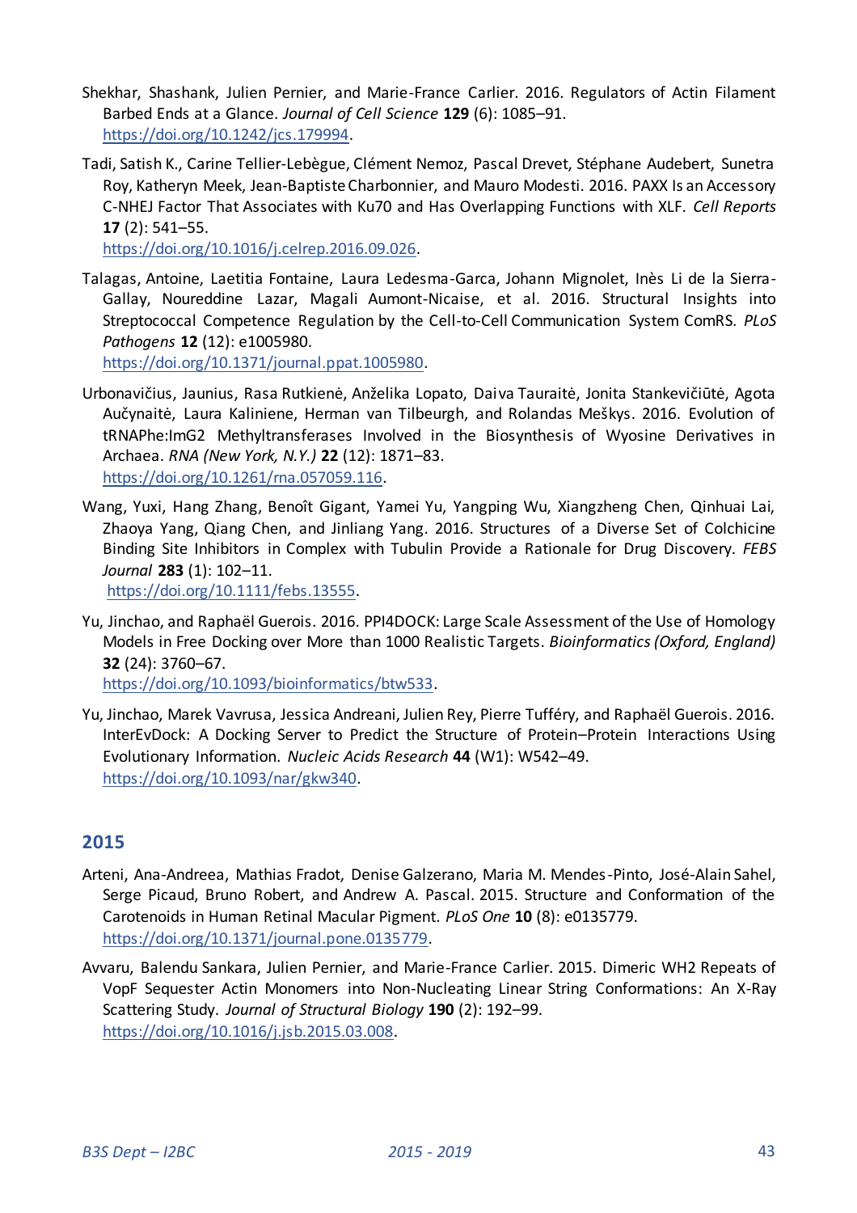Shekhar, Shashank, Julien Pernier, and Marie-France Carlier. 2016. Regulators of Actin Filament Barbed Ends at a Glance. *Journal of Cell Science* **129** (6): 1085–91. https://doi.org/10.1242/jcs.179994.

Tadi, Satish K., Carine Tellier-Lebègue, Clément Nemoz, Pascal Drevet, Stéphane Audebert, Sunetra Roy, Katheryn Meek, Jean-Baptiste Charbonnier, and Mauro Modesti. 2016. PAXX Is an Accessory C-NHEJ Factor That Associates with Ku70 and Has Overlapping Functions with XLF. *Cell Reports* **17** (2): 541–55. https://doi.org/10.1016/j.celrep.2016.09.026.

Talagas, Antoine, Laetitia Fontaine, Laura Ledesma-Garca, Johann Mignolet, Inès Li de la Sierra-Gallay, Noureddine Lazar, Magali Aumont-Nicaise, et al. 2016. Structural Insights into Streptococcal Competence Regulation by the Cell-to-Cell Communication System ComRS. *PLoS Pathogens* **12** (12): e1005980. https://doi.org/10.1371/journal.ppat.1005980.

Urbonavičius, Jaunius, Rasa Rutkienė, Anželika Lopato, Daiva Tauraitė, Jonita Stankevičiūtė, Agota Aučynaitė, Laura Kaliniene, Herman van Tilbeurgh, and Rolandas Meškys. 2016. Evolution of tRNAPhe:ImG2 Methyltransferases Involved in the Biosynthesis of Wyosine Derivatives in Archaea. *RNA (New York, N.Y.)* **22** (12): 1871–83. https://doi.org/10.1261/rna.057059.116.

Wang, Yuxi, Hang Zhang, Benoît Gigant, Yamei Yu, Yangping Wu, Xiangzheng Chen, Qinhuai Lai, Zhaoya Yang, Qiang Chen, and Jinliang Yang. 2016. Structures of a Diverse Set of Colchicine Binding Site Inhibitors in Complex with Tubulin Provide a Rationale for Drug Discovery. *FEBS Journal* **283** (1): 102–11. https://doi.org/10.1111/febs.13555.

Yu, Jinchao, and Raphaël Guerois. 2016. PPI4DOCK: Large Scale Assessment of the Use of Homology Models in Free Docking over More than 1000 Realistic Targets. *Bioinformatics (Oxford, England)* **32** (24): 3760–67. https://doi.org/10.1093/bioinformatics/btw533.

Yu, Jinchao, Marek Vavrusa, Jessica Andreani, Julien Rey, Pierre Tufféry, and Raphaël Guerois. 2016. InterEvDock: A Docking Server to Predict the Structure of Protein–Protein Interactions Using Evolutionary Information. *Nucleic Acids Research* **44** (W1): W542–49. https://doi.org/10.1093/nar/gkw340.

## 2015

Arteni, Ana-Andreea, Mathias Fradot, Denise Galzerano, Maria M. Mendes-Pinto, José-Alain Sahel, Serge Picaud, Bruno Robert, and Andrew A. Pascal. 2015. Structure and Conformation of the Carotenoids in Human Retinal Macular Pigment. *PLoS One* **10** (8): e0135779. https://doi.org/10.1371/journal.pone.0135779.

Avvaru, Balendu Sankara, Julien Pernier, and Marie-France Carlier. 2015. Dimeric WH2 Repeats of VopF Sequester Actin Monomers into Non-Nucleating Linear String Conformations: An X-Ray Scattering Study. *Journal of Structural Biology* **190** (2): 192–99. https://doi.org/10.1016/j.jsb.2015.03.008.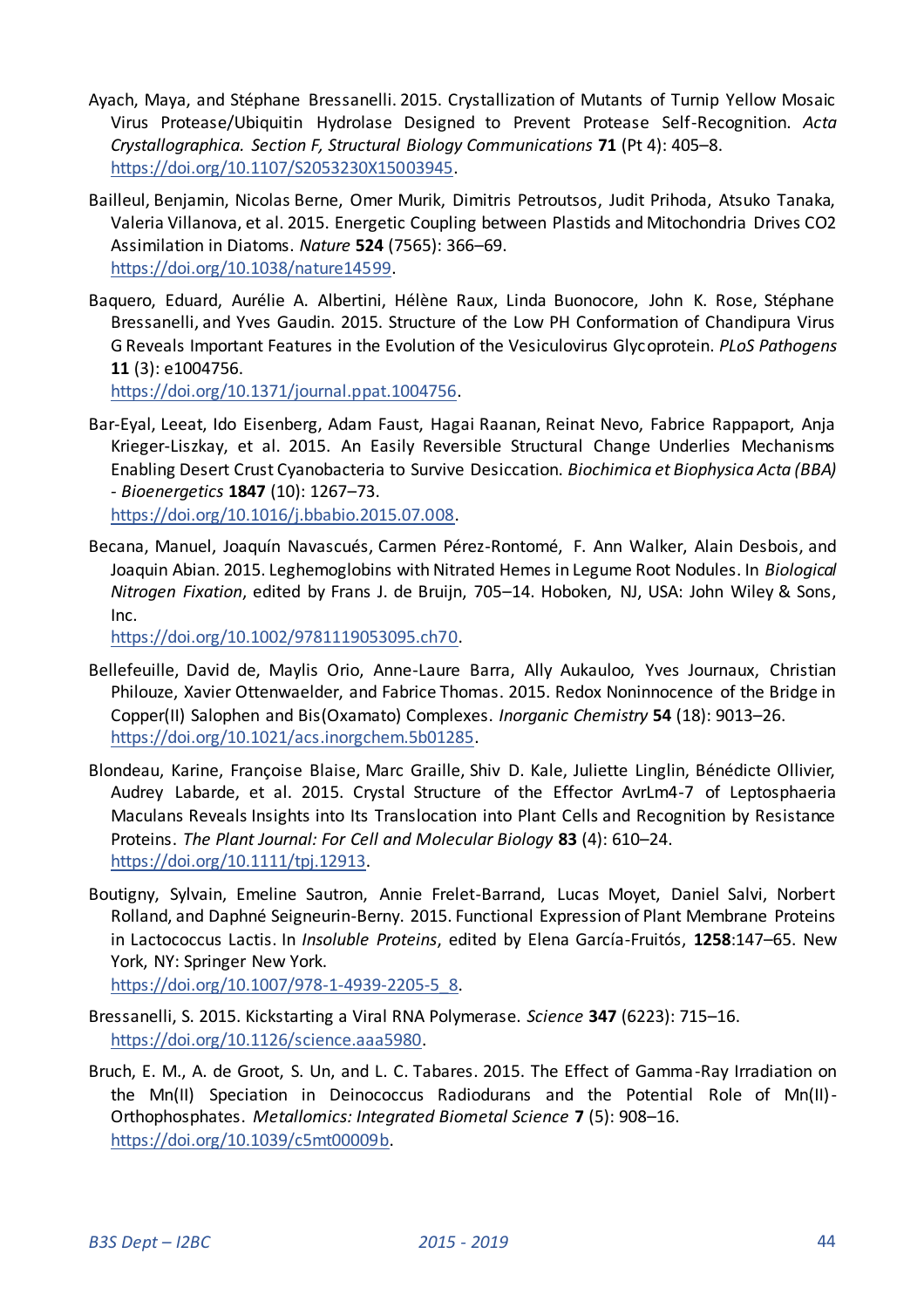Ayach, Maya, and Stéphane Bressanelli. 2015. Crystallization of Mutants of Turnip Yellow Mosaic Virus Protease/Ubiquitin Hydrolase Designed to Prevent Protease Self-Recognition. *Acta Crystallographica. Section F, Structural Biology Communications* **71** (Pt 4): 405–8. https://doi.org/10.1107/S2053230X15003945.

Bailleul, Benjamin, Nicolas Berne, Omer Murik, Dimitris Petroutsos, Judit Prihoda, Atsuko Tanaka, Valeria Villanova, et al. 2015. Energetic Coupling between Plastids and Mitochondria Drives CO2 Assimilation in Diatoms. *Nature* **524** (7565): 366–69. https://doi.org/10.1038/nature14599.

Baquero, Eduard, Aurélie A. Albertini, Hélène Raux, Linda Buonocore, John K. Rose, Stéphane Bressanelli, and Yves Gaudin. 2015. Structure of the Low PH Conformation of Chandipura Virus G Reveals Important Features in the Evolution of the Vesiculovirus Glycoprotein. *PLoS Pathogens* **11** (3): e1004756. https://doi.org/10.1371/journal.ppat.1004756.

Bar-Eyal, Leeat, Ido Eisenberg, Adam Faust, Hagai Raanan, Reinat Nevo, Fabrice Rappaport, Anja Krieger-Liszkay, et al. 2015. An Easily Reversible Structural Change Underlies Mechanisms Enabling Desert Crust Cyanobacteria to Survive Desiccation. *Biochimica et Biophysica Acta (BBA) - Bioenergetics* **1847** (10): 1267–73. https://doi.org/10.1016/j.bbabio.2015.07.008.

Becana, Manuel, Joaquín Navascués, Carmen Pérez-Rontomé, F. Ann Walker, Alain Desbois, and Joaquin Abian. 2015. Leghemoglobins with Nitrated Hemes in Legume Root Nodules. In *Biological Nitrogen Fixation*, edited by Frans J. de Bruijn, 705–14. Hoboken, NJ, USA: John Wiley & Sons, Inc. https://doi.org/10.1002/9781119053095.ch70.

Bellefeuille, David de, Maylis Orio, Anne-Laure Barra, Ally Aukauloo, Yves Journaux, Christian Philouze, Xavier Ottenwaelder, and Fabrice Thomas. 2015. Redox Noninnocence of the Bridge in Copper(II) Salophen and Bis(Oxamato) Complexes. *Inorganic Chemistry* **54** (18): 9013–26. https://doi.org/10.1021/acs.inorgchem.5b01285.

Blondeau, Karine, Françoise Blaise, Marc Graille, Shiv D. Kale, Juliette Linglin, Bénédicte Ollivier, Audrey Labarde, et al. 2015. Crystal Structure of the Effector AvrLm4-7 of Leptosphaeria Maculans Reveals Insights into Its Translocation into Plant Cells and Recognition by Resistance Proteins. *The Plant Journal: For Cell and Molecular Biology* **83** (4): 610–24. https://doi.org/10.1111/tpj.12913.

Boutigny, Sylvain, Emeline Sautron, Annie Frelet-Barrand, Lucas Moyet, Daniel Salvi, Norbert Rolland, and Daphné Seigneurin-Berny. 2015. Functional Expression of Plant Membrane Proteins in Lactococcus Lactis. In *Insoluble Proteins*, edited by Elena García-Fruitós, **1258**:147–65. New York, NY: Springer New York. https://doi.org/10.1007/978-1-4939-2205-5_8.

Bressanelli, S. 2015. Kickstarting a Viral RNA Polymerase. *Science* **347** (6223): 715–16. https://doi.org/10.1126/science.aaa5980.

Bruch, E. M., A. de Groot, S. Un, and L. C. Tabares. 2015. The Effect of Gamma-Ray Irradiation on the Mn(II) Speciation in Deinococcus Radiodurans and the Potential Role of Mn(II)-Orthophosphates. *Metallomics: Integrated Biometal Science* **7** (5): 908–16. https://doi.org/10.1039/c5mt00009b.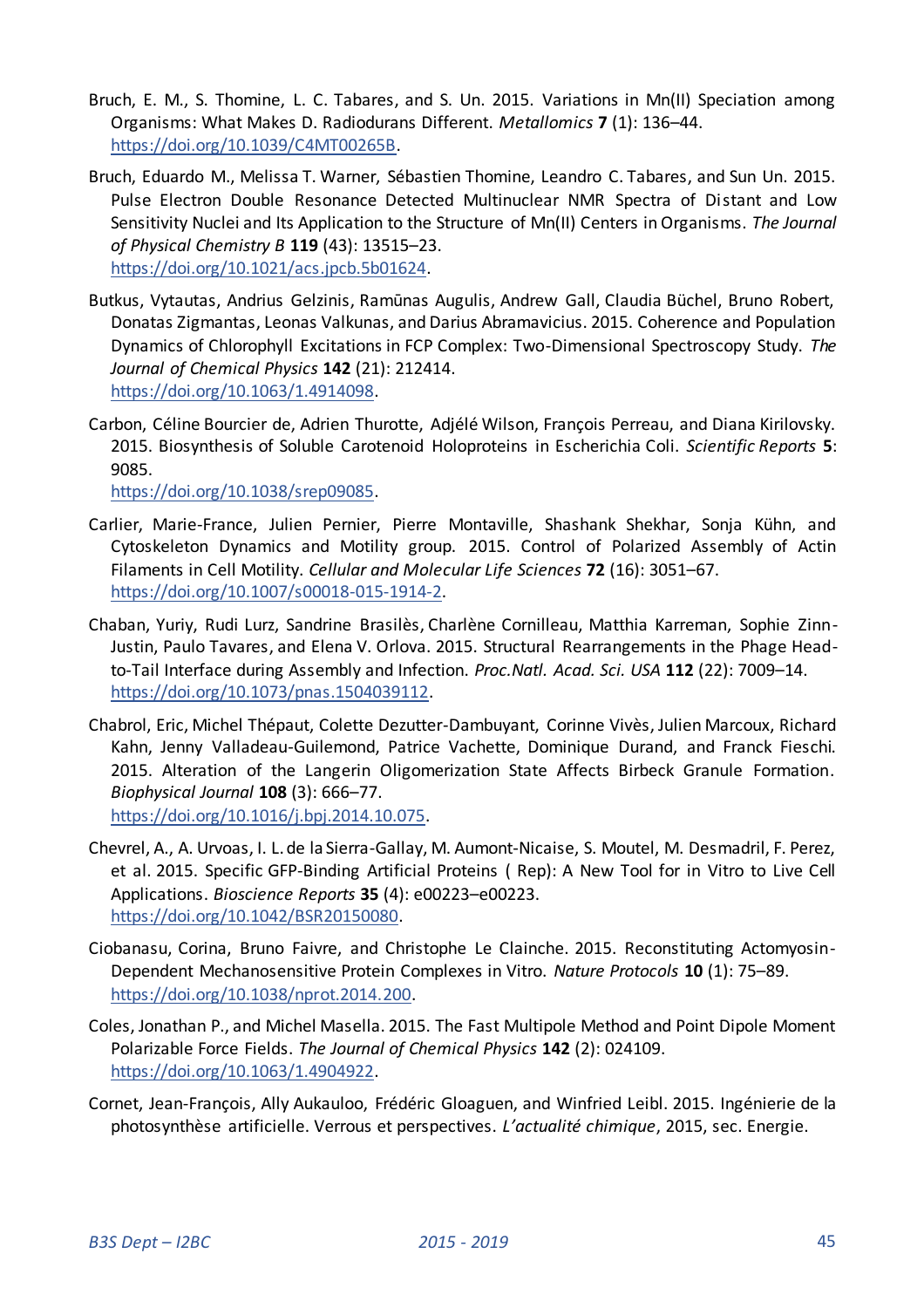Bruch, E. M., S. Thomine, L. C. Tabares, and S. Un. 2015. Variations in Mn(II) Speciation among Organisms: What Makes D. Radiodurans Different. *Metallomics* **7** (1): 136–44. https://doi.org/10.1039/C4MT00265B.

Bruch, Eduardo M., Melissa T. Warner, Sébastien Thomine, Leandro C. Tabares, and Sun Un. 2015. Pulse Electron Double Resonance Detected Multinuclear NMR Spectra of Distant and Low Sensitivity Nuclei and Its Application to the Structure of Mn(II) Centers in Organisms. *The Journal of Physical Chemistry B* **119** (43): 13515–23. https://doi.org/10.1021/acs.jpcb.5b01624.

Butkus, Vytautas, Andrius Gelzinis, Ramūnas Augulis, Andrew Gall, Claudia Büchel, Bruno Robert, Donatas Zigmantas, Leonas Valkunas, and Darius Abramavicius. 2015. Coherence and Population Dynamics of Chlorophyll Excitations in FCP Complex: Two-Dimensional Spectroscopy Study. *The Journal of Chemical Physics* **142** (21): 212414. https://doi.org/10.1063/1.4914098.

Carbon, Céline Bourcier de, Adrien Thurotte, Adjélé Wilson, François Perreau, and Diana Kirilovsky. 2015. Biosynthesis of Soluble Carotenoid Holoproteins in Escherichia Coli. *Scientific Reports* **5**: 9085. https://doi.org/10.1038/srep09085.

Carlier, Marie-France, Julien Pernier, Pierre Montaville, Shashank Shekhar, Sonja Kühn, and Cytoskeleton Dynamics and Motility group. 2015. Control of Polarized Assembly of Actin Filaments in Cell Motility. *Cellular and Molecular Life Sciences* **72** (16): 3051–67. https://doi.org/10.1007/s00018-015-1914-2.

Chaban, Yuriy, Rudi Lurz, Sandrine Brasilès, Charlène Cornilleau, Matthia Karreman, Sophie Zinn-Justin, Paulo Tavares, and Elena V. Orlova. 2015. Structural Rearrangements in the Phage Head-to-Tail Interface during Assembly and Infection. *Proc.Natl. Acad. Sci. USA* **112** (22): 7009–14. https://doi.org/10.1073/pnas.1504039112.

Chabrol, Eric, Michel Thépaut, Colette Dezutter-Dambuyant, Corinne Vivès, Julien Marcoux, Richard Kahn, Jenny Valladeau-Guilemond, Patrice Vachette, Dominique Durand, and Franck Fieschi. 2015. Alteration of the Langerin Oligomerization State Affects Birbeck Granule Formation. *Biophysical Journal* **108** (3): 666–77. https://doi.org/10.1016/j.bpj.2014.10.075.

Chevrel, A., A. Urvoas, I. L. de la Sierra-Gallay, M. Aumont-Nicaise, S. Moutel, M. Desmadril, F. Perez, et al. 2015. Specific GFP-Binding Artificial Proteins ( Rep): A New Tool for in Vitro to Live Cell Applications. *Bioscience Reports* **35** (4): e00223–e00223. https://doi.org/10.1042/BSR20150080.

Ciobanasu, Corina, Bruno Faivre, and Christophe Le Clainche. 2015. Reconstituting Actomyosin-Dependent Mechanosensitive Protein Complexes in Vitro. *Nature Protocols* **10** (1): 75–89. https://doi.org/10.1038/nprot.2014.200.

Coles, Jonathan P., and Michel Masella. 2015. The Fast Multipole Method and Point Dipole Moment Polarizable Force Fields. *The Journal of Chemical Physics* **142** (2): 024109. https://doi.org/10.1063/1.4904922.

Cornet, Jean-François, Ally Aukauloo, Frédéric Gloaguen, and Winfried Leibl. 2015. Ingénierie de la photosynthèse artificielle. Verrous et perspectives. *L'actualité chimique*, 2015, sec. Energie.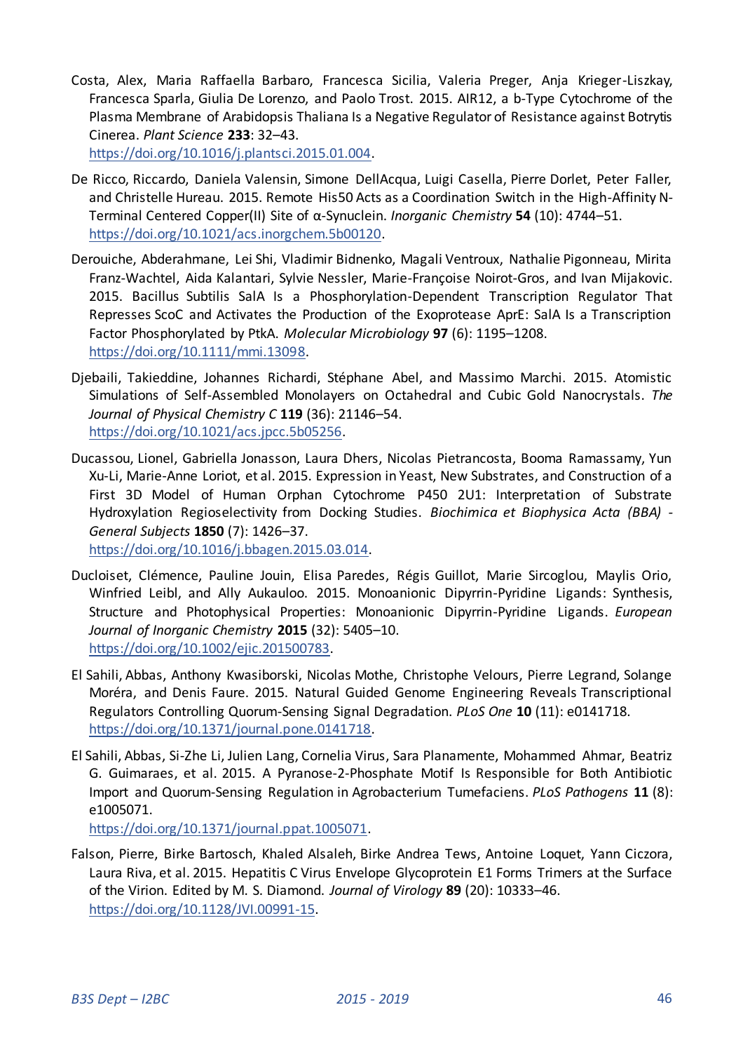Costa, Alex, Maria Raffaella Barbaro, Francesca Sicilia, Valeria Preger, Anja Krieger-Liszkay, Francesca Sparla, Giulia De Lorenzo, and Paolo Trost. 2015. AIR12, a b-Type Cytochrome of the Plasma Membrane of Arabidopsis Thaliana Is a Negative Regulator of Resistance against Botrytis Cinerea. *Plant Science* **233**: 32–43. https://doi.org/10.1016/j.plantsci.2015.01.004.

De Ricco, Riccardo, Daniela Valensin, Simone DellAcqua, Luigi Casella, Pierre Dorlet, Peter Faller, and Christelle Hureau. 2015. Remote His50 Acts as a Coordination Switch in the High-Affinity N-Terminal Centered Copper(II) Site of α-Synuclein. *Inorganic Chemistry* **54** (10): 4744–51. https://doi.org/10.1021/acs.inorgchem.5b00120.

Derouiche, Abderahmane, Lei Shi, Vladimir Bidnenko, Magali Ventroux, Nathalie Pigonneau, Mirita Franz-Wachtel, Aida Kalantari, Sylvie Nessler, Marie-Françoise Noirot-Gros, and Ivan Mijakovic. 2015. Bacillus Subtilis SalA Is a Phosphorylation-Dependent Transcription Regulator That Represses ScoC and Activates the Production of the Exoprotease AprE: SalA Is a Transcription Factor Phosphorylated by PtkA. *Molecular Microbiology* **97** (6): 1195–1208. https://doi.org/10.1111/mmi.13098.

Djebaili, Takieddine, Johannes Richardi, Stéphane Abel, and Massimo Marchi. 2015. Atomistic Simulations of Self-Assembled Monolayers on Octahedral and Cubic Gold Nanocrystals. *The Journal of Physical Chemistry C* **119** (36): 21146–54. https://doi.org/10.1021/acs.jpcc.5b05256.

Ducassou, Lionel, Gabriella Jonasson, Laura Dhers, Nicolas Pietrancosta, Booma Ramassamy, Yun Xu-Li, Marie-Anne Loriot, et al. 2015. Expression in Yeast, New Substrates, and Construction of a First 3D Model of Human Orphan Cytochrome P450 2U1: Interpretation of Substrate Hydroxylation Regioselectivity from Docking Studies. *Biochimica et Biophysica Acta (BBA) - General Subjects* **1850** (7): 1426–37. https://doi.org/10.1016/j.bbagen.2015.03.014.

Ducloiset, Clémence, Pauline Jouin, Elisa Paredes, Régis Guillot, Marie Sircoglou, Maylis Orio, Winfried Leibl, and Ally Aukauloo. 2015. Monoanionic Dipyrrin-Pyridine Ligands: Synthesis, Structure and Photophysical Properties: Monoanionic Dipyrrin-Pyridine Ligands. *European Journal of Inorganic Chemistry* **2015** (32): 5405–10. https://doi.org/10.1002/ejic.201500783.

El Sahili, Abbas, Anthony Kwasiborski, Nicolas Mothe, Christophe Velours, Pierre Legrand, Solange Moréra, and Denis Faure. 2015. Natural Guided Genome Engineering Reveals Transcriptional Regulators Controlling Quorum-Sensing Signal Degradation. *PLoS One* **10** (11): e0141718. https://doi.org/10.1371/journal.pone.0141718.

El Sahili, Abbas, Si-Zhe Li, Julien Lang, Cornelia Virus, Sara Planamente, Mohammed Ahmar, Beatriz G. Guimaraes, et al. 2015. A Pyranose-2-Phosphate Motif Is Responsible for Both Antibiotic Import and Quorum-Sensing Regulation in Agrobacterium Tumefaciens. *PLoS Pathogens* **11** (8): e1005071. https://doi.org/10.1371/journal.ppat.1005071.

Falson, Pierre, Birke Bartosch, Khaled Alsaleh, Birke Andrea Tews, Antoine Loquet, Yann Ciczora, Laura Riva, et al. 2015. Hepatitis C Virus Envelope Glycoprotein E1 Forms Trimers at the Surface of the Virion. Edited by M. S. Diamond. *Journal of Virology* **89** (20): 10333–46. https://doi.org/10.1128/JVI.00991-15.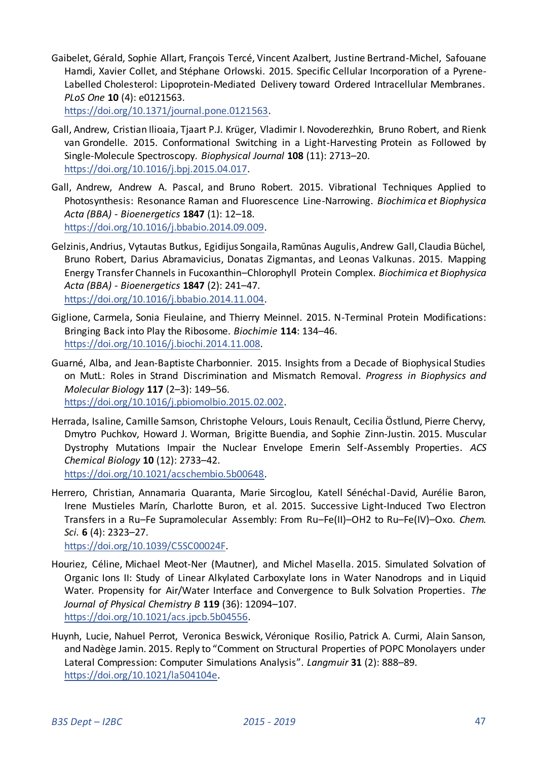Gaibelet, Gérald, Sophie Allart, François Tercé, Vincent Azalbert, Justine Bertrand-Michel, Safouane Hamdi, Xavier Collet, and Stéphane Orlowski. 2015. Specific Cellular Incorporation of a Pyrene-Labelled Cholesterol: Lipoprotein-Mediated Delivery toward Ordered Intracellular Membranes. *PLoS One* **10** (4): e0121563. https://doi.org/10.1371/journal.pone.0121563.

Gall, Andrew, Cristian Ilioaia, Tjaart P.J. Krüger, Vladimir I. Novoderezhkin, Bruno Robert, and Rienk van Grondelle. 2015. Conformational Switching in a Light-Harvesting Protein as Followed by Single-Molecule Spectroscopy. *Biophysical Journal* **108** (11): 2713–20. https://doi.org/10.1016/j.bpj.2015.04.017.

Gall, Andrew, Andrew A. Pascal, and Bruno Robert. 2015. Vibrational Techniques Applied to Photosynthesis: Resonance Raman and Fluorescence Line-Narrowing. *Biochimica et Biophysica Acta (BBA) - Bioenergetics* **1847** (1): 12–18. https://doi.org/10.1016/j.bbabio.2014.09.009.

Gelzinis, Andrius, Vytautas Butkus, Egidijus Songaila, Ramūnas Augulis, Andrew Gall, Claudia Büchel, Bruno Robert, Darius Abramavicius, Donatas Zigmantas, and Leonas Valkunas. 2015. Mapping Energy Transfer Channels in Fucoxanthin–Chlorophyll Protein Complex. *Biochimica et Biophysica Acta (BBA) - Bioenergetics* **1847** (2): 241–47. https://doi.org/10.1016/j.bbabio.2014.11.004.

Giglione, Carmela, Sonia Fieulaine, and Thierry Meinnel. 2015. N-Terminal Protein Modifications: Bringing Back into Play the Ribosome. *Biochimie* **114**: 134–46. https://doi.org/10.1016/j.biochi.2014.11.008.

Guarné, Alba, and Jean-Baptiste Charbonnier. 2015. Insights from a Decade of Biophysical Studies on MutL: Roles in Strand Discrimination and Mismatch Removal. *Progress in Biophysics and Molecular Biology* **117** (2–3): 149–56. https://doi.org/10.1016/j.pbiomolbio.2015.02.002.

Herrada, Isaline, Camille Samson, Christophe Velours, Louis Renault, Cecilia Östlund, Pierre Chervy, Dmytro Puchkov, Howard J. Worman, Brigitte Buendia, and Sophie Zinn-Justin. 2015. Muscular Dystrophy Mutations Impair the Nuclear Envelope Emerin Self-Assembly Properties. *ACS Chemical Biology* **10** (12): 2733–42. https://doi.org/10.1021/acschembio.5b00648.

Herrero, Christian, Annamaria Quaranta, Marie Sircoglou, Katell Sénéchal-David, Aurélie Baron, Irene Mustieles Marín, Charlotte Buron, et al. 2015. Successive Light-Induced Two Electron Transfers in a Ru–Fe Supramolecular Assembly: From Ru–Fe(II)–OH2 to Ru–Fe(IV)–Oxo. *Chem. Sci.* **6** (4): 2323–27. https://doi.org/10.1039/C5SC00024F.

Houriez, Céline, Michael Meot-Ner (Mautner), and Michel Masella. 2015. Simulated Solvation of Organic Ions II: Study of Linear Alkylated Carboxylate Ions in Water Nanodrops and in Liquid Water. Propensity for Air/Water Interface and Convergence to Bulk Solvation Properties. *The Journal of Physical Chemistry B* **119** (36): 12094–107. https://doi.org/10.1021/acs.jpcb.5b04556.

Huynh, Lucie, Nahuel Perrot, Veronica Beswick, Véronique Rosilio, Patrick A. Curmi, Alain Sanson, and Nadège Jamin. 2015. Reply to "Comment on Structural Properties of POPC Monolayers under Lateral Compression: Computer Simulations Analysis". *Langmuir* **31** (2): 888–89. https://doi.org/10.1021/la504104e.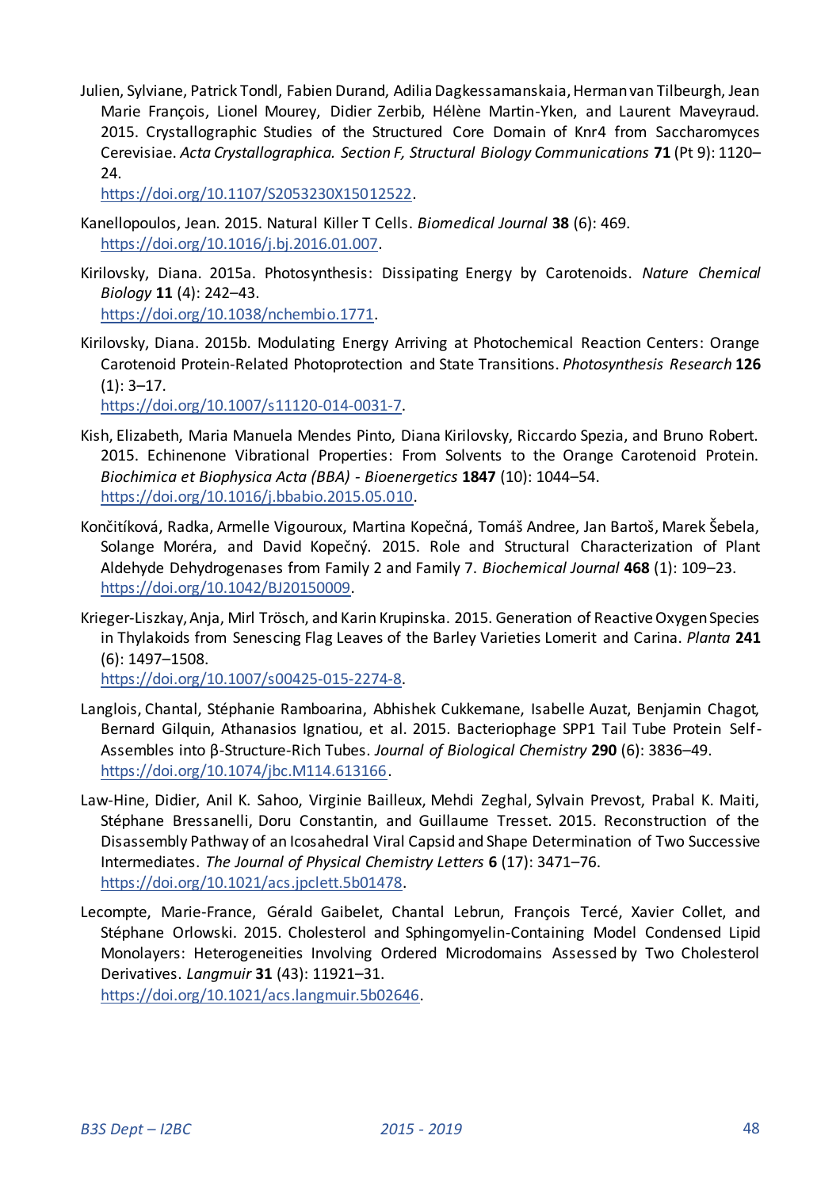Julien, Sylviane, Patrick Tondl, Fabien Durand, Adilia Dagkessamanskaia, Herman van Tilbeurgh, Jean Marie François, Lionel Mourey, Didier Zerbib, Hélène Martin-Yken, and Laurent Maveyraud. 2015. Crystallographic Studies of the Structured Core Domain of Knr4 from Saccharomyces Cerevisiae. *Acta Crystallographica. Section F, Structural Biology Communications* **71** (Pt 9): 1120–24. https://doi.org/10.1107/S2053230X15012522.

Kanellopoulos, Jean. 2015. Natural Killer T Cells. *Biomedical Journal* **38** (6): 469. https://doi.org/10.1016/j.bj.2016.01.007.

Kirilovsky, Diana. 2015a. Photosynthesis: Dissipating Energy by Carotenoids. *Nature Chemical Biology* **11** (4): 242–43. https://doi.org/10.1038/nchembio.1771.

Kirilovsky, Diana. 2015b. Modulating Energy Arriving at Photochemical Reaction Centers: Orange Carotenoid Protein-Related Photoprotection and State Transitions. *Photosynthesis Research* **126** (1): 3–17. https://doi.org/10.1007/s11120-014-0031-7.

Kish, Elizabeth, Maria Manuela Mendes Pinto, Diana Kirilovsky, Riccardo Spezia, and Bruno Robert. 2015. Echinenone Vibrational Properties: From Solvents to the Orange Carotenoid Protein. *Biochimica et Biophysica Acta (BBA) - Bioenergetics* **1847** (10): 1044–54. https://doi.org/10.1016/j.bbabio.2015.05.010.

Končitíková, Radka, Armelle Vigouroux, Martina Kopečná, Tomáš Andree, Jan Bartoš, Marek Šebela, Solange Moréra, and David Kopečný. 2015. Role and Structural Characterization of Plant Aldehyde Dehydrogenases from Family 2 and Family 7. *Biochemical Journal* **468** (1): 109–23. https://doi.org/10.1042/BJ20150009.

Krieger-Liszkay, Anja, Mirl Trösch, and Karin Krupinska. 2015. Generation of Reactive Oxygen Species in Thylakoids from Senescing Flag Leaves of the Barley Varieties Lomerit and Carina. *Planta* **241** (6): 1497–1508. https://doi.org/10.1007/s00425-015-2274-8.

Langlois, Chantal, Stéphanie Ramboarina, Abhishek Cukkemane, Isabelle Auzat, Benjamin Chagot, Bernard Gilquin, Athanasios Ignatiou, et al. 2015. Bacteriophage SPP1 Tail Tube Protein Self-Assembles into β-Structure-Rich Tubes. *Journal of Biological Chemistry* **290** (6): 3836–49. https://doi.org/10.1074/jbc.M114.613166.

Law-Hine, Didier, Anil K. Sahoo, Virginie Bailleux, Mehdi Zeghal, Sylvain Prevost, Prabal K. Maiti, Stéphane Bressanelli, Doru Constantin, and Guillaume Tresset. 2015. Reconstruction of the Disassembly Pathway of an Icosahedral Viral Capsid and Shape Determination of Two Successive Intermediates. *The Journal of Physical Chemistry Letters* **6** (17): 3471–76. https://doi.org/10.1021/acs.jpclett.5b01478.

Lecompte, Marie-France, Gérald Gaibelet, Chantal Lebrun, François Tercé, Xavier Collet, and Stéphane Orlowski. 2015. Cholesterol and Sphingomyelin-Containing Model Condensed Lipid Monolayers: Heterogeneities Involving Ordered Microdomains Assessed by Two Cholesterol Derivatives. *Langmuir* **31** (43): 11921–31. https://doi.org/10.1021/acs.langmuir.5b02646.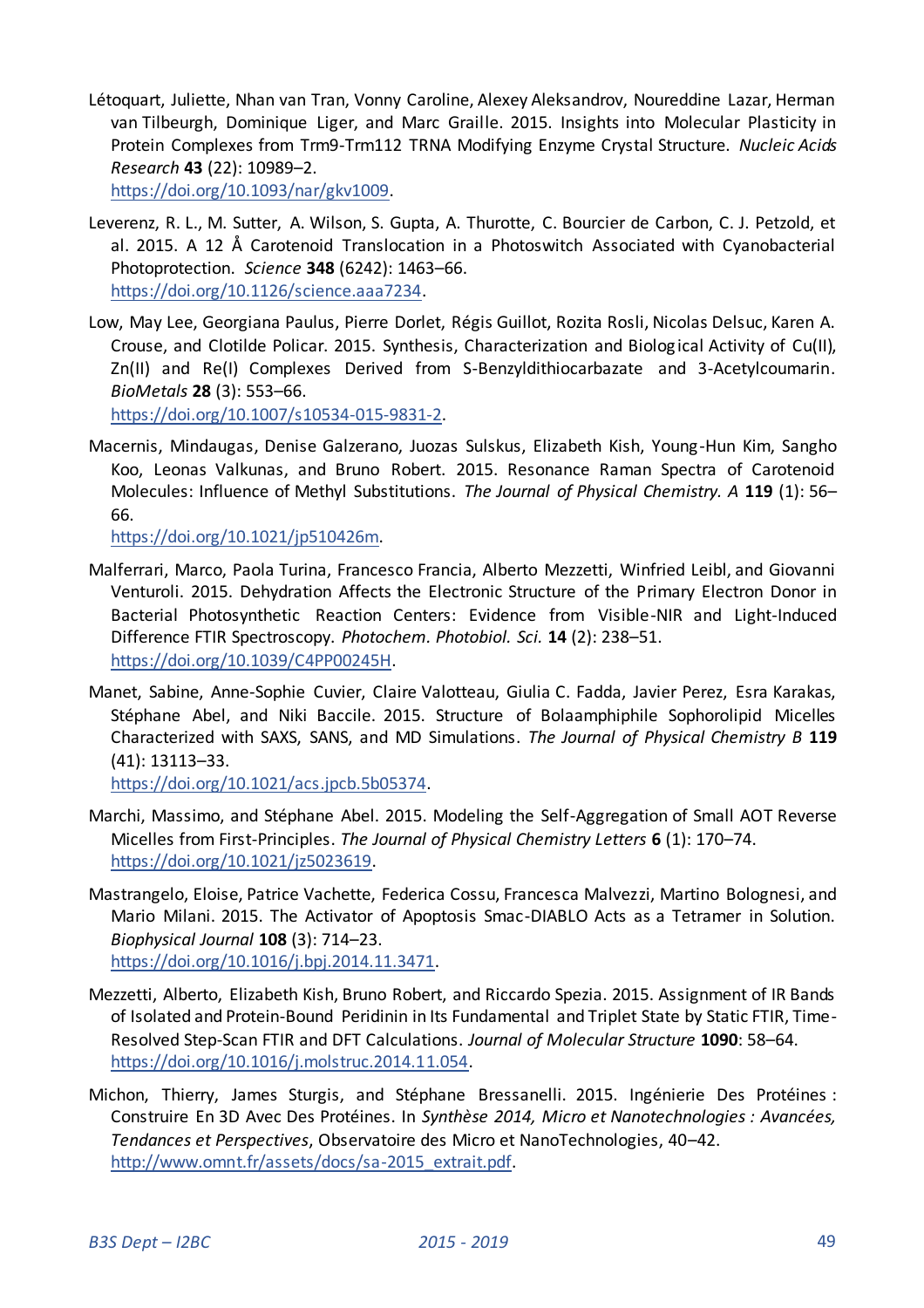Létoquart, Juliette, Nhan van Tran, Vonny Caroline, Alexey Aleksandrov, Noureddine Lazar, Herman van Tilbeurgh, Dominique Liger, and Marc Graille. 2015. Insights into Molecular Plasticity in Protein Complexes from Trm9-Trm112 TRNA Modifying Enzyme Crystal Structure. *Nucleic Acids Research* **43** (22): 10989–2.
https://doi.org/10.1093/nar/gkv1009.

Leverenz, R. L., M. Sutter, A. Wilson, S. Gupta, A. Thurotte, C. Bourcier de Carbon, C. J. Petzold, et al. 2015. A 12 Å Carotenoid Translocation in a Photoswitch Associated with Cyanobacterial Photoprotection. *Science* **348** (6242): 1463–66.
https://doi.org/10.1126/science.aaa7234.

Low, May Lee, Georgiana Paulus, Pierre Dorlet, Régis Guillot, Rozita Rosli, Nicolas Delsuc, Karen A. Crouse, and Clotilde Policar. 2015. Synthesis, Characterization and Biological Activity of Cu(II), Zn(II) and Re(I) Complexes Derived from S-Benzyldithiocarbazate and 3-Acetylcoumarin. *BioMetals* **28** (3): 553–66.
https://doi.org/10.1007/s10534-015-9831-2.

Macernis, Mindaugas, Denise Galzerano, Juozas Sulskus, Elizabeth Kish, Young-Hun Kim, Sangho Koo, Leonas Valkunas, and Bruno Robert. 2015. Resonance Raman Spectra of Carotenoid Molecules: Influence of Methyl Substitutions. *The Journal of Physical Chemistry. A* **119** (1): 56–66.
https://doi.org/10.1021/jp510426m.

Malferrari, Marco, Paola Turina, Francesco Francia, Alberto Mezzetti, Winfried Leibl, and Giovanni Venturoli. 2015. Dehydration Affects the Electronic Structure of the Primary Electron Donor in Bacterial Photosynthetic Reaction Centers: Evidence from Visible-NIR and Light-Induced Difference FTIR Spectroscopy. *Photochem. Photobiol. Sci.* **14** (2): 238–51.
https://doi.org/10.1039/C4PP00245H.

Manet, Sabine, Anne-Sophie Cuvier, Claire Valotteau, Giulia C. Fadda, Javier Perez, Esra Karakas, Stéphane Abel, and Niki Baccile. 2015. Structure of Bolaamphiphile Sophorolipid Micelles Characterized with SAXS, SANS, and MD Simulations. *The Journal of Physical Chemistry B* **119** (41): 13113–33.
https://doi.org/10.1021/acs.jpcb.5b05374.

Marchi, Massimo, and Stéphane Abel. 2015. Modeling the Self-Aggregation of Small AOT Reverse Micelles from First-Principles. *The Journal of Physical Chemistry Letters* **6** (1): 170–74.
https://doi.org/10.1021/jz5023619.

Mastrangelo, Eloise, Patrice Vachette, Federica Cossu, Francesca Malvezzi, Martino Bolognesi, and Mario Milani. 2015. The Activator of Apoptosis Smac-DIABLO Acts as a Tetramer in Solution. *Biophysical Journal* **108** (3): 714–23.
https://doi.org/10.1016/j.bpj.2014.11.3471.

Mezzetti, Alberto, Elizabeth Kish, Bruno Robert, and Riccardo Spezia. 2015. Assignment of IR Bands of Isolated and Protein-Bound Peridinin in Its Fundamental and Triplet State by Static FTIR, Time-Resolved Step-Scan FTIR and DFT Calculations. *Journal of Molecular Structure* **1090**: 58–64.
https://doi.org/10.1016/j.molstruc.2014.11.054.

Michon, Thierry, James Sturgis, and Stéphane Bressanelli. 2015. Ingénierie Des Protéines : Construire En 3D Avec Des Protéines. In *Synthèse 2014, Micro et Nanotechnologies : Avancées, Tendances et Perspectives*, Observatoire des Micro et NanoTechnologies, 40–42.
http://www.omnt.fr/assets/docs/sa-2015_extrait.pdf.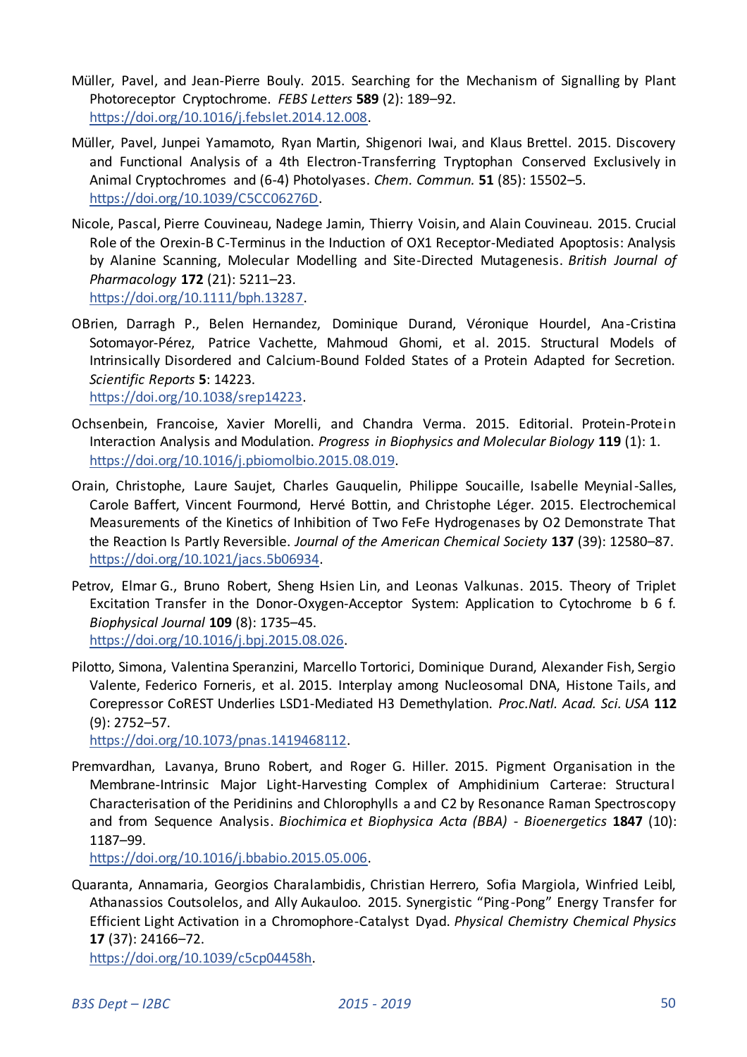Müller, Pavel, and Jean-Pierre Bouly. 2015. Searching for the Mechanism of Signalling by Plant Photoreceptor Cryptochrome. *FEBS Letters* **589** (2): 189–92. https://doi.org/10.1016/j.febslet.2014.12.008.

Müller, Pavel, Junpei Yamamoto, Ryan Martin, Shigenori Iwai, and Klaus Brettel. 2015. Discovery and Functional Analysis of a 4th Electron-Transferring Tryptophan Conserved Exclusively in Animal Cryptochromes and (6-4) Photolyases. *Chem. Commun.* **51** (85): 15502–5. https://doi.org/10.1039/C5CC06276D.

Nicole, Pascal, Pierre Couvineau, Nadege Jamin, Thierry Voisin, and Alain Couvineau. 2015. Crucial Role of the Orexin-B C-Terminus in the Induction of OX1 Receptor-Mediated Apoptosis: Analysis by Alanine Scanning, Molecular Modelling and Site-Directed Mutagenesis. *British Journal of Pharmacology* **172** (21): 5211–23. https://doi.org/10.1111/bph.13287.

OBrien, Darragh P., Belen Hernandez, Dominique Durand, Véronique Hourdel, Ana-Cristina Sotomayor-Pérez, Patrice Vachette, Mahmoud Ghomi, et al. 2015. Structural Models of Intrinsically Disordered and Calcium-Bound Folded States of a Protein Adapted for Secretion. *Scientific Reports* **5**: 14223. https://doi.org/10.1038/srep14223.

Ochsenbein, Francoise, Xavier Morelli, and Chandra Verma. 2015. Editorial. Protein-Protein Interaction Analysis and Modulation. *Progress in Biophysics and Molecular Biology* **119** (1): 1. https://doi.org/10.1016/j.pbiomolbio.2015.08.019.

Orain, Christophe, Laure Saujet, Charles Gauquelin, Philippe Soucaille, Isabelle Meynial-Salles, Carole Baffert, Vincent Fourmond, Hervé Bottin, and Christophe Léger. 2015. Electrochemical Measurements of the Kinetics of Inhibition of Two FeFe Hydrogenases by O2 Demonstrate That the Reaction Is Partly Reversible. *Journal of the American Chemical Society* **137** (39): 12580–87. https://doi.org/10.1021/jacs.5b06934.

Petrov, Elmar G., Bruno Robert, Sheng Hsien Lin, and Leonas Valkunas. 2015. Theory of Triplet Excitation Transfer in the Donor-Oxygen-Acceptor System: Application to Cytochrome b 6 f. *Biophysical Journal* **109** (8): 1735–45. https://doi.org/10.1016/j.bpj.2015.08.026.

Pilotto, Simona, Valentina Speranzini, Marcello Tortorici, Dominique Durand, Alexander Fish, Sergio Valente, Federico Forneris, et al. 2015. Interplay among Nucleosomal DNA, Histone Tails, and Corepressor CoREST Underlies LSD1-Mediated H3 Demethylation. *Proc.Natl. Acad. Sci. USA* **112** (9): 2752–57. https://doi.org/10.1073/pnas.1419468112.

Premvardhan, Lavanya, Bruno Robert, and Roger G. Hiller. 2015. Pigment Organisation in the Membrane-Intrinsic Major Light-Harvesting Complex of Amphidinium Carterae: Structural Characterisation of the Peridinins and Chlorophylls a and C2 by Resonance Raman Spectroscopy and from Sequence Analysis. *Biochimica et Biophysica Acta (BBA) - Bioenergetics* **1847** (10): 1187–99. https://doi.org/10.1016/j.bbabio.2015.05.006.

Quaranta, Annamaria, Georgios Charalambidis, Christian Herrero, Sofia Margiola, Winfried Leibl, Athanassios Coutsolelos, and Ally Aukauloo. 2015. Synergistic "Ping-Pong" Energy Transfer for Efficient Light Activation in a Chromophore-Catalyst Dyad. *Physical Chemistry Chemical Physics* **17** (37): 24166–72. https://doi.org/10.1039/c5cp04458h.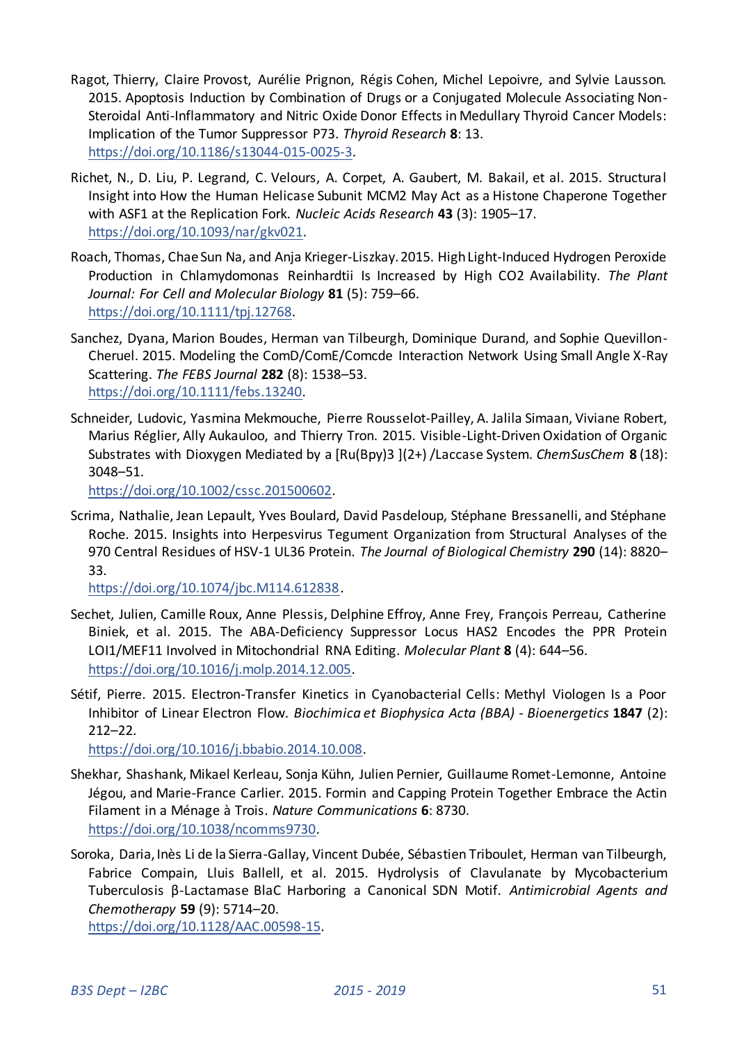Ragot, Thierry, Claire Provost, Aurélie Prignon, Régis Cohen, Michel Lepoivre, and Sylvie Lausson. 2015. Apoptosis Induction by Combination of Drugs or a Conjugated Molecule Associating Non-Steroidal Anti-Inflammatory and Nitric Oxide Donor Effects in Medullary Thyroid Cancer Models: Implication of the Tumor Suppressor P73. *Thyroid Research* **8**: 13. https://doi.org/10.1186/s13044-015-0025-3.

Richet, N., D. Liu, P. Legrand, C. Velours, A. Corpet, A. Gaubert, M. Bakail, et al. 2015. Structural Insight into How the Human Helicase Subunit MCM2 May Act as a Histone Chaperone Together with ASF1 at the Replication Fork. *Nucleic Acids Research* **43** (3): 1905–17. https://doi.org/10.1093/nar/gkv021.

Roach, Thomas, Chae Sun Na, and Anja Krieger-Liszkay. 2015. High Light-Induced Hydrogen Peroxide Production in Chlamydomonas Reinhardtii Is Increased by High CO2 Availability. *The Plant Journal: For Cell and Molecular Biology* **81** (5): 759–66. https://doi.org/10.1111/tpj.12768.

Sanchez, Dyana, Marion Boudes, Herman van Tilbeurgh, Dominique Durand, and Sophie Quevillon-Cheruel. 2015. Modeling the ComD/ComE/Comcde Interaction Network Using Small Angle X-Ray Scattering. *The FEBS Journal* **282** (8): 1538–53. https://doi.org/10.1111/febs.13240.

Schneider, Ludovic, Yasmina Mekmouche, Pierre Rousselot-Pailley, A. Jalila Simaan, Viviane Robert, Marius Réglier, Ally Aukauloo, and Thierry Tron. 2015. Visible-Light-Driven Oxidation of Organic Substrates with Dioxygen Mediated by a [Ru(Bpy)3 ](2+) /Laccase System. *ChemSusChem* **8** (18): 3048–51. https://doi.org/10.1002/cssc.201500602.

Scrima, Nathalie, Jean Lepault, Yves Boulard, David Pasdeloup, Stéphane Bressanelli, and Stéphane Roche. 2015. Insights into Herpesvirus Tegument Organization from Structural Analyses of the 970 Central Residues of HSV-1 UL36 Protein. *The Journal of Biological Chemistry* **290** (14): 8820–33. https://doi.org/10.1074/jbc.M114.612838.

Sechet, Julien, Camille Roux, Anne Plessis, Delphine Effroy, Anne Frey, François Perreau, Catherine Biniek, et al. 2015. The ABA-Deficiency Suppressor Locus HAS2 Encodes the PPR Protein LOI1/MEF11 Involved in Mitochondrial RNA Editing. *Molecular Plant* **8** (4): 644–56. https://doi.org/10.1016/j.molp.2014.12.005.

Sétif, Pierre. 2015. Electron-Transfer Kinetics in Cyanobacterial Cells: Methyl Viologen Is a Poor Inhibitor of Linear Electron Flow. *Biochimica et Biophysica Acta (BBA) - Bioenergetics* **1847** (2): 212–22. https://doi.org/10.1016/j.bbabio.2014.10.008.

Shekhar, Shashank, Mikael Kerleau, Sonja Kühn, Julien Pernier, Guillaume Romet-Lemonne, Antoine Jégou, and Marie-France Carlier. 2015. Formin and Capping Protein Together Embrace the Actin Filament in a Ménage à Trois. *Nature Communications* **6**: 8730. https://doi.org/10.1038/ncomms9730.

Soroka, Daria, Inès Li de la Sierra-Gallay, Vincent Dubée, Sébastien Triboulet, Herman van Tilbeurgh, Fabrice Compain, Lluis Ballell, et al. 2015. Hydrolysis of Clavulanate by Mycobacterium Tuberculosis β-Lactamase BlaC Harboring a Canonical SDN Motif. *Antimicrobial Agents and Chemotherapy* **59** (9): 5714–20. https://doi.org/10.1128/AAC.00598-15.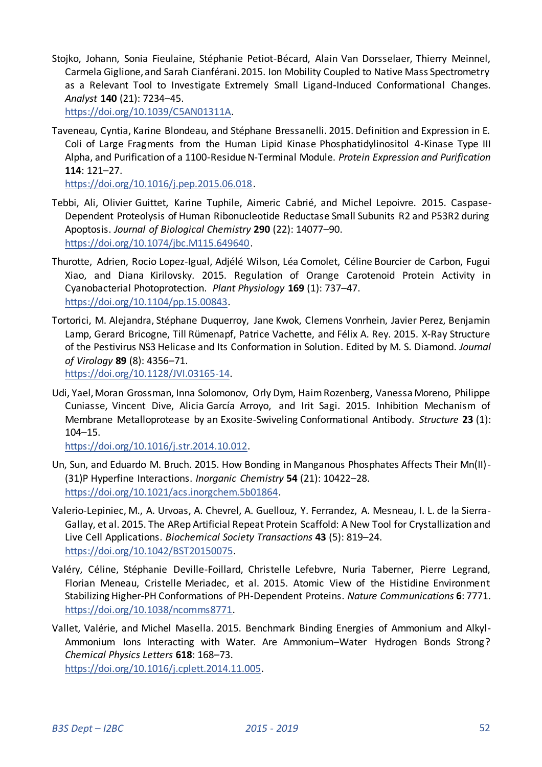Stojko, Johann, Sonia Fieulaine, Stéphanie Petiot-Bécard, Alain Van Dorsselaer, Thierry Meinnel, Carmela Giglione, and Sarah Cianférani. 2015. Ion Mobility Coupled to Native Mass Spectrometry as a Relevant Tool to Investigate Extremely Small Ligand-Induced Conformational Changes. *Analyst* **140** (21): 7234–45. https://doi.org/10.1039/C5AN01311A.

Taveneau, Cyntia, Karine Blondeau, and Stéphane Bressanelli. 2015. Definition and Expression in E. Coli of Large Fragments from the Human Lipid Kinase Phosphatidylinositol 4-Kinase Type III Alpha, and Purification of a 1100-Residue N-Terminal Module. *Protein Expression and Purification* **114**: 121–27. https://doi.org/10.1016/j.pep.2015.06.018.

Tebbi, Ali, Olivier Guittet, Karine Tuphile, Aimeric Cabrié, and Michel Lepoivre. 2015. Caspase-Dependent Proteolysis of Human Ribonucleotide Reductase Small Subunits R2 and P53R2 during Apoptosis. *Journal of Biological Chemistry* **290** (22): 14077–90. https://doi.org/10.1074/jbc.M115.649640.

Thurotte, Adrien, Rocio Lopez-Igual, Adjélé Wilson, Léa Comolet, Céline Bourcier de Carbon, Fugui Xiao, and Diana Kirilovsky. 2015. Regulation of Orange Carotenoid Protein Activity in Cyanobacterial Photoprotection. *Plant Physiology* **169** (1): 737–47. https://doi.org/10.1104/pp.15.00843.

Tortorici, M. Alejandra, Stéphane Duquerroy, Jane Kwok, Clemens Vonrhein, Javier Perez, Benjamin Lamp, Gerard Bricogne, Till Rümenapf, Patrice Vachette, and Félix A. Rey. 2015. X-Ray Structure of the Pestivirus NS3 Helicase and Its Conformation in Solution. Edited by M. S. Diamond. *Journal of Virology* **89** (8): 4356–71. https://doi.org/10.1128/JVI.03165-14.

Udi, Yael, Moran Grossman, Inna Solomonov, Orly Dym, Haim Rozenberg, Vanessa Moreno, Philippe Cuniasse, Vincent Dive, Alicia García Arroyo, and Irit Sagi. 2015. Inhibition Mechanism of Membrane Metalloprotease by an Exosite-Swiveling Conformational Antibody. *Structure* **23** (1): 104–15. https://doi.org/10.1016/j.str.2014.10.012.

Un, Sun, and Eduardo M. Bruch. 2015. How Bonding in Manganous Phosphates Affects Their Mn(II)-(31)P Hyperfine Interactions. *Inorganic Chemistry* **54** (21): 10422–28. https://doi.org/10.1021/acs.inorgchem.5b01864.

Valerio-Lepiniec, M., A. Urvoas, A. Chevrel, A. Guellouz, Y. Ferrandez, A. Mesneau, I. L. de la Sierra-Gallay, et al. 2015. The ARep Artificial Repeat Protein Scaffold: A New Tool for Crystallization and Live Cell Applications. *Biochemical Society Transactions* **43** (5): 819–24. https://doi.org/10.1042/BST20150075.

Valéry, Céline, Stéphanie Deville-Foillard, Christelle Lefebvre, Nuria Taberner, Pierre Legrand, Florian Meneau, Cristelle Meriadec, et al. 2015. Atomic View of the Histidine Environment Stabilizing Higher-PH Conformations of PH-Dependent Proteins. *Nature Communications* **6**: 7771. https://doi.org/10.1038/ncomms8771.

Vallet, Valérie, and Michel Masella. 2015. Benchmark Binding Energies of Ammonium and Alkyl-Ammonium Ions Interacting with Water. Are Ammonium–Water Hydrogen Bonds Strong? *Chemical Physics Letters* **618**: 168–73. https://doi.org/10.1016/j.cplett.2014.11.005.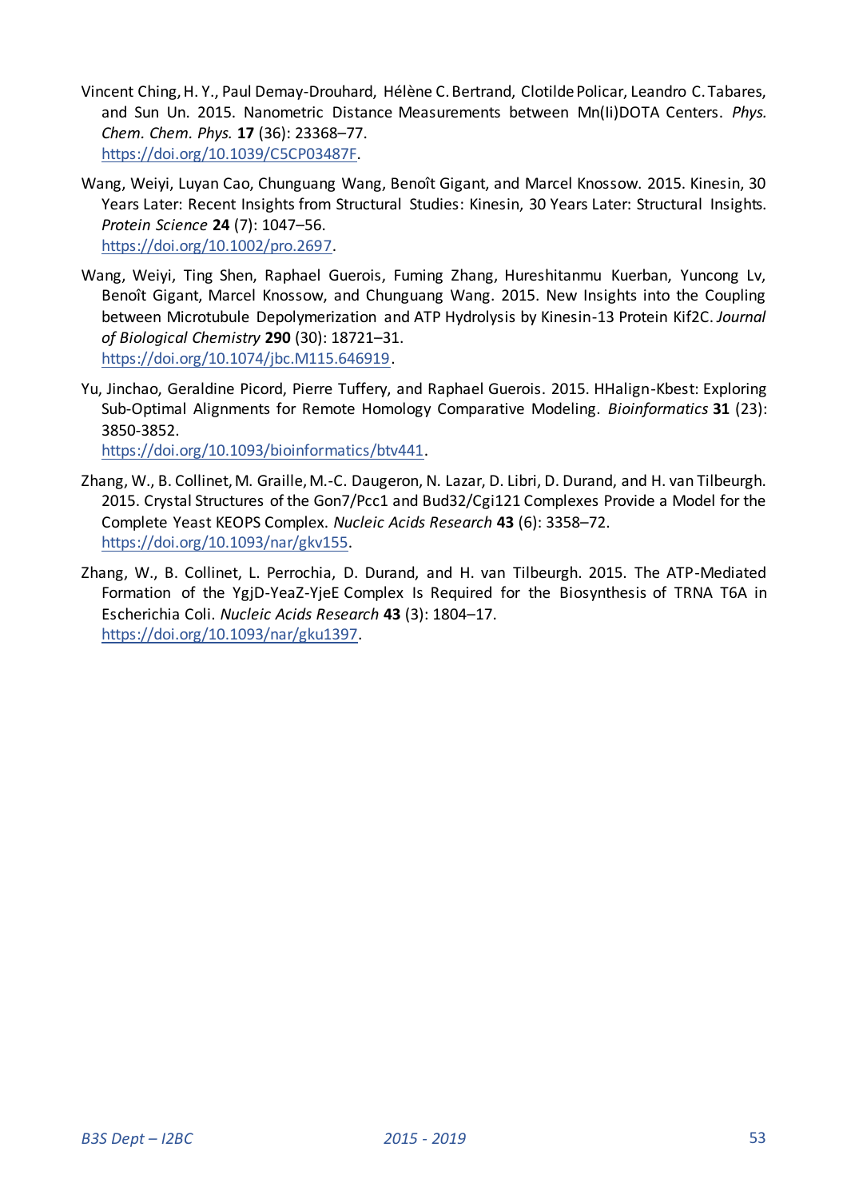Vincent Ching, H. Y., Paul Demay-Drouhard, Hélène C. Bertrand, Clotilde Policar, Leandro C. Tabares, and Sun Un. 2015. Nanometric Distance Measurements between Mn(Ii)DOTA Centers. *Phys. Chem. Chem. Phys.* **17** (36): 23368–77. https://doi.org/10.1039/C5CP03487F.

Wang, Weiyi, Luyan Cao, Chunguang Wang, Benoît Gigant, and Marcel Knossow. 2015. Kinesin, 30 Years Later: Recent Insights from Structural Studies: Kinesin, 30 Years Later: Structural Insights. *Protein Science* **24** (7): 1047–56. https://doi.org/10.1002/pro.2697.

Wang, Weiyi, Ting Shen, Raphael Guerois, Fuming Zhang, Hureshitanmu Kuerban, Yuncong Lv, Benoît Gigant, Marcel Knossow, and Chunguang Wang. 2015. New Insights into the Coupling between Microtubule Depolymerization and ATP Hydrolysis by Kinesin-13 Protein Kif2C. *Journal of Biological Chemistry* **290** (30): 18721–31. https://doi.org/10.1074/jbc.M115.646919.

Yu, Jinchao, Geraldine Picord, Pierre Tuffery, and Raphael Guerois. 2015. HHalign-Kbest: Exploring Sub-Optimal Alignments for Remote Homology Comparative Modeling. *Bioinformatics* **31** (23): 3850-3852. https://doi.org/10.1093/bioinformatics/btv441.

Zhang, W., B. Collinet, M. Graille, M.-C. Daugeron, N. Lazar, D. Libri, D. Durand, and H. van Tilbeurgh. 2015. Crystal Structures of the Gon7/Pcc1 and Bud32/Cgi121 Complexes Provide a Model for the Complete Yeast KEOPS Complex. *Nucleic Acids Research* **43** (6): 3358–72. https://doi.org/10.1093/nar/gkv155.

Zhang, W., B. Collinet, L. Perrochia, D. Durand, and H. van Tilbeurgh. 2015. The ATP-Mediated Formation of the YgjD-YeaZ-YjeE Complex Is Required for the Biosynthesis of TRNA T6A in Escherichia Coli. *Nucleic Acids Research* **43** (3): 1804–17. https://doi.org/10.1093/nar/gku1397.